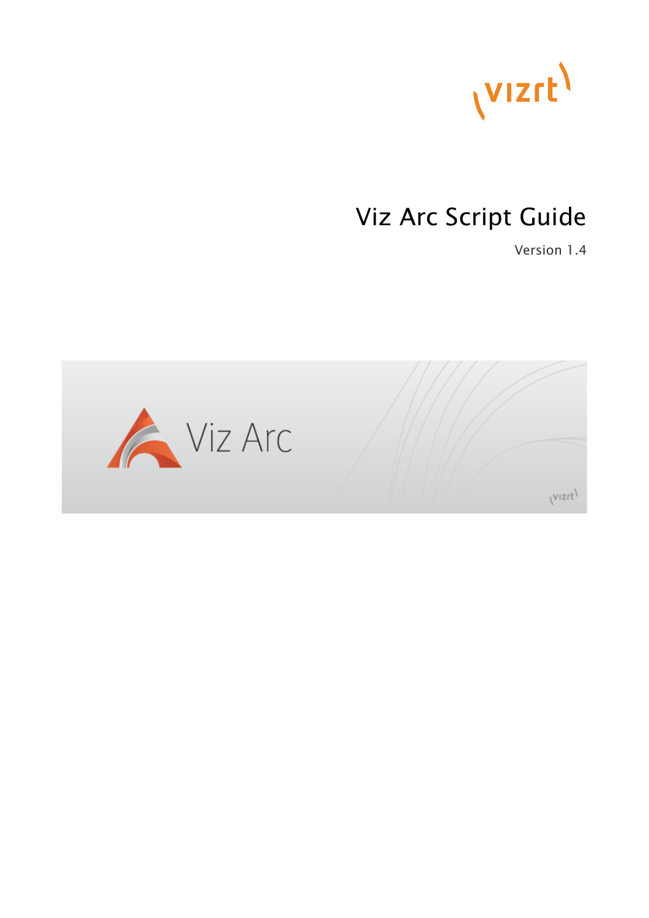# Viz Arc Script Guide

Version 1.4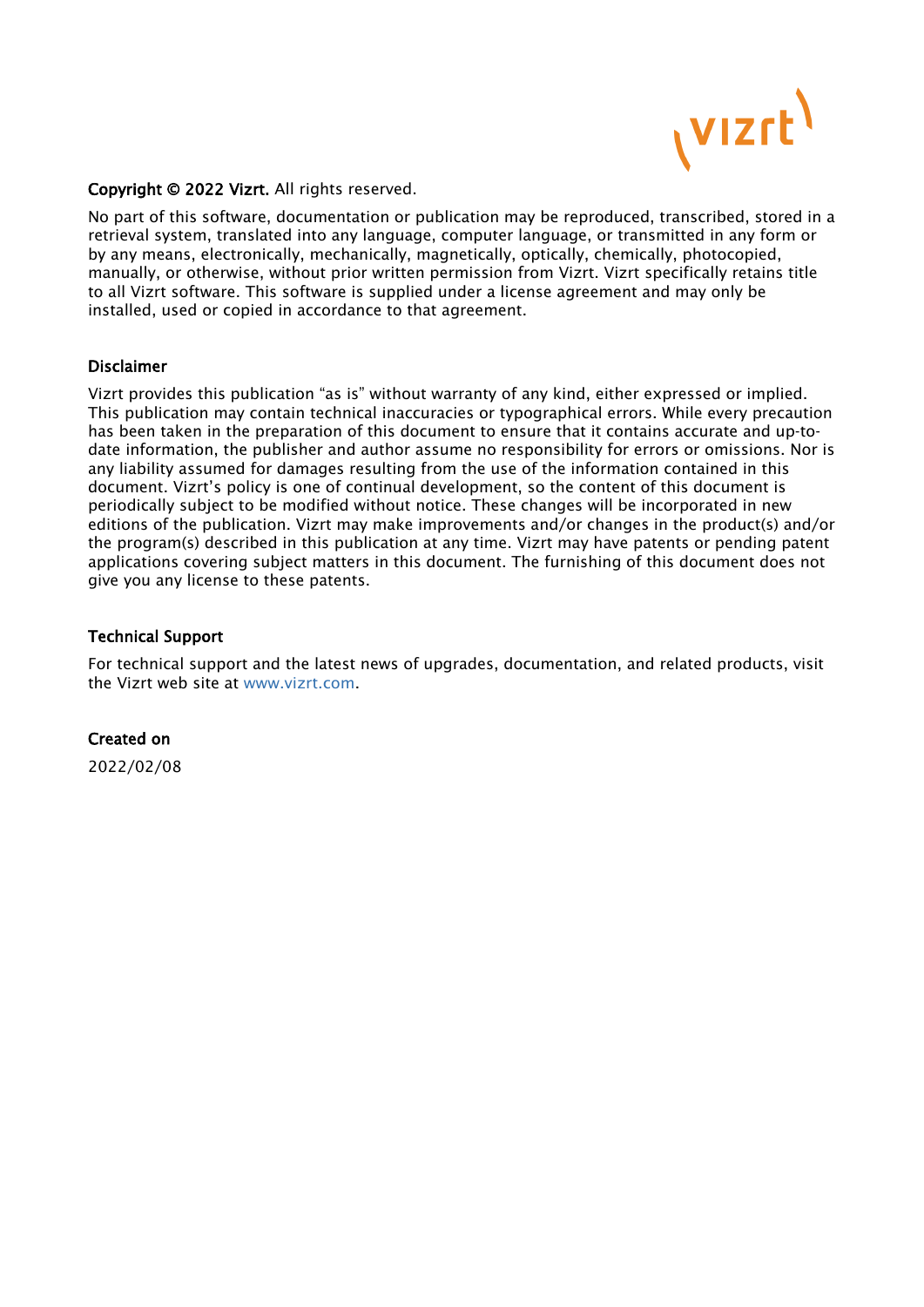**Copyright © 2022 Vizrt.** All rights reserved.

No part of this software, documentation or publication may be reproduced, transcribed, stored in a retrieval system, translated into any language, computer language, or transmitted in any form or by any means, electronically, mechanically, magnetically, optically, chemically, photocopied, manually, or otherwise, without prior written permission from Vizrt. Vizrt specifically retains title to all Vizrt software. This software is supplied under a license agreement and may only be installed, used or copied in accordance to that agreement.

**Disclaimer**

Vizrt provides this publication "as is" without warranty of any kind, either expressed or implied. This publication may contain technical inaccuracies or typographical errors. While every precaution has been taken in the preparation of this document to ensure that it contains accurate and up-to-date information, the publisher and author assume no responsibility for errors or omissions. Nor is any liability assumed for damages resulting from the use of the information contained in this document. Vizrt's policy is one of continual development, so the content of this document is periodically subject to be modified without notice. These changes will be incorporated in new editions of the publication. Vizrt may make improvements and/or changes in the product(s) and/or the program(s) described in this publication at any time. Vizrt may have patents or pending patent applications covering subject matters in this document. The furnishing of this document does not give you any license to these patents.

**Technical Support**

For technical support and the latest news of upgrades, documentation, and related products, visit the Vizrt web site at www.vizrt.com.

**Created on**

2022/02/08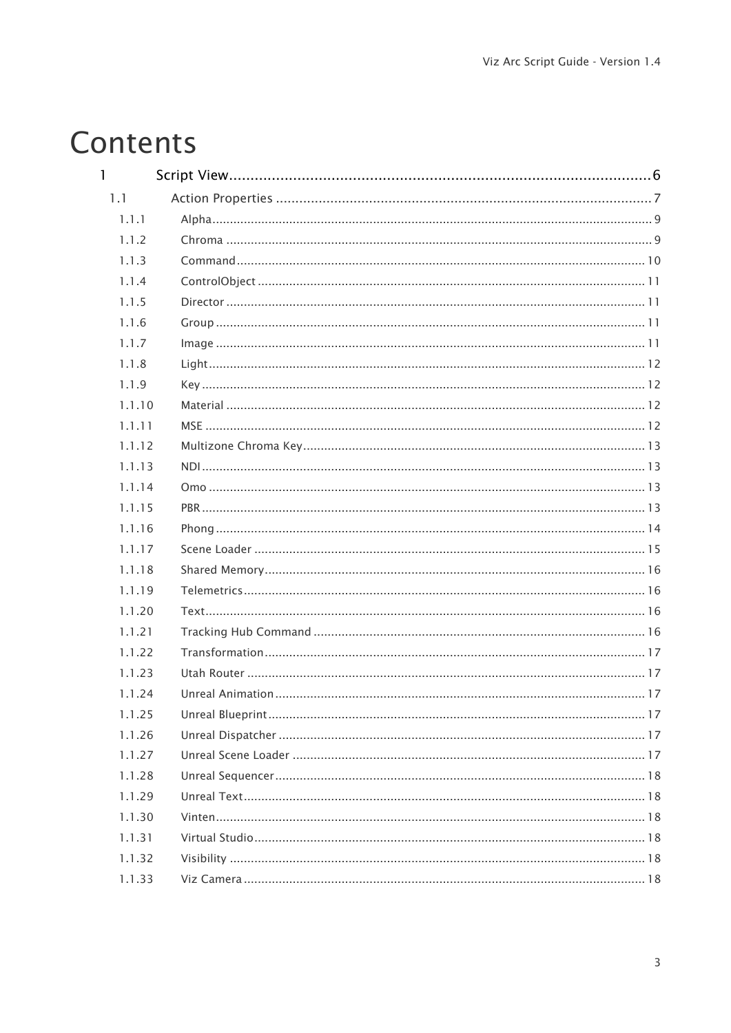# Contents

- 1 Script View......6
  - 1.1 Action Properties......7
    - 1.1.1 Alpha......9
    - 1.1.2 Chroma......9
    - 1.1.3 Command......10
    - 1.1.4 ControlObject......11
    - 1.1.5 Director......11
    - 1.1.6 Group......11
    - 1.1.7 Image......11
    - 1.1.8 Light......12
    - 1.1.9 Key......12
    - 1.1.10 Material......12
    - 1.1.11 MSE......12
    - 1.1.12 Multizone Chroma Key......13
    - 1.1.13 NDI......13
    - 1.1.14 Omo......13
    - 1.1.15 PBR......13
    - 1.1.16 Phong......14
    - 1.1.17 Scene Loader......15
    - 1.1.18 Shared Memory......16
    - 1.1.19 Telemetrics......16
    - 1.1.20 Text......16
    - 1.1.21 Tracking Hub Command......16
    - 1.1.22 Transformation......17
    - 1.1.23 Utah Router......17
    - 1.1.24 Unreal Animation......17
    - 1.1.25 Unreal Blueprint......17
    - 1.1.26 Unreal Dispatcher......17
    - 1.1.27 Unreal Scene Loader......17
    - 1.1.28 Unreal Sequencer......18
    - 1.1.29 Unreal Text......18
    - 1.1.30 Vinten......18
    - 1.1.31 Virtual Studio......18
    - 1.1.32 Visibility......18
    - 1.1.33 Viz Camera......18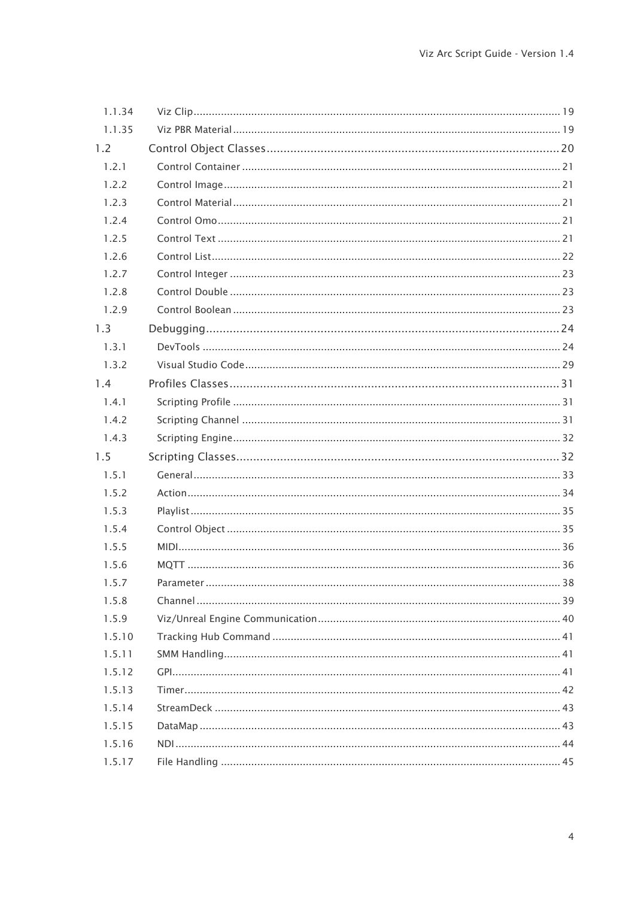| | | |
|---|---|---|
| 1.1.34 | Viz Clip | 19 |
| 1.1.35 | Viz PBR Material | 19 |
| 1.2 | Control Object Classes | 20 |
| 1.2.1 | Control Container | 21 |
| 1.2.2 | Control Image | 21 |
| 1.2.3 | Control Material | 21 |
| 1.2.4 | Control Omo | 21 |
| 1.2.5 | Control Text | 21 |
| 1.2.6 | Control List | 22 |
| 1.2.7 | Control Integer | 23 |
| 1.2.8 | Control Double | 23 |
| 1.2.9 | Control Boolean | 23 |
| 1.3 | Debugging | 24 |
| 1.3.1 | DevTools | 24 |
| 1.3.2 | Visual Studio Code | 29 |
| 1.4 | Profiles Classes | 31 |
| 1.4.1 | Scripting Profile | 31 |
| 1.4.2 | Scripting Channel | 31 |
| 1.4.3 | Scripting Engine | 32 |
| 1.5 | Scripting Classes | 32 |
| 1.5.1 | General | 33 |
| 1.5.2 | Action | 34 |
| 1.5.3 | Playlist | 35 |
| 1.5.4 | Control Object | 35 |
| 1.5.5 | MIDI | 36 |
| 1.5.6 | MQTT | 36 |
| 1.5.7 | Parameter | 38 |
| 1.5.8 | Channel | 39 |
| 1.5.9 | Viz/Unreal Engine Communication | 40 |
| 1.5.10 | Tracking Hub Command | 41 |
| 1.5.11 | SMM Handling | 41 |
| 1.5.12 | GPI | 41 |
| 1.5.13 | Timer | 42 |
| 1.5.14 | StreamDeck | 43 |
| 1.5.15 | DataMap | 43 |
| 1.5.16 | NDI | 44 |
| 1.5.17 | File Handling | 45 |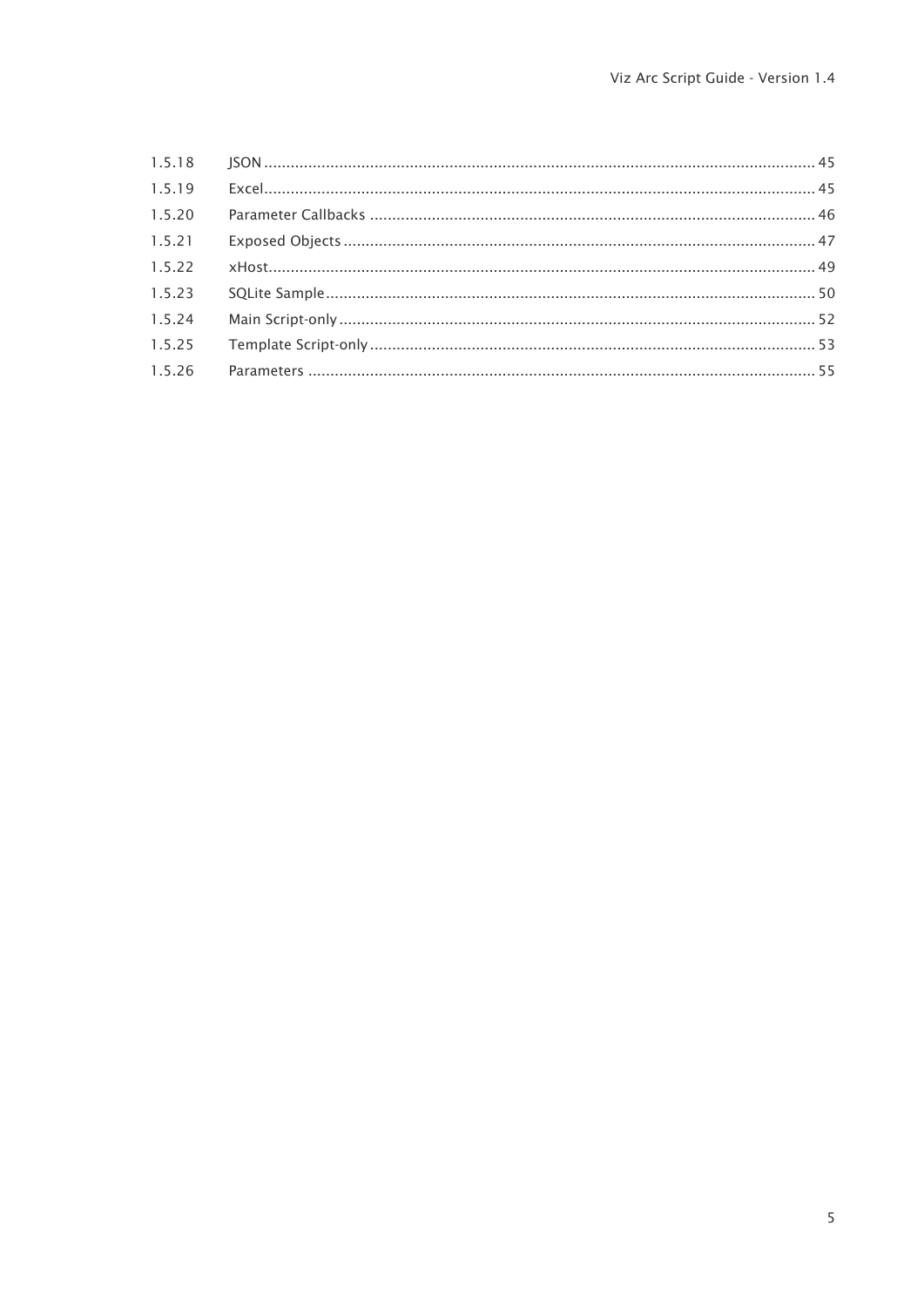1.5.18 JSON ........................................................................................................................... 45
1.5.19 Excel........................................................................................................................... 45
1.5.20 Parameter Callbacks .................................................................................................... 46
1.5.21 Exposed Objects .......................................................................................................... 47
1.5.22 xHost.......................................................................................................................... 49
1.5.23 SQLite Sample.............................................................................................................. 50
1.5.24 Main Script-only ........................................................................................................... 52
1.5.25 Template Script-only .................................................................................................... 53
1.5.26 Parameters .................................................................................................................. 55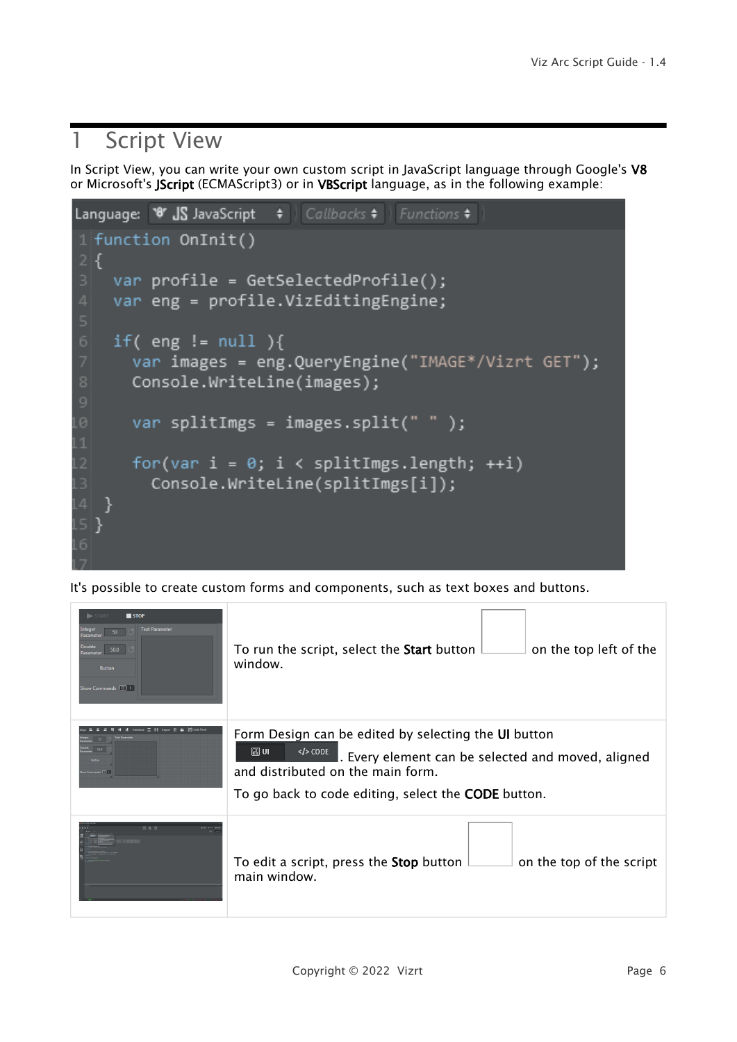# 1 Script View

In Script View, you can write your own custom script in JavaScript language through Google's **V8** or Microsoft's **JScript** (ECMAScript3) or in **VBScript** language, as in the following example:

```
function OnInit()
{
  var profile = GetSelectedProfile();
  var eng = profile.VizEditingEngine;

  if( eng != null ){
    var images = eng.QueryEngine("IMAGE*/Vizrt GET");
    Console.WriteLine(images);

    var splitImgs = images.split(" " );

    for(var i = 0; i < splitImgs.length; ++i)
      Console.WriteLine(splitImgs[i]);
  }
}
```

It's possible to create custom forms and components, such as text boxes and buttons.

| | |
|---|---|
| | To run the script, select the **Start** button on the top left of the window. |
| | Form Design can be edited by selecting the **UI** button. Every element can be selected and moved, aligned and distributed on the main form.<br><br>To go back to code editing, select the **CODE** button. |
| | To edit a script, press the **Stop** button on the top of the script main window. |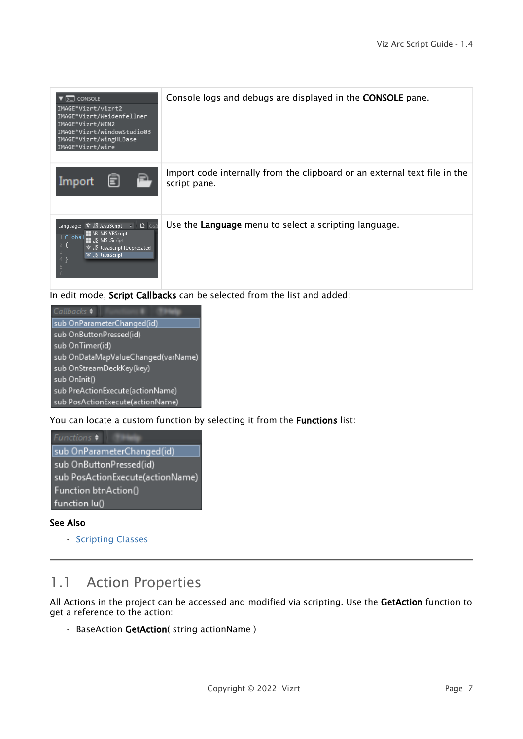| | |
|---|---|
| | Console logs and debugs are displayed in the **CONSOLE** pane. |
| | Import code internally from the clipboard or an external text file in the script pane. |
| | Use the **Language** menu to select a scripting language. |

In edit mode, **Script Callbacks** can be selected from the list and added:

You can locate a custom function by selecting it from the **Functions** list:

**See Also**

- Scripting Classes

## 1.1 Action Properties

All Actions in the project can be accessed and modified via scripting. Use the **GetAction** function to get a reference to the action:

- BaseAction **GetAction**( string actionName )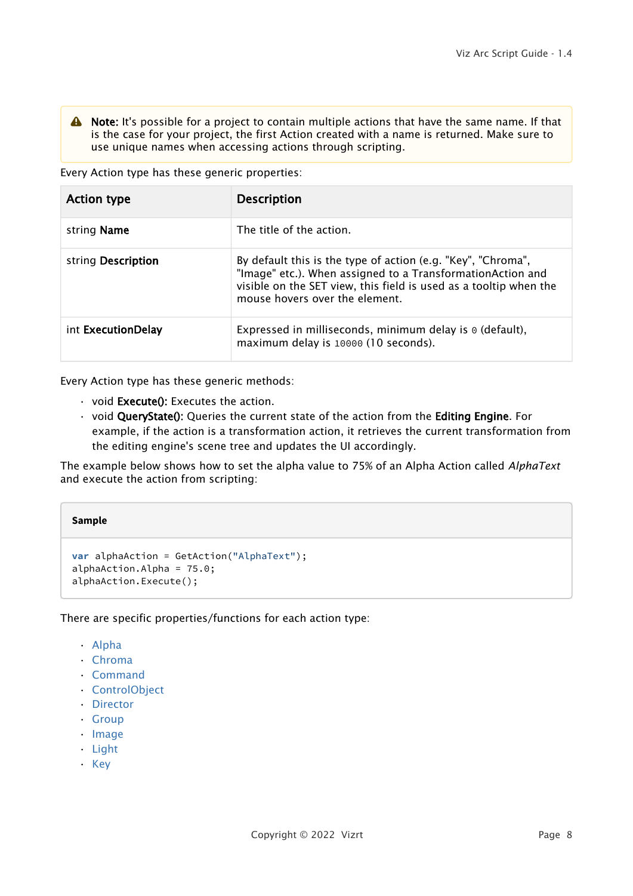> **Note:** It's possible for a project to contain multiple actions that have the same name. If that is the case for your project, the first Action created with a name is returned. Make sure to use unique names when accessing actions through scripting.

Every Action type has these generic properties:

| Action type | Description |
| --- | --- |
| string **Name** | The title of the action. |
| string **Description** | By default this is the type of action (e.g. "Key", "Chroma", "Image" etc.). When assigned to a TransformationAction and visible on the SET view, this field is used as a tooltip when the mouse hovers over the element. |
| int **ExecutionDelay** | Expressed in milliseconds, minimum delay is `0` (default), maximum delay is `10000` (10 seconds). |

Every Action type has these generic methods:

- void **Execute():** Executes the action.
- void **QueryState():** Queries the current state of the action from the **Editing Engine**. For example, if the action is a transformation action, it retrieves the current transformation from the editing engine's scene tree and updates the UI accordingly.

The example below shows how to set the alpha value to 75% of an Alpha Action called *AlphaText* and execute the action from scripting:

**Sample**

```
var alphaAction = GetAction("AlphaText");
alphaAction.Alpha = 75.0;
alphaAction.Execute();
```

There are specific properties/functions for each action type:

- Alpha
- Chroma
- Command
- ControlObject
- Director
- Group
- Image
- Light
- Key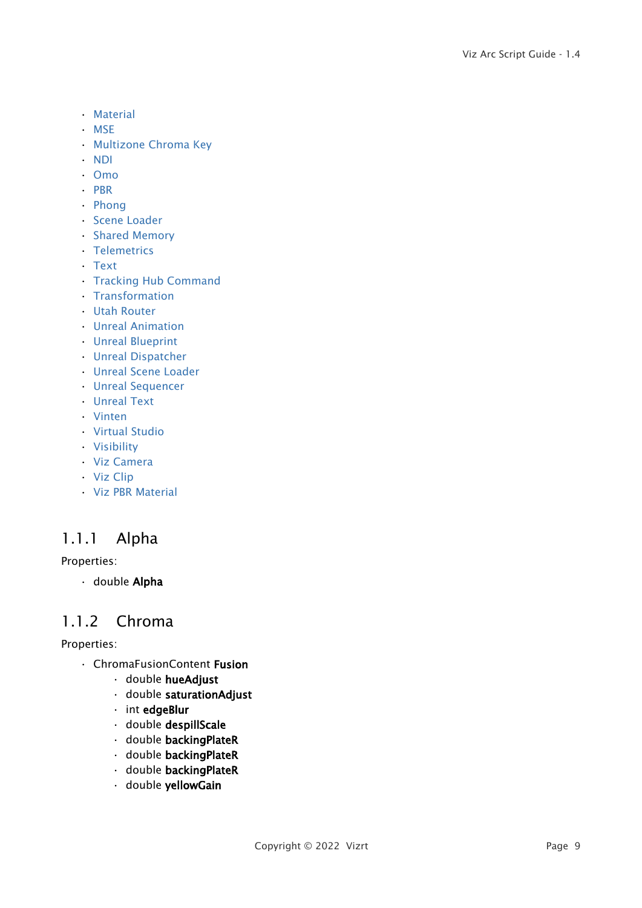- Material
- MSE
- Multizone Chroma Key
- NDI
- Omo
- PBR
- Phong
- Scene Loader
- Shared Memory
- Telemetrics
- Text
- Tracking Hub Command
- Transformation
- Utah Router
- Unreal Animation
- Unreal Blueprint
- Unreal Dispatcher
- Unreal Scene Loader
- Unreal Sequencer
- Unreal Text
- Vinten
- Virtual Studio
- Visibility
- Viz Camera
- Viz Clip
- Viz PBR Material

### 1.1.1 Alpha

Properties:

- double **Alpha**

### 1.1.2 Chroma

Properties:

- ChromaFusionContent **Fusion**
  - double **hueAdjust**
  - double **saturationAdjust**
  - int **edgeBlur**
  - double **despillScale**
  - double **backingPlateR**
  - double **backingPlateR**
  - double **backingPlateR**
  - double **yellowGain**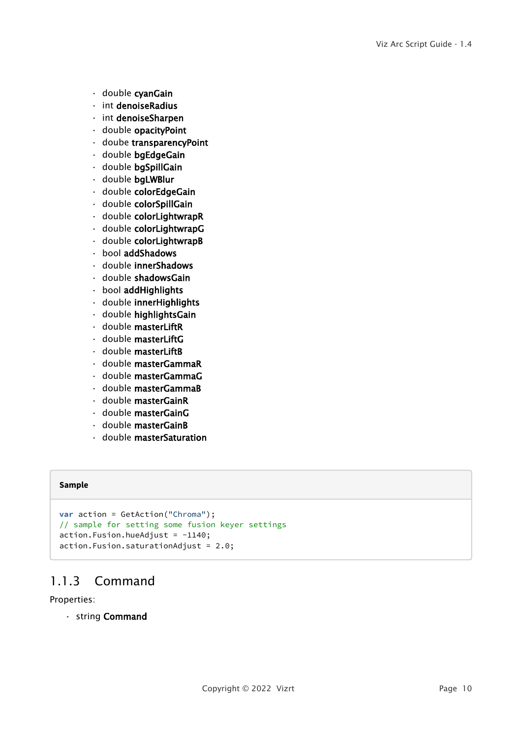- double **cyanGain**
- int **denoiseRadius**
- int **denoiseSharpen**
- double **opacityPoint**
- doube **transparencyPoint**
- double **bgEdgeGain**
- double **bgSpillGain**
- double **bgLWBlur**
- double **colorEdgeGain**
- double **colorSpillGain**
- double **colorLightwrapR**
- double **colorLightwrapG**
- double **colorLightwrapB**
- bool **addShadows**
- double **innerShadows**
- double **shadowsGain**
- bool **addHighlights**
- double **innerHighlights**
- double **highlightsGain**
- double **masterLiftR**
- double **masterLiftG**
- double **masterLiftB**
- double **masterGammaR**
- double **masterGammaG**
- double **masterGammaB**
- double **masterGainR**
- double **masterGainG**
- double **masterGainB**
- double **masterSaturation**

**Sample**

```
var action = GetAction("Chroma");
// sample for setting some fusion keyer settings
action.Fusion.hueAdjust = -1140;
action.Fusion.saturationAdjust = 2.0;
```

### 1.1.3 Command

Properties:

- string **Command**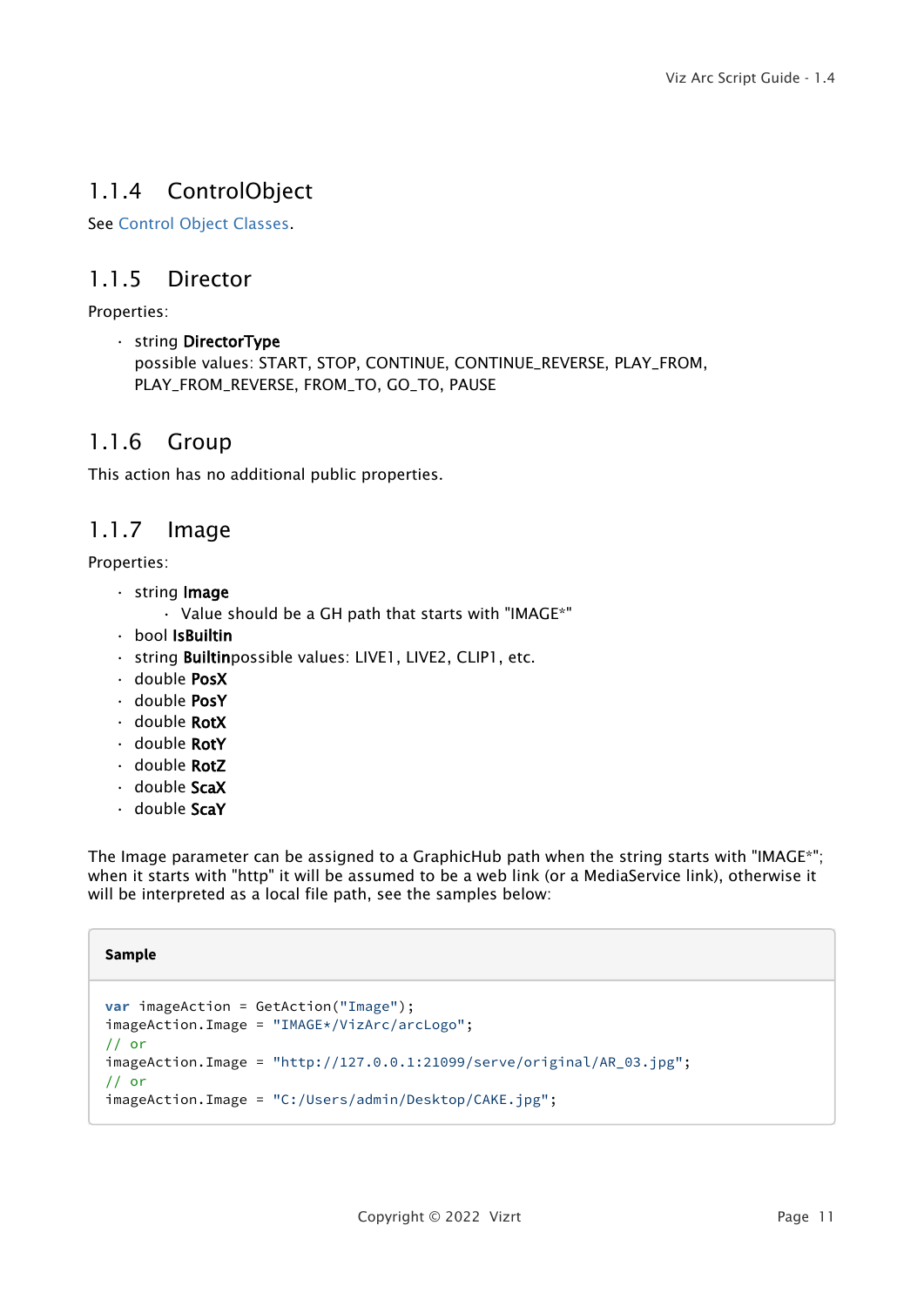### 1.1.4 ControlObject

See Control Object Classes.

### 1.1.5 Director

Properties:

- string **DirectorType**
  possible values: START, STOP, CONTINUE, CONTINUE_REVERSE, PLAY_FROM, PLAY_FROM_REVERSE, FROM_TO, GO_TO, PAUSE

### 1.1.6 Group

This action has no additional public properties.

### 1.1.7 Image

Properties:

- string **Image**
  - Value should be a GH path that starts with "IMAGE*"
- bool **IsBuiltin**
- string **Builtin**possible values: LIVE1, LIVE2, CLIP1, etc.
- double **PosX**
- double **PosY**
- double **RotX**
- double **RotY**
- double **RotZ**
- double **ScaX**
- double **ScaY**

The Image parameter can be assigned to a GraphicHub path when the string starts with "IMAGE*"; when it starts with "http" it will be assumed to be a web link (or a MediaService link), otherwise it will be interpreted as a local file path, see the samples below:

**Sample**

```
var imageAction = GetAction("Image");
imageAction.Image = "IMAGE*/VizArc/arcLogo";
// or
imageAction.Image = "http://127.0.0.1:21099/serve/original/AR_03.jpg";
// or
imageAction.Image = "C:/Users/admin/Desktop/CAKE.jpg";
```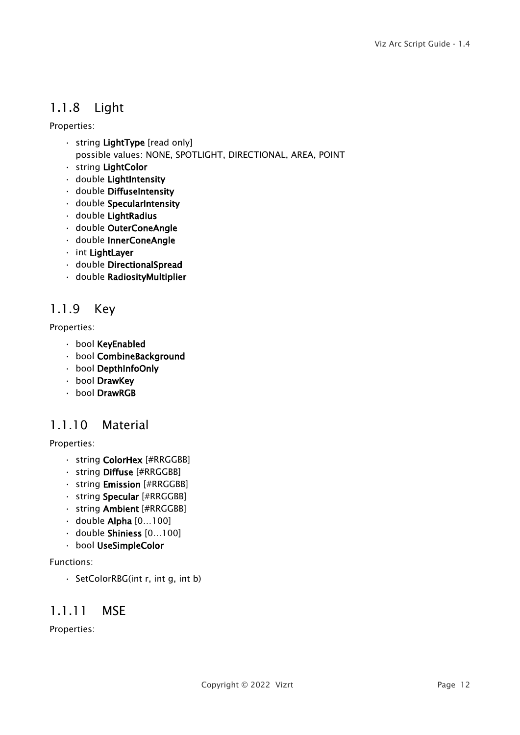### 1.1.8 Light

Properties:

- string **LightType** [read only]
  possible values: NONE, SPOTLIGHT, DIRECTIONAL, AREA, POINT
- string **LightColor**
- double **LightIntensity**
- double **DiffuseIntensity**
- double **SpecularIntensity**
- double **LightRadius**
- double **OuterConeAngle**
- double **InnerConeAngle**
- int **LightLayer**
- double **DirectionalSpread**
- double **RadiosityMultiplier**

### 1.1.9 Key

Properties:

- bool **KeyEnabled**
- bool **CombineBackground**
- bool **DepthInfoOnly**
- bool **DrawKey**
- bool **DrawRGB**

### 1.1.10 Material

Properties:

- string **ColorHex** [#RRGGBB]
- string **Diffuse** [#RRGGBB]
- string **Emission** [#RRGGBB]
- string **Specular** [#RRGGBB]
- string **Ambient** [#RRGGBB]
- double **Alpha** [0...100]
- double **Shiniess** [0...100]
- bool **UseSimpleColor**

Functions:

- SetColorRBG(int r, int g, int b)

### 1.1.11 MSE

Properties: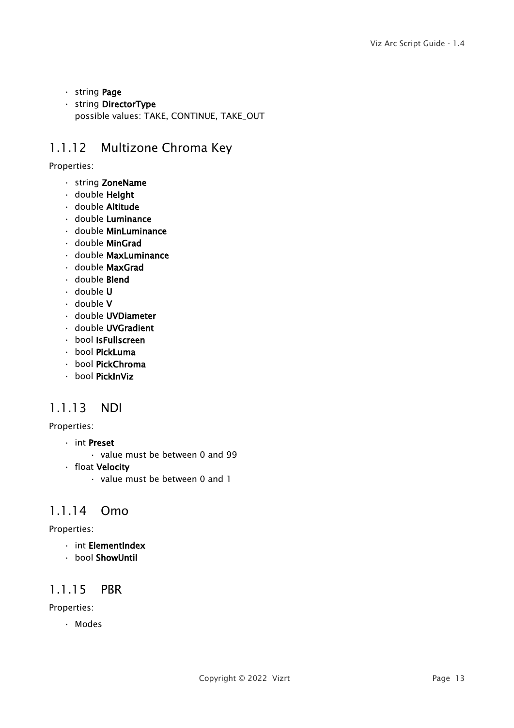- string **Page**
- string **DirectorType**
  possible values: TAKE, CONTINUE, TAKE_OUT

### 1.1.12 Multizone Chroma Key

Properties:

- string **ZoneName**
- double **Height**
- double **Altitude**
- double **Luminance**
- double **MinLuminance**
- double **MinGrad**
- double **MaxLuminance**
- double **MaxGrad**
- double **Blend**
- double **U**
- double **V**
- double **UVDiameter**
- double **UVGradient**
- bool **IsFullscreen**
- bool **PickLuma**
- bool **PickChroma**
- bool **PickInViz**

### 1.1.13 NDI

Properties:

- int **Preset**
  - value must be between 0 and 99
- float **Velocity**
  - value must be between 0 and 1

### 1.1.14 Omo

Properties:

- int **ElementIndex**
- bool **ShowUntil**

### 1.1.15 PBR

Properties:

- Modes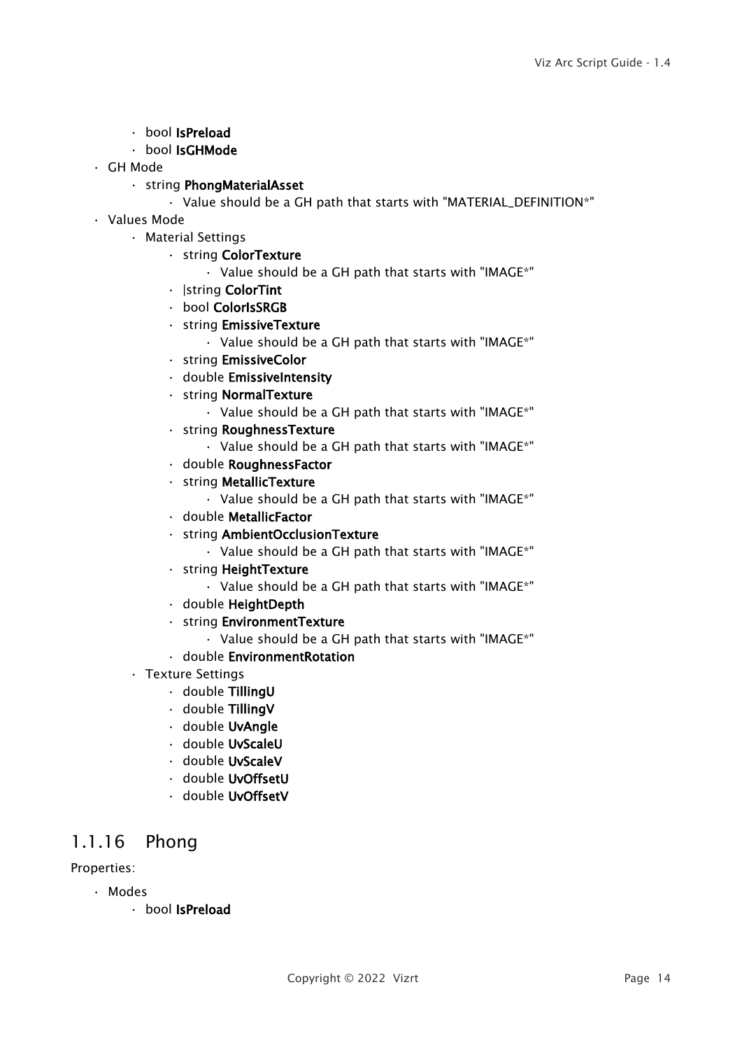- bool **IsPreload**
- bool **IsGHMode**

- GH Mode
  - string **PhongMaterialAsset**
    - Value should be a GH path that starts with "MATERIAL_DEFINITION*"
- Values Mode
  - Material Settings
    - string **ColorTexture**
      - Value should be a GH path that starts with "IMAGE*"
    - |string **ColorTint**
    - bool **ColorIsSRGB**
    - string **EmissiveTexture**
      - Value should be a GH path that starts with "IMAGE*"
    - string **EmissiveColor**
    - double **EmissiveIntensity**
    - string **NormalTexture**
      - Value should be a GH path that starts with "IMAGE*"
    - string **RoughnessTexture**
      - Value should be a GH path that starts with "IMAGE*"
    - double **RoughnessFactor**
    - string **MetallicTexture**
      - Value should be a GH path that starts with "IMAGE*"
    - double **MetallicFactor**
    - string **AmbientOcclusionTexture**
      - Value should be a GH path that starts with "IMAGE*"
    - string **HeightTexture**
      - Value should be a GH path that starts with "IMAGE*"
    - double **HeightDepth**
    - string **EnvironmentTexture**
      - Value should be a GH path that starts with "IMAGE*"
    - double **EnvironmentRotation**
  - Texture Settings
    - double **TillingU**
    - double **TillingV**
    - double **UvAngle**
    - double **UvScaleU**
    - double **UvScaleV**
    - double **UvOffsetU**
    - double **UvOffsetV**

### 1.1.16 Phong

Properties:

- Modes
  - bool **IsPreload**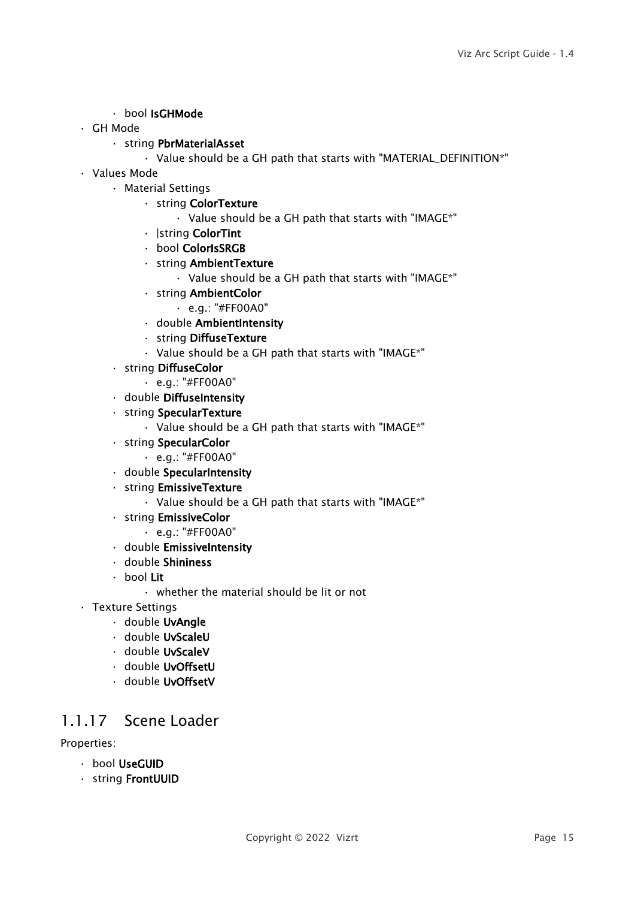- bool **IsGHMode**
- GH Mode
  - string **PbrMaterialAsset**
    - Value should be a GH path that starts with "MATERIAL_DEFINITION*"
- Values Mode
  - Material Settings
    - string **ColorTexture**
      - Value should be a GH path that starts with "IMAGE*"
    - |string **ColorTint**
    - bool **ColorIsSRGB**
    - string **AmbientTexture**
      - Value should be a GH path that starts with "IMAGE*"
    - string **AmbientColor**
      - e.g.: "#FF00A0"
    - double **AmbientIntensity**
    - string **DiffuseTexture**
    - Value should be a GH path that starts with "IMAGE*"
  - string **DiffuseColor**
    - e.g.: "#FF00A0"
  - double **DiffuseIntensity**
  - string **SpecularTexture**
    - Value should be a GH path that starts with "IMAGE*"
  - string **SpecularColor**
    - e.g.: "#FF00A0"
  - double **SpecularIntensity**
  - string **EmissiveTexture**
    - Value should be a GH path that starts with "IMAGE*"
  - string **EmissiveColor**
    - e.g.: "#FF00A0"
  - double **EmissiveIntensity**
  - double **Shininess**
  - bool **Lit**
    - whether the material should be lit or not
- Texture Settings
  - double **UvAngle**
  - double **UvScaleU**
  - double **UvScaleV**
  - double **UvOffsetU**
  - double **UvOffsetV**

### 1.1.17 Scene Loader

Properties:

- bool **UseGUID**
- string **FrontUUID**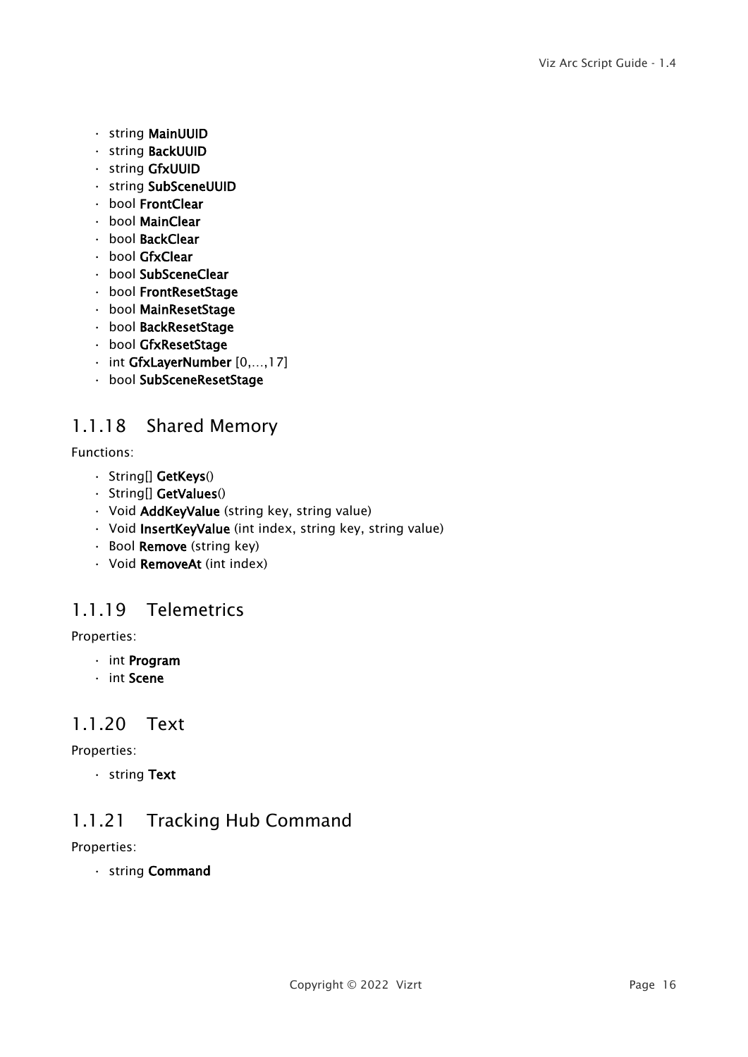- string **MainUUID**
- string **BackUUID**
- string **GfxUUID**
- string **SubSceneUUID**
- bool **FrontClear**
- bool **MainClear**
- bool **BackClear**
- bool **GfxClear**
- bool **SubSceneClear**
- bool **FrontResetStage**
- bool **MainResetStage**
- bool **BackResetStage**
- bool **GfxResetStage**
- int **GfxLayerNumber** [0,...,17]
- bool **SubSceneResetStage**

### 1.1.18 Shared Memory

Functions:

- String[] **GetKeys**()
- String[] **GetValues**()
- Void **AddKeyValue** (string key, string value)
- Void **InsertKeyValue** (int index, string key, string value)
- Bool **Remove** (string key)
- Void **RemoveAt** (int index)

### 1.1.19 Telemetrics

Properties:

- int **Program**
- int **Scene**

### 1.1.20 Text

Properties:

- string **Text**

### 1.1.21 Tracking Hub Command

Properties:

- string **Command**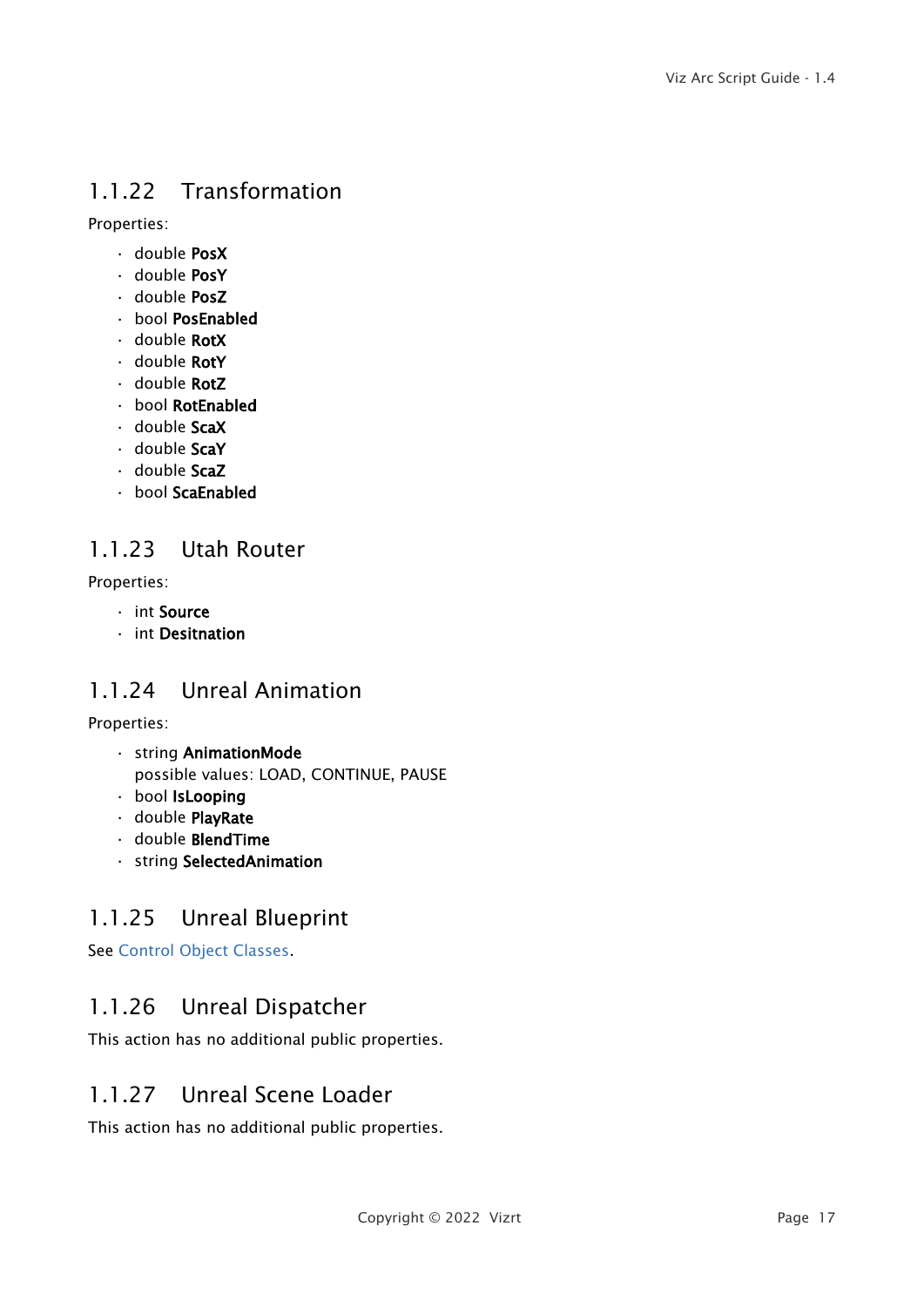### 1.1.22 Transformation

Properties:

- double **PosX**
- double **PosY**
- double **PosZ**
- bool **PosEnabled**
- double **RotX**
- double **RotY**
- double **RotZ**
- bool **RotEnabled**
- double **ScaX**
- double **ScaY**
- double **ScaZ**
- bool **ScaEnabled**

### 1.1.23 Utah Router

Properties:

- int **Source**
- int **Desitnation**

### 1.1.24 Unreal Animation

Properties:

- string **AnimationMode**
  possible values: LOAD, CONTINUE, PAUSE
- bool **IsLooping**
- double **PlayRate**
- double **BlendTime**
- string **SelectedAnimation**

### 1.1.25 Unreal Blueprint

See Control Object Classes.

### 1.1.26 Unreal Dispatcher

This action has no additional public properties.

### 1.1.27 Unreal Scene Loader

This action has no additional public properties.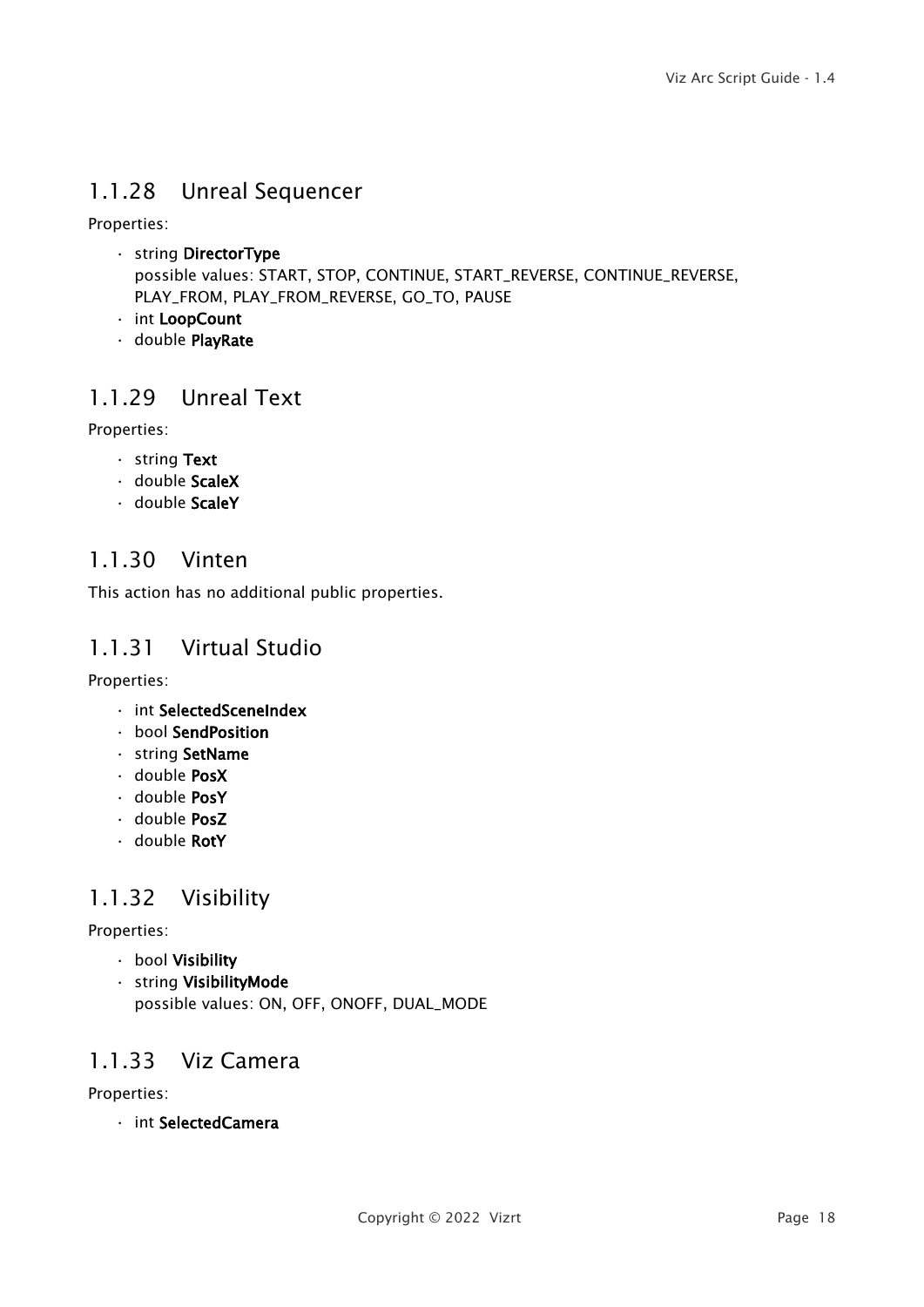### 1.1.28 Unreal Sequencer

Properties:

- string **DirectorType**
  possible values: START, STOP, CONTINUE, START_REVERSE, CONTINUE_REVERSE, PLAY_FROM, PLAY_FROM_REVERSE, GO_TO, PAUSE
- int **LoopCount**
- double **PlayRate**

### 1.1.29 Unreal Text

Properties:

- string **Text**
- double **ScaleX**
- double **ScaleY**

### 1.1.30 Vinten

This action has no additional public properties.

### 1.1.31 Virtual Studio

Properties:

- int **SelectedSceneIndex**
- bool **SendPosition**
- string **SetName**
- double **PosX**
- double **PosY**
- double **PosZ**
- double **RotY**

### 1.1.32 Visibility

Properties:

- bool **Visibility**
- string **VisibilityMode**
  possible values: ON, OFF, ONOFF, DUAL_MODE

### 1.1.33 Viz Camera

Properties:

- int **SelectedCamera**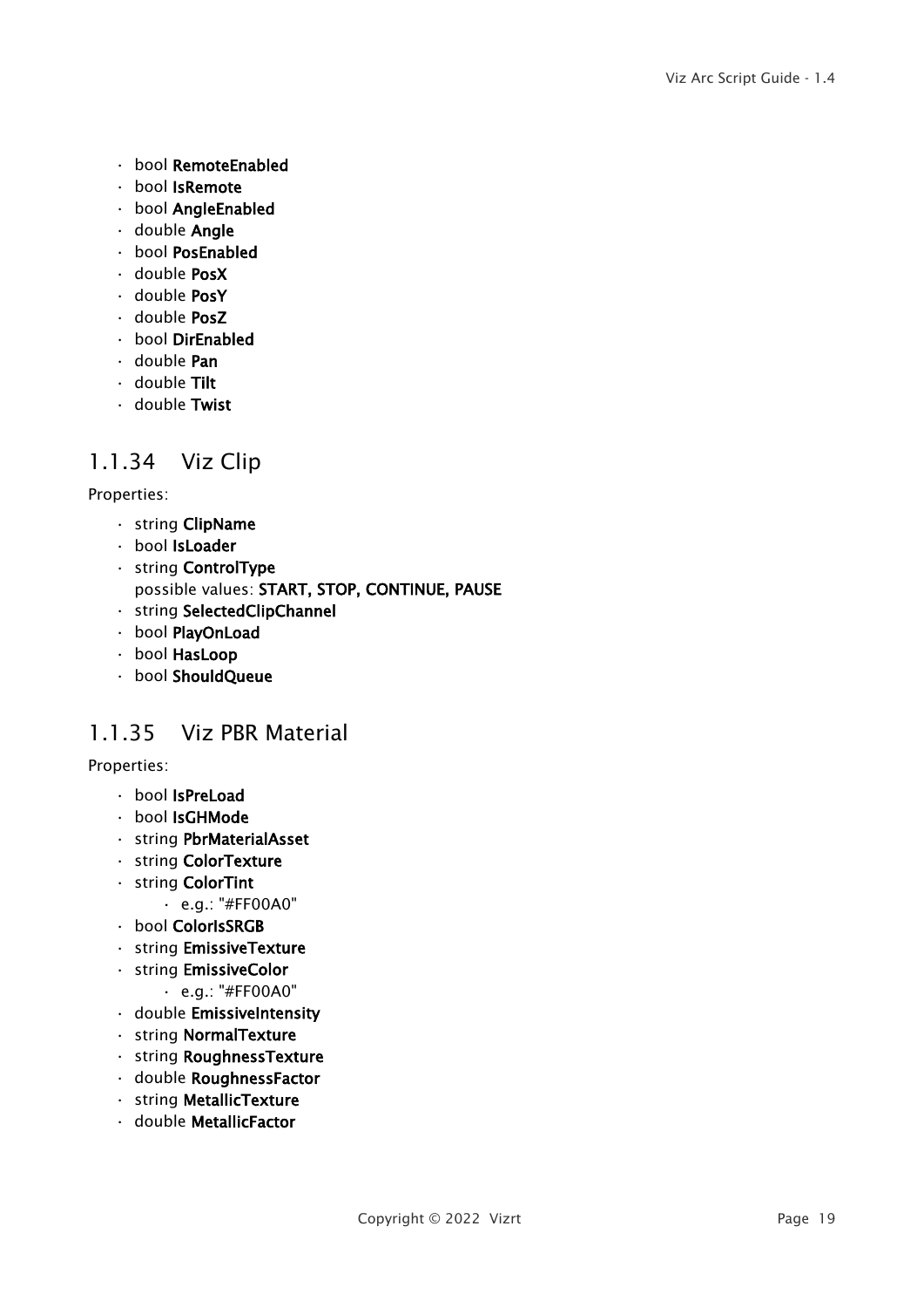- bool **RemoteEnabled**
- bool **IsRemote**
- bool **AngleEnabled**
- double **Angle**
- bool **PosEnabled**
- double **PosX**
- double **PosY**
- double **PosZ**
- bool **DirEnabled**
- double **Pan**
- double **Tilt**
- double **Twist**

### 1.1.34 Viz Clip

Properties:

- string **ClipName**
- bool **IsLoader**
- string **ControlType**
  possible values: **START, STOP, CONTINUE, PAUSE**
- string **SelectedClipChannel**
- bool **PlayOnLoad**
- bool **HasLoop**
- bool **ShouldQueue**

### 1.1.35 Viz PBR Material

Properties:

- bool **IsPreLoad**
- bool **IsGHMode**
- string **PbrMaterialAsset**
- string **ColorTexture**
- string **ColorTint**
    - e.g.: "#FF00A0"
- bool **ColorIsSRGB**
- string **EmissiveTexture**
- string **EmissiveColor**
    - e.g.: "#FF00A0"
- double **EmissiveIntensity**
- string **NormalTexture**
- string **RoughnessTexture**
- double **RoughnessFactor**
- string **MetallicTexture**
- double **MetallicFactor**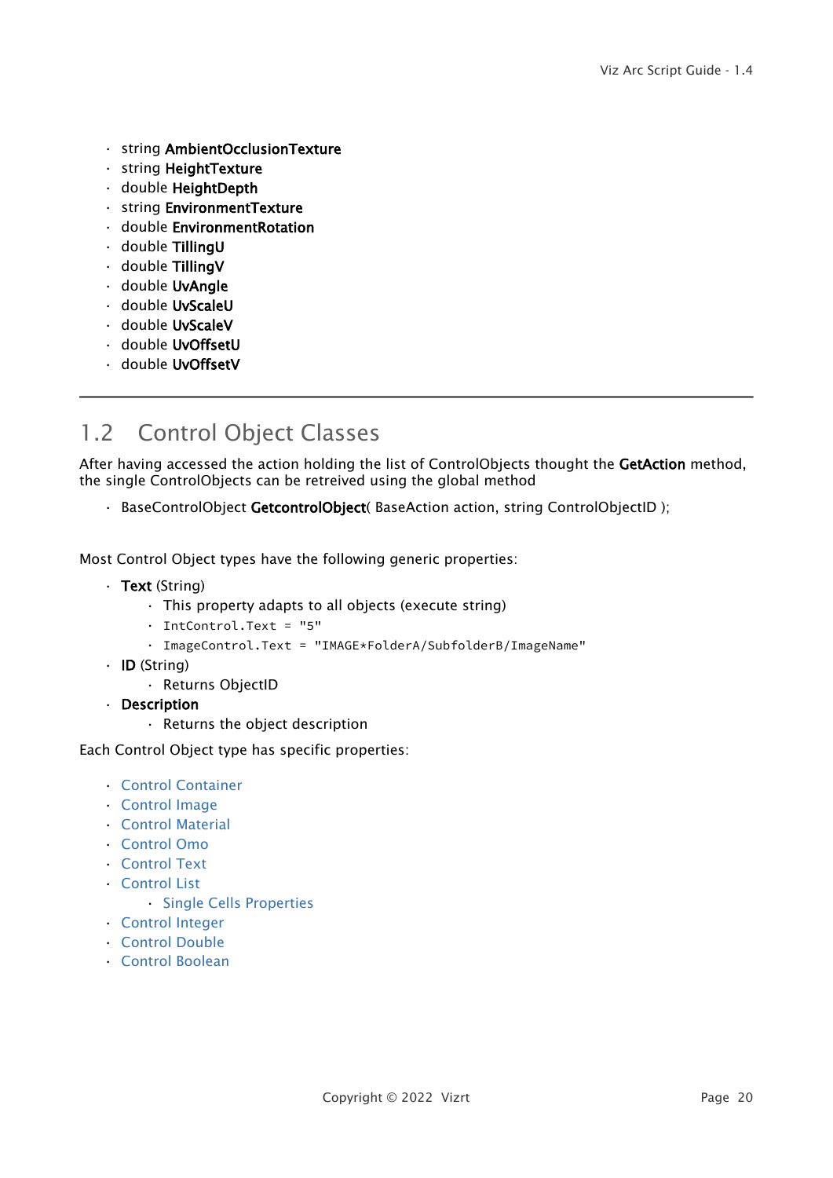- string **AmbientOcclusionTexture**
- string **HeightTexture**
- double **HeightDepth**
- string **EnvironmentTexture**
- double **EnvironmentRotation**
- double **TillingU**
- double **TillingV**
- double **UvAngle**
- double **UvScaleU**
- double **UvScaleV**
- double **UvOffsetU**
- double **UvOffsetV**

---

## 1.2 Control Object Classes

After having accessed the action holding the list of ControlObjects thought the **GetAction** method, the single ControlObjects can be retreived using the global method

- BaseControlObject **GetcontrolObject**( BaseAction action, string ControlObjectID );

Most Control Object types have the following generic properties:

- **Text** (String)
  - This property adapts to all objects (execute string)
  - `IntControl.Text = "5"`
  - `ImageControl.Text = "IMAGE*FolderA/SubfolderB/ImageName"`
- **ID** (String)
  - Returns ObjectID
- **Description**
  - Returns the object description

Each Control Object type has specific properties:

- Control Container
- Control Image
- Control Material
- Control Omo
- Control Text
- Control List
  - Single Cells Properties
- Control Integer
- Control Double
- Control Boolean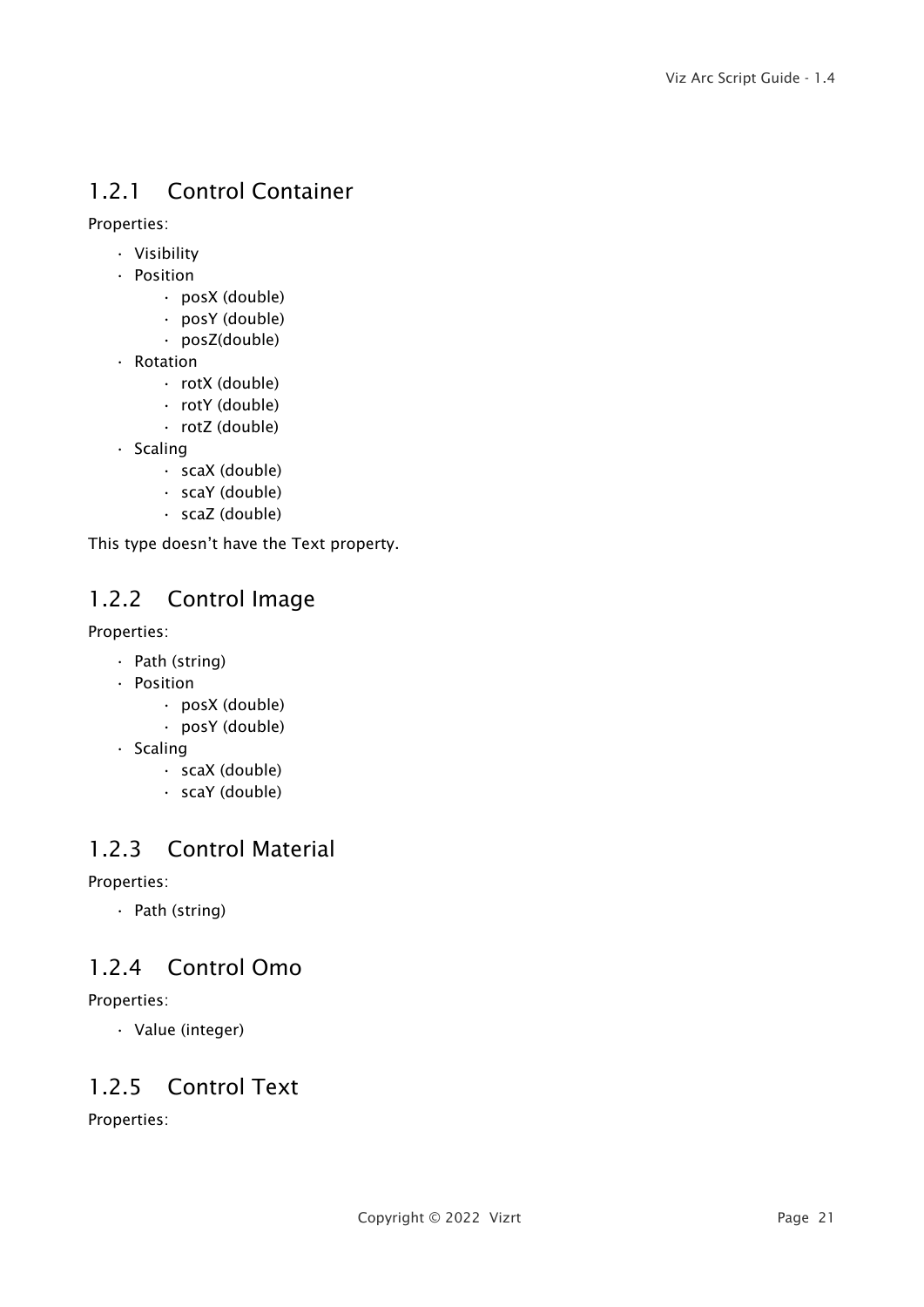### 1.2.1 Control Container

Properties:

- Visibility
- Position
    - posX (double)
    - posY (double)
    - posZ(double)
- Rotation
    - rotX (double)
    - rotY (double)
    - rotZ (double)
- Scaling
    - scaX (double)
    - scaY (double)
    - scaZ (double)

This type doesn't have the Text property.

### 1.2.2 Control Image

Properties:

- Path (string)
- Position
    - posX (double)
    - posY (double)
- Scaling
    - scaX (double)
    - scaY (double)

### 1.2.3 Control Material

Properties:

- Path (string)

### 1.2.4 Control Omo

Properties:

- Value (integer)

### 1.2.5 Control Text

Properties: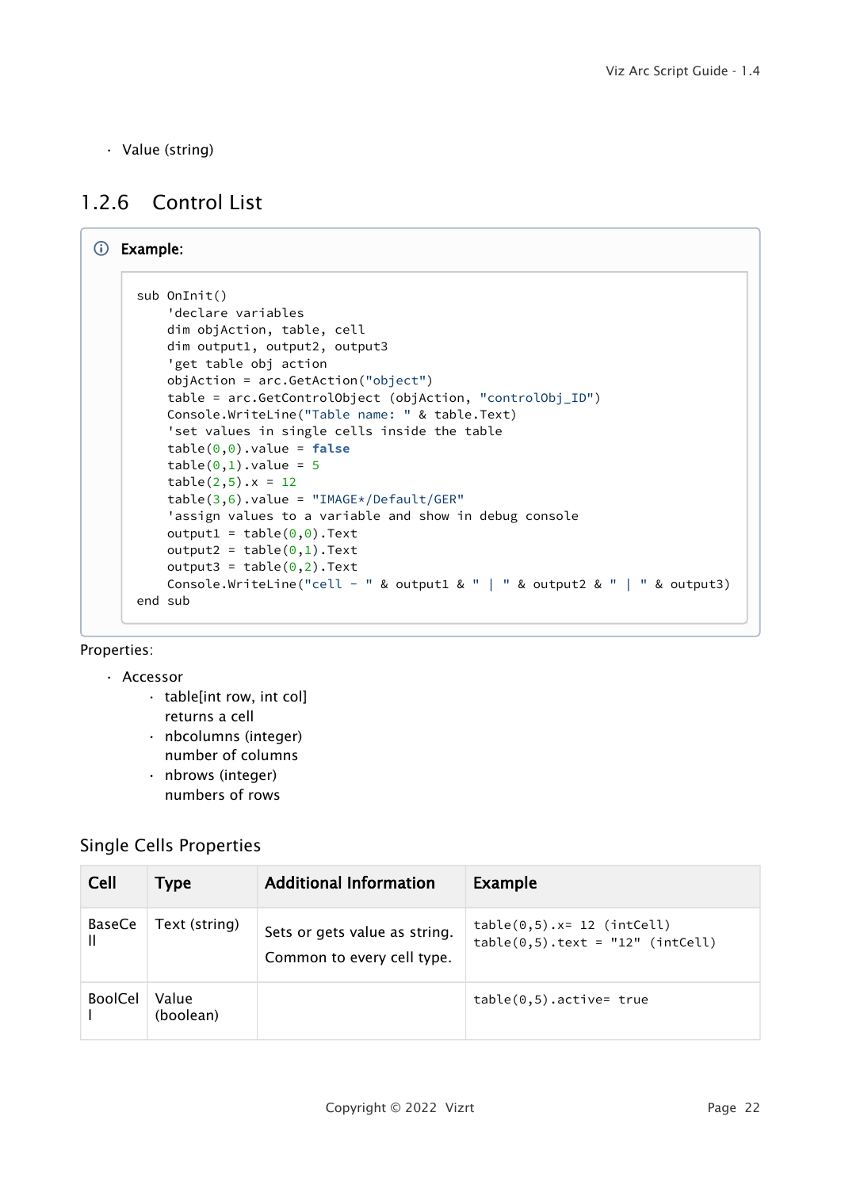- Value (string)

### 1.2.6 Control List

**Example:**

```
sub OnInit()
    'declare variables
    dim objAction, table, cell
    dim output1, output2, output3
    'get table obj action
    objAction = arc.GetAction("object")
    table = arc.GetControlObject (objAction, "controlObj_ID")
    Console.WriteLine("Table name: " & table.Text)
    'set values in single cells inside the table
    table(0,0).value = false
    table(0,1).value = 5
    table(2,5).x = 12
    table(3,6).value = "IMAGE*/Default/GER"
    'assign values to a variable and show in debug console
    output1 = table(0,0).Text
    output2 = table(0,1).Text
    output3 = table(0,2).Text
    Console.WriteLine("cell - " & output1 & " | " & output2 & " | " & output3)
end sub
```

Properties:

- Accessor
  - table[int row, int col]
    returns a cell
  - nbcolumns (integer)
    number of columns
  - nbrows (integer)
    numbers of rows

### Single Cells Properties

| Cell | Type | Additional Information | Example |
|---|---|---|---|
| BaseCell | Text (string) | Sets or gets value as string. Common to every cell type. | `table(0,5).x= 12 (intCell)` `table(0,5).text = "12" (intCell)` |
| BoolCell | Value (boolean) | | `table(0,5).active= true` |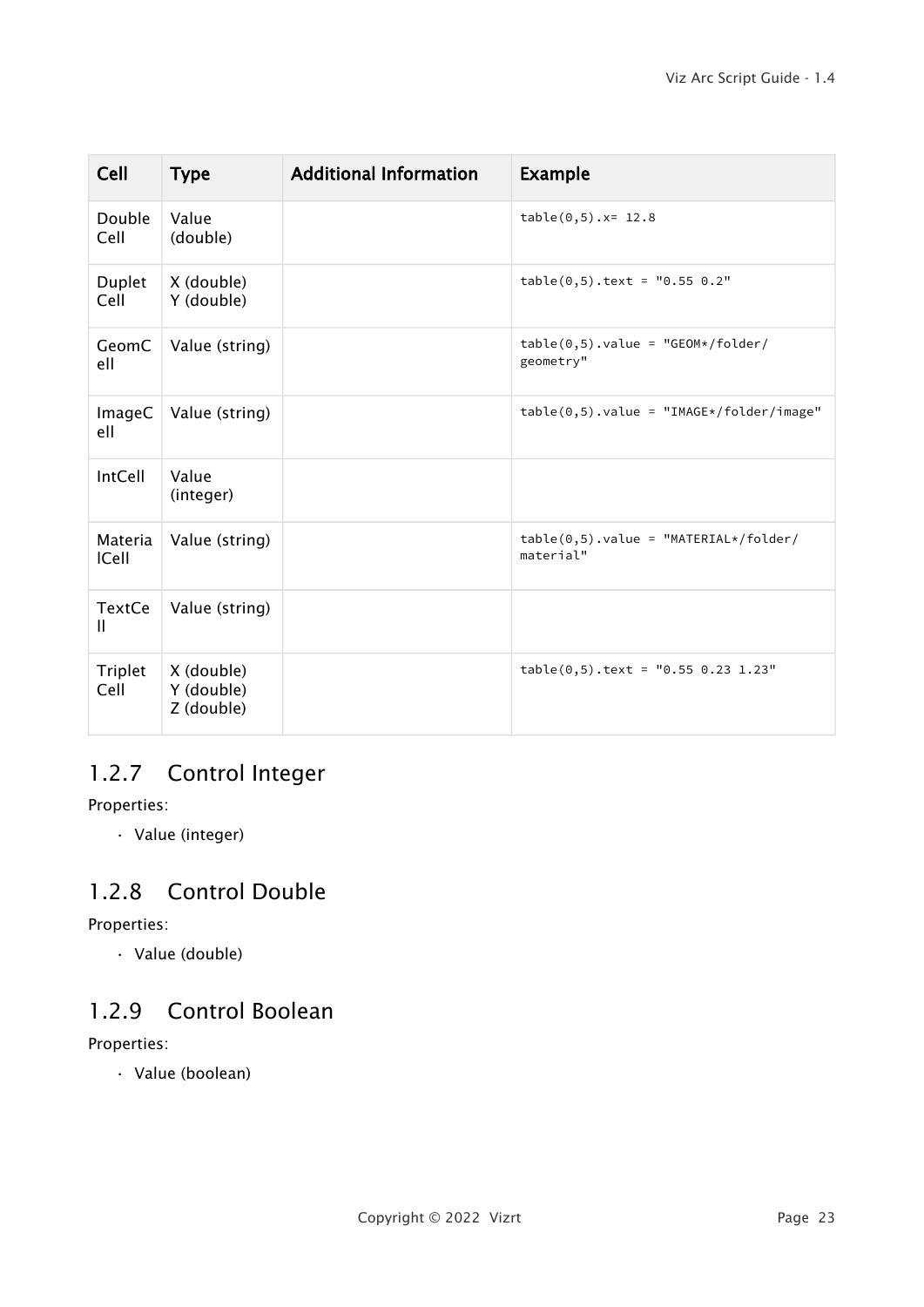| Cell | Type | Additional Information | Example |
|---|---|---|---|
| Double Cell | Value (double) | | `table(0,5).x= 12.8` |
| Duplet Cell | X (double)<br>Y (double) | | `table(0,5).text = "0.55 0.2"` |
| GeomCell | Value (string) | | `table(0,5).value = "GEOM*/folder/geometry"` |
| ImageCell | Value (string) | | `table(0,5).value = "IMAGE*/folder/image"` |
| IntCell | Value (integer) | | |
| MaterialCell | Value (string) | | `table(0,5).value = "MATERIAL*/folder/material"` |
| TextCell | Value (string) | | |
| Triplet Cell | X (double)<br>Y (double)<br>Z (double) | | `table(0,5).text = "0.55 0.23 1.23"` |

### 1.2.7 Control Integer

Properties:

- Value (integer)

### 1.2.8 Control Double

Properties:

- Value (double)

### 1.2.9 Control Boolean

Properties:

- Value (boolean)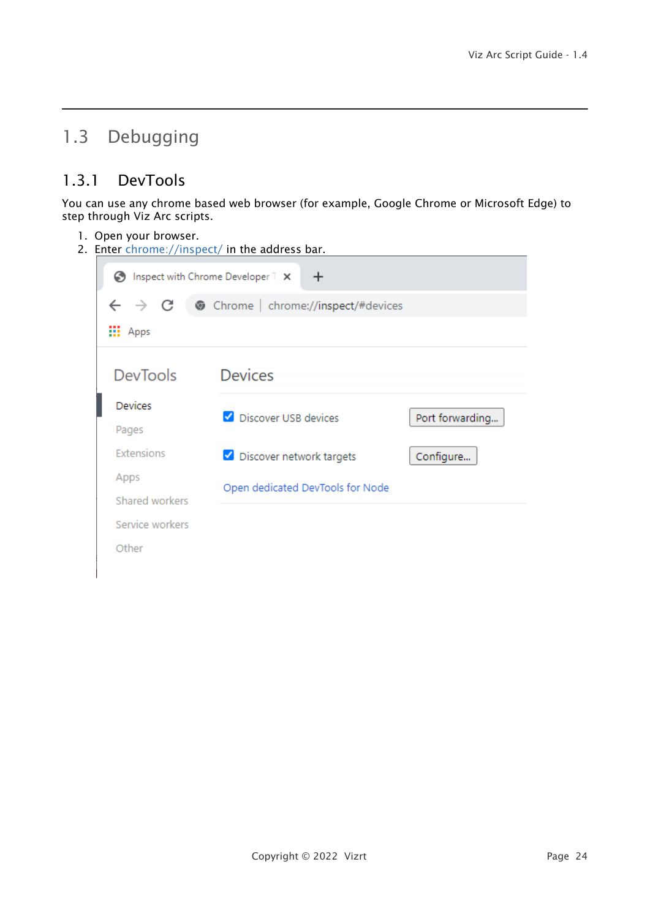## 1.3 Debugging

### 1.3.1 DevTools

You can use any chrome based web browser (for example, Google Chrome or Microsoft Edge) to step through Viz Arc scripts.

1. Open your browser.
2. Enter chrome://inspect/ in the address bar.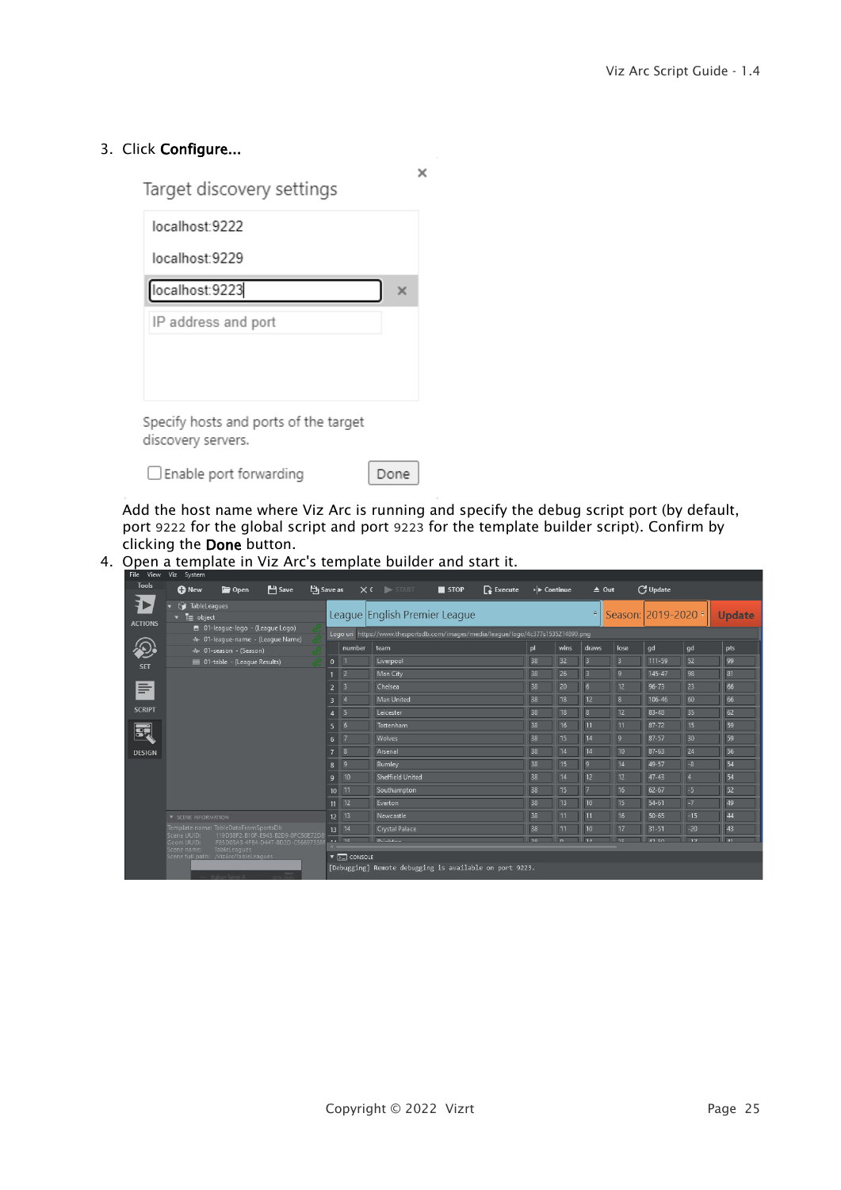3. Click **Configure...**

Add the host name where Viz Arc is running and specify the debug script port (by default, port 9222 for the global script and port 9223 for the template builder script). Confirm by clicking the **Done** button.

4. Open a template in Viz Arc's template builder and start it.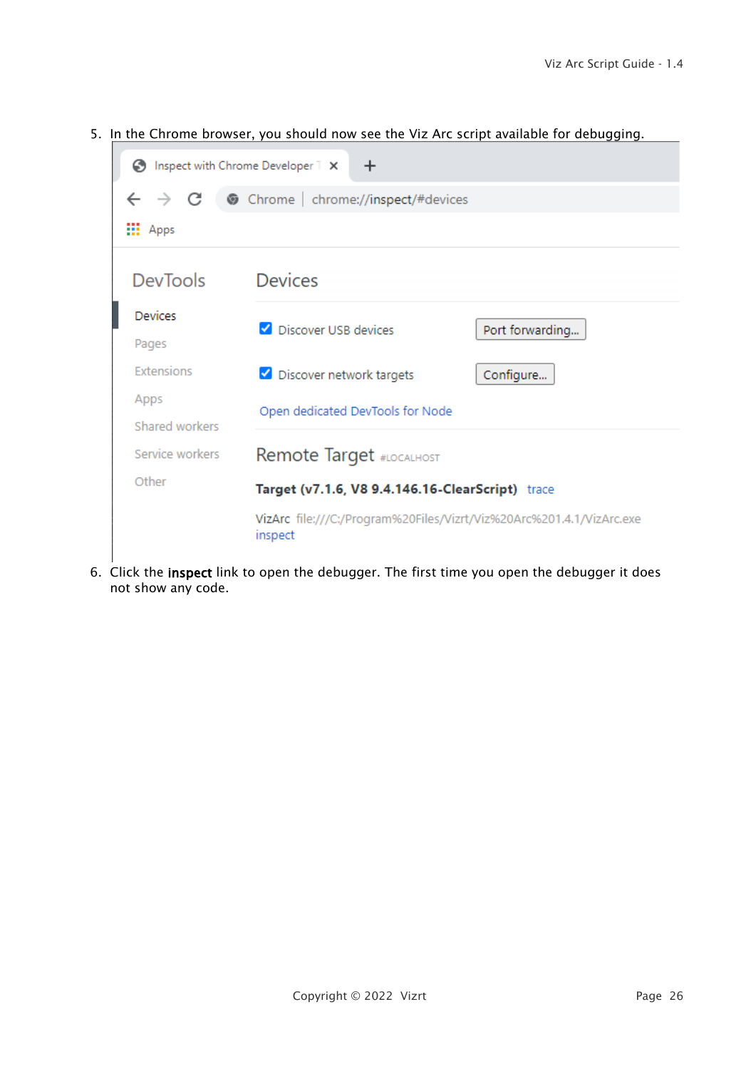5. In the Chrome browser, you should now see the Viz Arc script available for debugging.

6. Click the **inspect** link to open the debugger. The first time you open the debugger it does not show any code.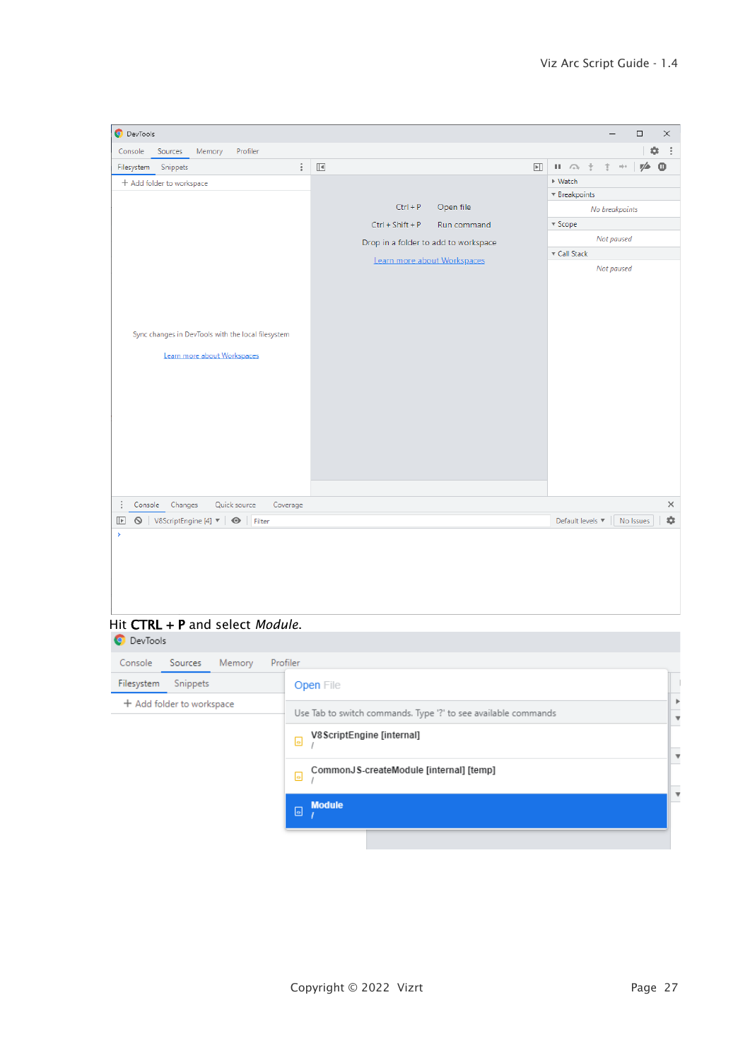Hit **CTRL + P** and select *Module*.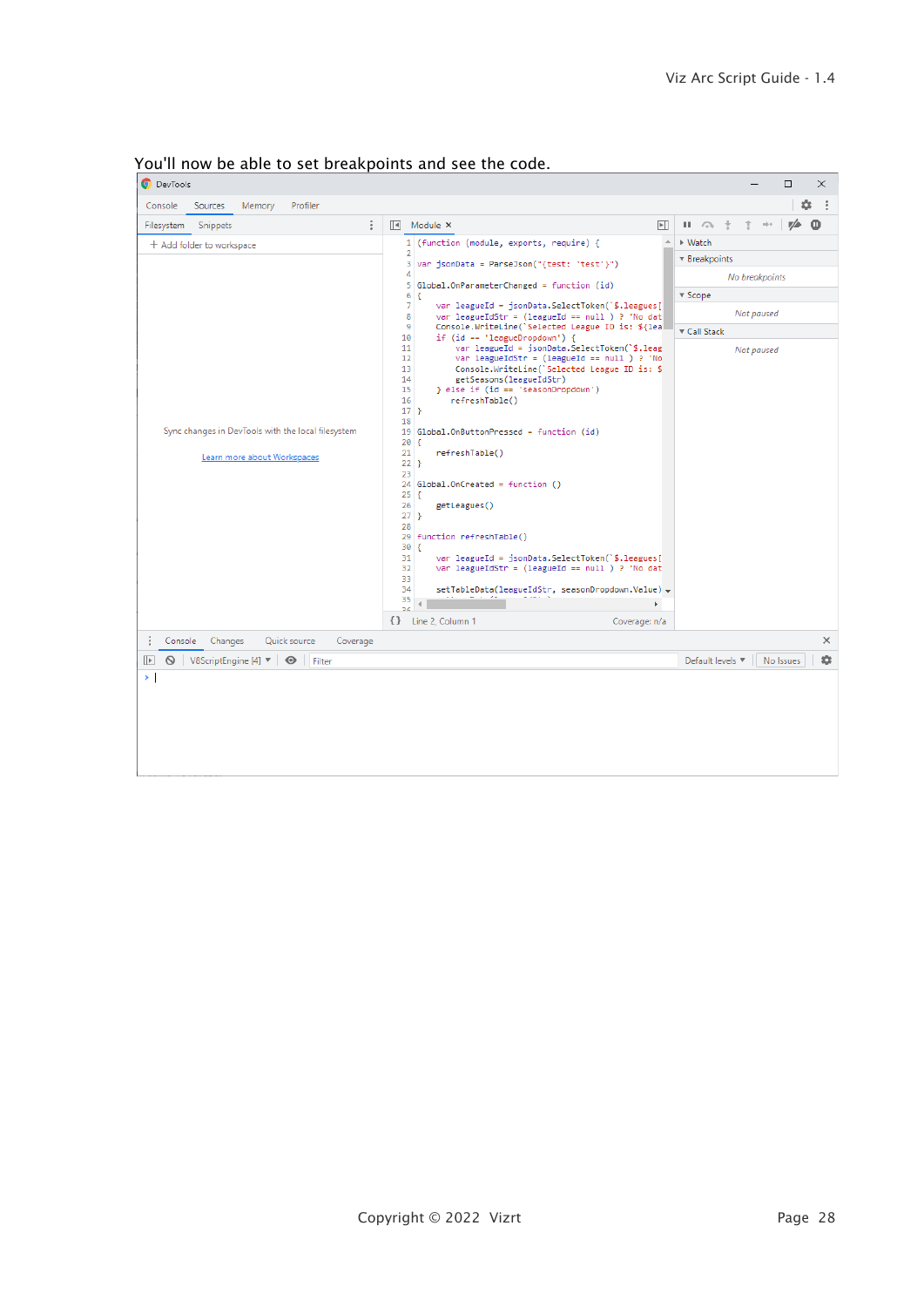You'll now be able to set breakpoints and see the code.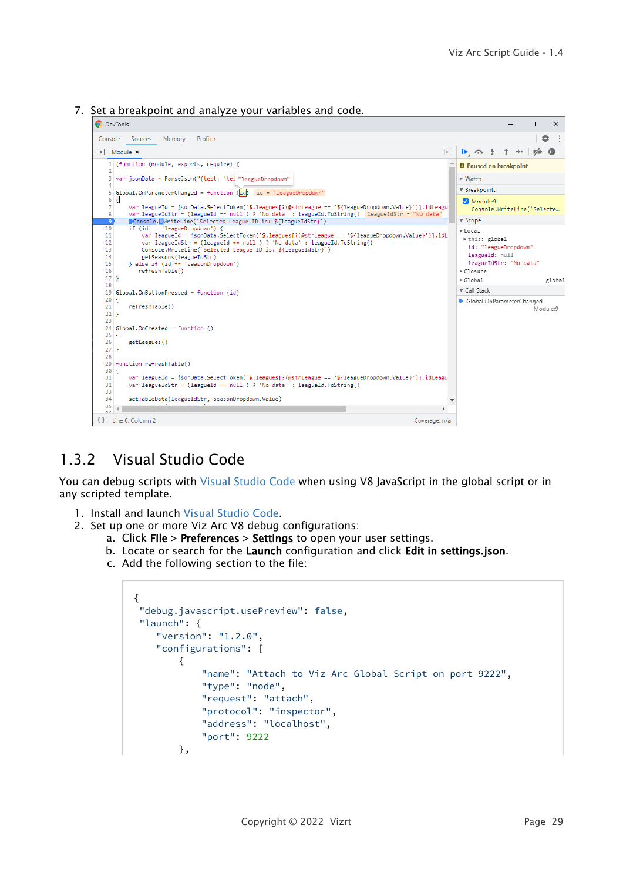7. Set a breakpoint and analyze your variables and code.

## 1.3.2 Visual Studio Code

You can debug scripts with Visual Studio Code when using V8 JavaScript in the global script or in any scripted template.

1. Install and launch Visual Studio Code.
2. Set up one or more Viz Arc V8 debug configurations:
   a. Click **File** > **Preferences** > **Settings** to open your user settings.
   b. Locate or search for the **Launch** configuration and click **Edit in settings.json**.
   c. Add the following section to the file:

```
{
 "debug.javascript.usePreview": false,
 "launch": {
    "version": "1.2.0",
    "configurations": [
        {
            "name": "Attach to Viz Arc Global Script on port 9222",
            "type": "node",
            "request": "attach",
            "protocol": "inspector",
            "address": "localhost",
            "port": 9222
        },
```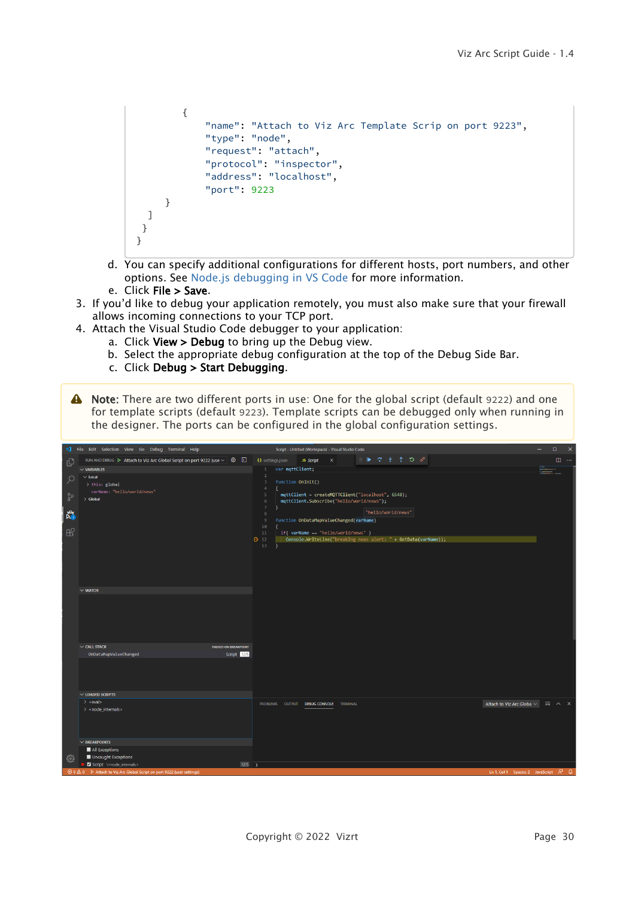```
        {
            "name": "Attach to Viz Arc Template Scrip on port 9223",
            "type": "node",
            "request": "attach",
            "protocol": "inspector",
            "address": "localhost",
            "port": 9223
        }
    ]
  }
}
```

   d. You can specify additional configurations for different hosts, port numbers, and other options. See Node.js debugging in VS Code for more information.
   e. Click **File > Save**.
3. If you'd like to debug your application remotely, you must also make sure that your firewall allows incoming connections to your TCP port.
4. Attach the Visual Studio Code debugger to your application:
   a. Click **View > Debug** to bring up the Debug view.
   b. Select the appropriate debug configuration at the top of the Debug Side Bar.
   c. Click **Debug > Start Debugging**.

> **Note:** There are two different ports in use: One for the global script (default 9222) and one for template scripts (default 9223). Template scripts can be debugged only when running in the designer. The ports can be configured in the global configuration settings.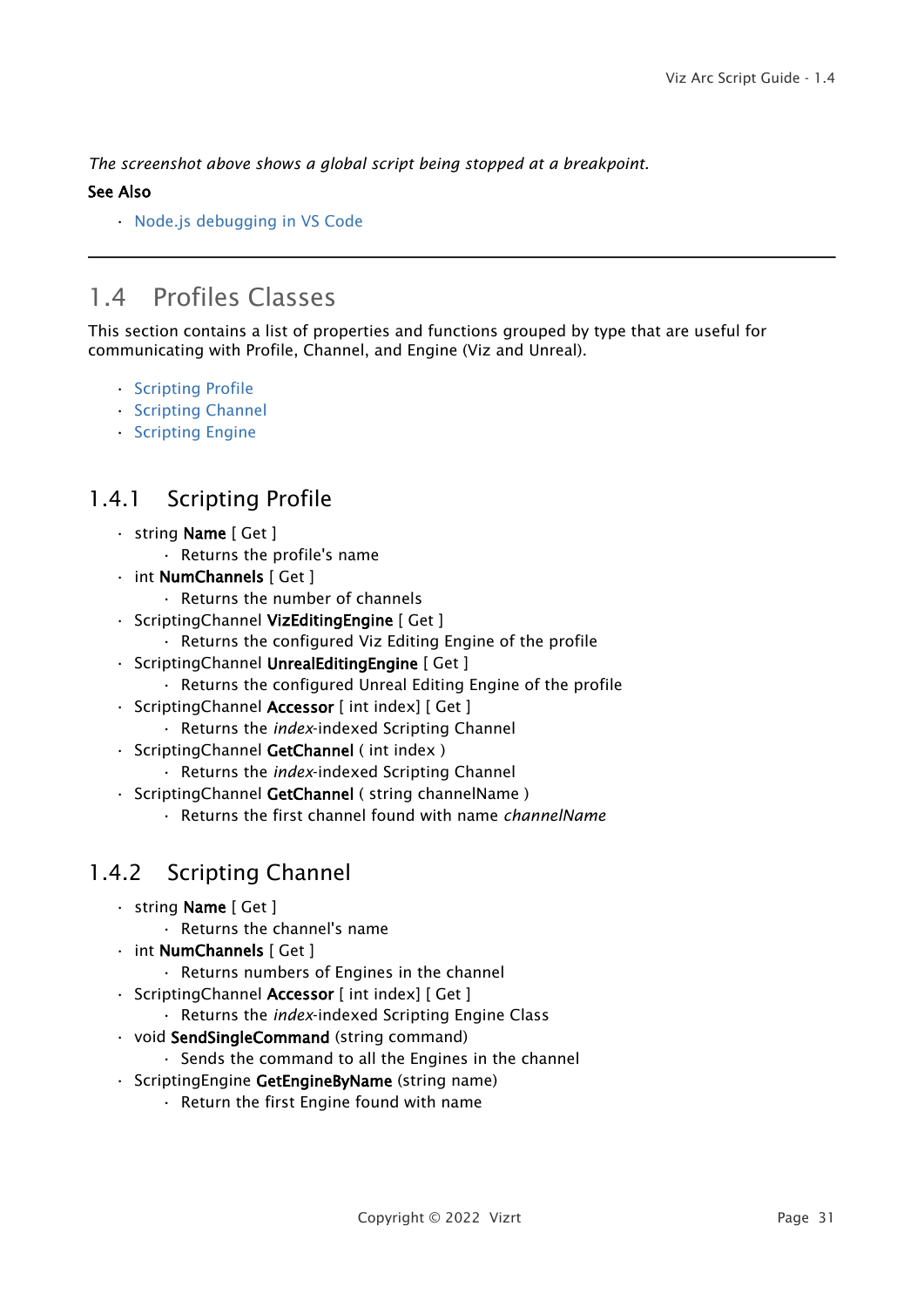*The screenshot above shows a global script being stopped at a breakpoint.*

**See Also**

- Node.js debugging in VS Code

---

## 1.4 Profiles Classes

This section contains a list of properties and functions grouped by type that are useful for communicating with Profile, Channel, and Engine (Viz and Unreal).

- Scripting Profile
- Scripting Channel
- Scripting Engine

### 1.4.1 Scripting Profile

- string **Name** [ Get ]
  - Returns the profile's name
- int **NumChannels** [ Get ]
  - Returns the number of channels
- ScriptingChannel **VizEditingEngine** [ Get ]
  - Returns the configured Viz Editing Engine of the profile
- ScriptingChannel **UnrealEditingEngine** [ Get ]
  - Returns the configured Unreal Editing Engine of the profile
- ScriptingChannel **Accessor** [ int index] [ Get ]
  - Returns the *index*-indexed Scripting Channel
- ScriptingChannel **GetChannel** ( int index )
  - Returns the *index*-indexed Scripting Channel
- ScriptingChannel **GetChannel** ( string channelName )
  - Returns the first channel found with name *channelName*

### 1.4.2 Scripting Channel

- string **Name** [ Get ]
  - Returns the channel's name
- int **NumChannels** [ Get ]
  - Returns numbers of Engines in the channel
- ScriptingChannel **Accessor** [ int index] [ Get ]
  - Returns the *index*-indexed Scripting Engine Class
- void **SendSingleCommand** (string command)
  - Sends the command to all the Engines in the channel
- ScriptingEngine **GetEngineByName** (string name)
  - Return the first Engine found with name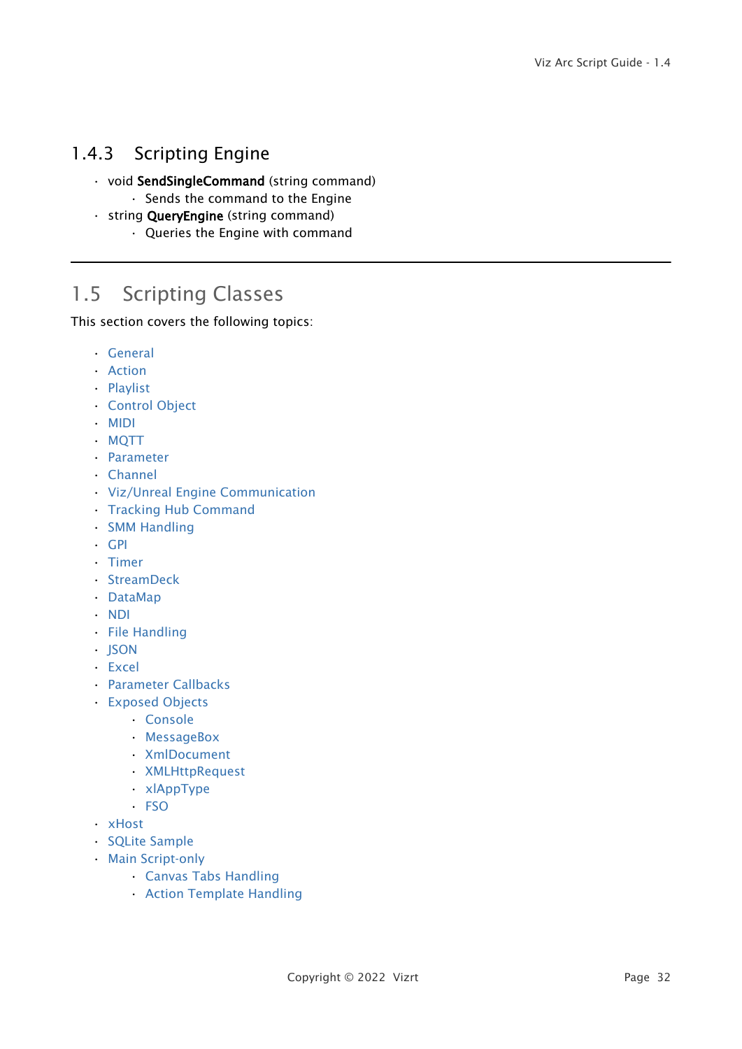### 1.4.3 Scripting Engine

- void **SendSingleCommand** (string command)
    - Sends the command to the Engine
- string **QueryEngine** (string command)
    - Queries the Engine with command

---

## 1.5 Scripting Classes

This section covers the following topics:

- General
- Action
- Playlist
- Control Object
- MIDI
- MQTT
- Parameter
- Channel
- Viz/Unreal Engine Communication
- Tracking Hub Command
- SMM Handling
- GPI
- Timer
- StreamDeck
- DataMap
- NDI
- File Handling
- JSON
- Excel
- Parameter Callbacks
- Exposed Objects
    - Console
    - MessageBox
    - XmlDocument
    - XMLHttpRequest
    - xlAppType
    - FSO
- xHost
- SQLite Sample
- Main Script-only
    - Canvas Tabs Handling
    - Action Template Handling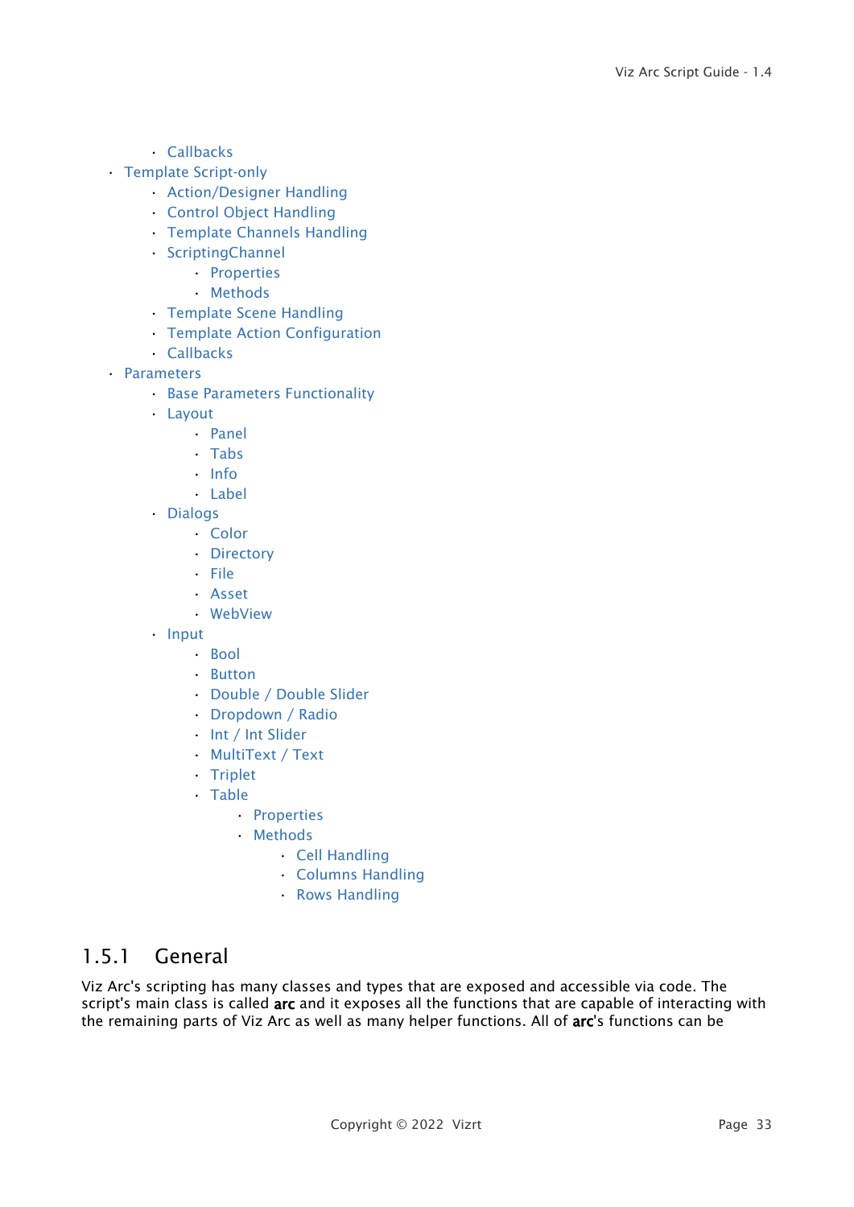- Callbacks
- Template Script-only
    - Action/Designer Handling
    - Control Object Handling
    - Template Channels Handling
    - ScriptingChannel
        - Properties
        - Methods
    - Template Scene Handling
    - Template Action Configuration
    - Callbacks
- Parameters
    - Base Parameters Functionality
    - Layout
        - Panel
        - Tabs
        - Info
        - Label
    - Dialogs
        - Color
        - Directory
        - File
        - Asset
        - WebView
    - Input
        - Bool
        - Button
        - Double / Double Slider
        - Dropdown / Radio
        - Int / Int Slider
        - MultiText / Text
        - Triplet
        - Table
            - Properties
            - Methods
                - Cell Handling
                - Columns Handling
                - Rows Handling

### 1.5.1 General

Viz Arc's scripting has many classes and types that are exposed and accessible via code. The script's main class is called **arc** and it exposes all the functions that are capable of interacting with the remaining parts of Viz Arc as well as many helper functions. All of **arc**'s functions can be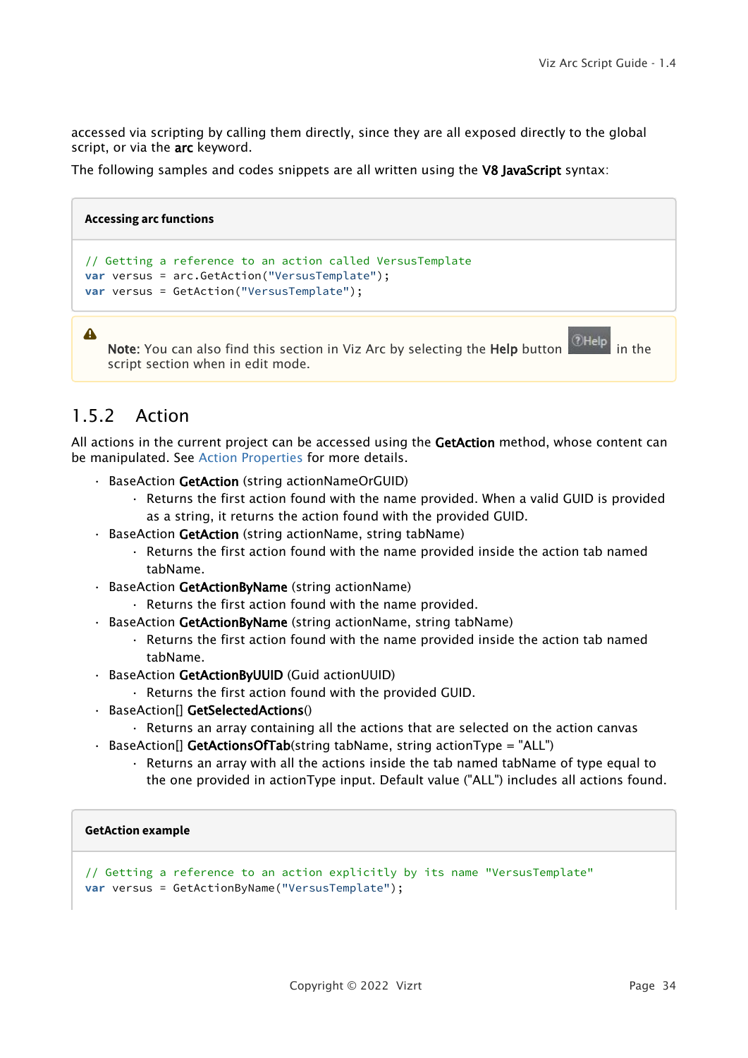accessed via scripting by calling them directly, since they are all exposed directly to the global script, or via the **arc** keyword.

The following samples and codes snippets are all written using the **V8 JavaScript** syntax:

**Accessing arc functions**

```
// Getting a reference to an action called VersusTemplate
var versus = arc.GetAction("VersusTemplate");
var versus = GetAction("VersusTemplate");
```

> **Note:** You can also find this section in Viz Arc by selecting the **Help** button in the script section when in edit mode.

## 1.5.2 Action

All actions in the current project can be accessed using the **GetAction** method, whose content can be manipulated. See Action Properties for more details.

- BaseAction **GetAction** (string actionNameOrGUID)
  - Returns the first action found with the name provided. When a valid GUID is provided as a string, it returns the action found with the provided GUID.
- BaseAction **GetAction** (string actionName, string tabName)
  - Returns the first action found with the name provided inside the action tab named tabName.
- BaseAction **GetActionByName** (string actionName)
  - Returns the first action found with the name provided.
- BaseAction **GetActionByName** (string actionName, string tabName)
  - Returns the first action found with the name provided inside the action tab named tabName.
- BaseAction **GetActionByUUID** (Guid actionUUID)
  - Returns the first action found with the provided GUID.
- BaseAction[] **GetSelectedActions**()
  - Returns an array containing all the actions that are selected on the action canvas
- BaseAction[] **GetActionsOfTab**(string tabName, string actionType = "ALL")
  - Returns an array with all the actions inside the tab named tabName of type equal to the one provided in actionType input. Default value ("ALL") includes all actions found.

**GetAction example**

```
// Getting a reference to an action explicitly by its name "VersusTemplate"
var versus = GetActionByName("VersusTemplate");
```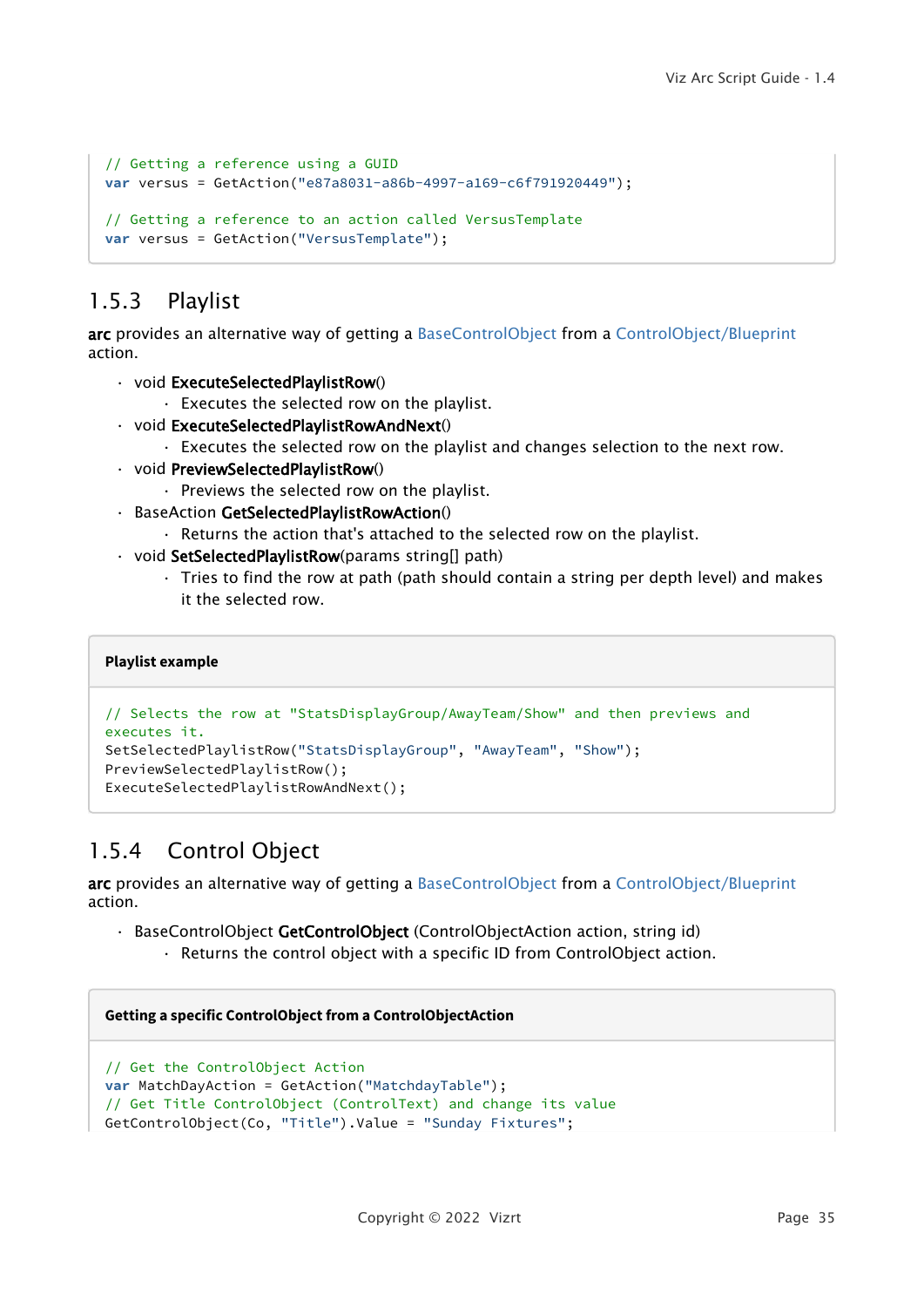```
// Getting a reference using a GUID
var versus = GetAction("e87a8031-a86b-4997-a169-c6f791920449");

// Getting a reference to an action called VersusTemplate
var versus = GetAction("VersusTemplate");
```

### 1.5.3 Playlist

**arc** provides an alternative way of getting a BaseControlObject from a ControlObject/Blueprint action.

- void **ExecuteSelectedPlaylistRow**()
  - Executes the selected row on the playlist.
- void **ExecuteSelectedPlaylistRowAndNext**()
  - Executes the selected row on the playlist and changes selection to the next row.
- void **PreviewSelectedPlaylistRow**()
  - Previews the selected row on the playlist.
- BaseAction **GetSelectedPlaylistRowAction**()
  - Returns the action that's attached to the selected row on the playlist.
- void **SetSelectedPlaylistRow**(params string[] path)
  - Tries to find the row at path (path should contain a string per depth level) and makes it the selected row.

**Playlist example**

```
// Selects the row at "StatsDisplayGroup/AwayTeam/Show" and then previews and
executes it.
SetSelectedPlaylistRow("StatsDisplayGroup", "AwayTeam", "Show");
PreviewSelectedPlaylistRow();
ExecuteSelectedPlaylistRowAndNext();
```

### 1.5.4 Control Object

**arc** provides an alternative way of getting a BaseControlObject from a ControlObject/Blueprint action.

- BaseControlObject **GetControlObject** (ControlObjectAction action, string id)
  - Returns the control object with a specific ID from ControlObject action.

**Getting a specific ControlObject from a ControlObjectAction**

```
// Get the ControlObject Action
var MatchDayAction = GetAction("MatchdayTable");
// Get Title ControlObject (ControlText) and change its value
GetControlObject(Co, "Title").Value = "Sunday Fixtures";
```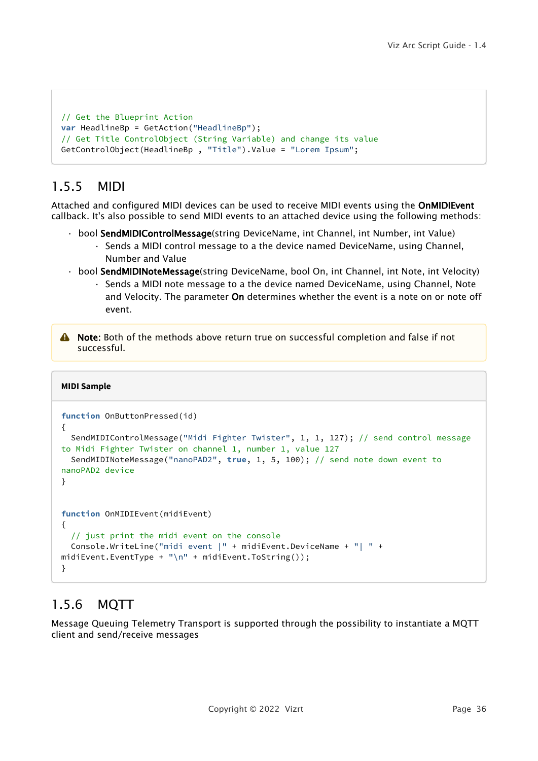```
// Get the Blueprint Action
var HeadlineBp = GetAction("HeadlineBp");
// Get Title ControlObject (String Variable) and change its value
GetControlObject(HeadlineBp , "Title").Value = "Lorem Ipsum";
```

### 1.5.5 MIDI

Attached and configured MIDI devices can be used to receive MIDI events using the **OnMIDIEvent** callback. It's also possible to send MIDI events to an attached device using the following methods:

- bool **SendMIDIControlMessage**(string DeviceName, int Channel, int Number, int Value)
  - Sends a MIDI control message to a the device named DeviceName, using Channel, Number and Value
- bool **SendMIDINoteMessage**(string DeviceName, bool On, int Channel, int Note, int Velocity)
  - Sends a MIDI note message to a the device named DeviceName, using Channel, Note and Velocity. The parameter **On** determines whether the event is a note on or note off event.

> **Note:** Both of the methods above return true on successful completion and false if not successful.

**MIDI Sample**

```
function OnButtonPressed(id)
{
  SendMIDIControlMessage("Midi Fighter Twister", 1, 1, 127); // send control message
to Midi Fighter Twister on channel 1, number 1, value 127
  SendMIDINoteMessage("nanoPAD2", true, 1, 5, 100); // send note down event to
nanoPAD2 device
}


function OnMIDIEvent(midiEvent)
{
  // just print the midi event on the console
  Console.WriteLine("midi event |" + midiEvent.DeviceName + "| " +
midiEvent.EventType + "\n" + midiEvent.ToString());
}
```

### 1.5.6 MQTT

Message Queuing Telemetry Transport is supported through the possibility to instantiate a MQTT client and send/receive messages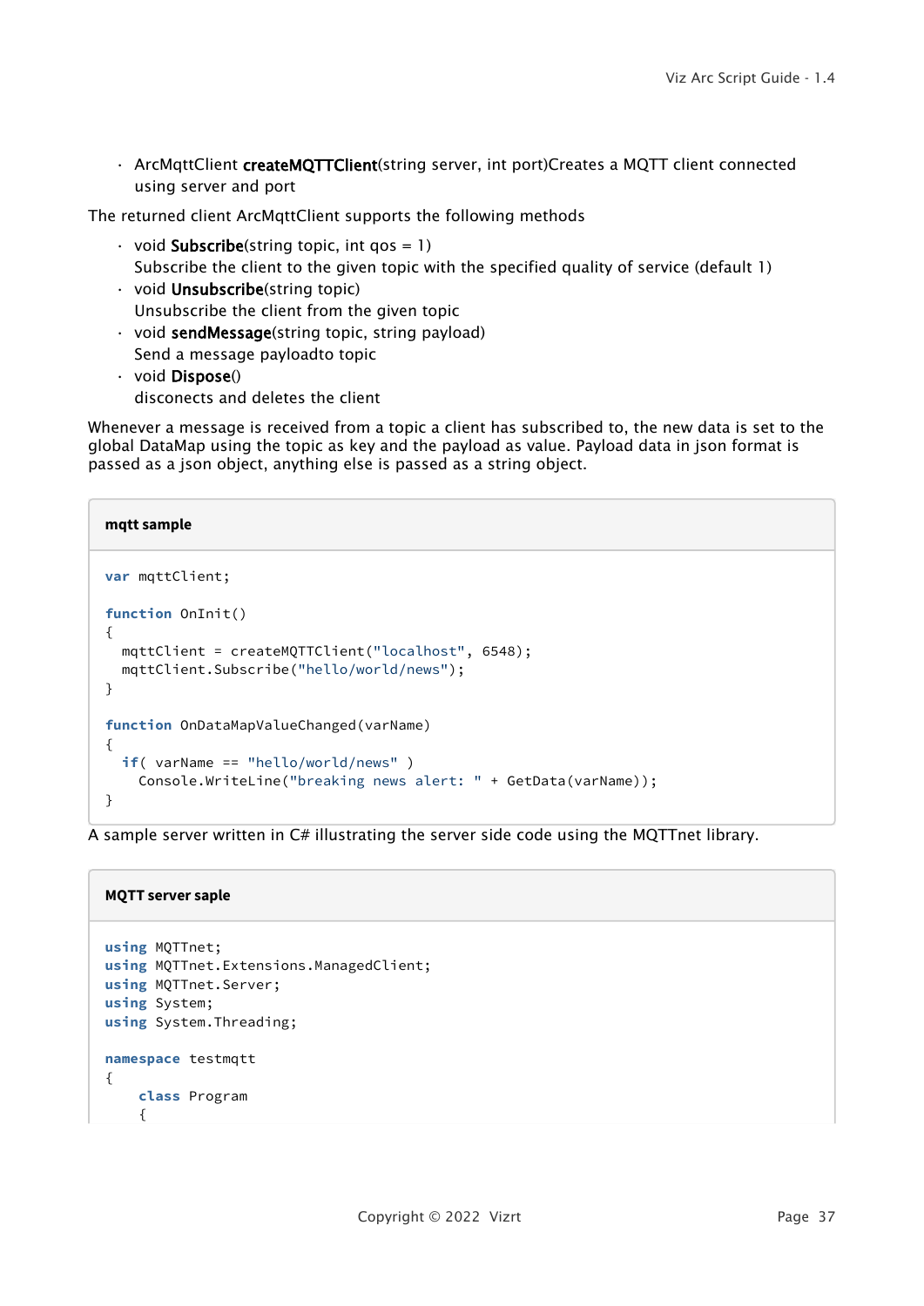- ArcMqttClient **createMQTTClient**(string server, int port)Creates a MQTT client connected using server and port

The returned client ArcMqttClient supports the following methods

- void **Subscribe**(string topic, int qos = 1)
  Subscribe the client to the given topic with the specified quality of service (default 1)
- void **Unsubscribe**(string topic)
  Unsubscribe the client from the given topic
- void **sendMessage**(string topic, string payload)
  Send a message payloadto topic
- void **Dispose**()
  disconects and deletes the client

Whenever a message is received from a topic a client has subscribed to, the new data is set to the global DataMap using the topic as key and the payload as value. Payload data in json format is passed as a json object, anything else is passed as a string object.

**mqtt sample**

```
var mqttClient;

function OnInit()
{
  mqttClient = createMQTTClient("localhost", 6548);
  mqttClient.Subscribe("hello/world/news");
}

function OnDataMapValueChanged(varName)
{
  if( varName == "hello/world/news" )
    Console.WriteLine("breaking news alert: " + GetData(varName));
}
```

A sample server written in C# illustrating the server side code using the MQTTnet library.

**MQTT server saple**

```
using MQTTnet;
using MQTTnet.Extensions.ManagedClient;
using MQTTnet.Server;
using System;
using System.Threading;

namespace testmqtt
{
    class Program
    {
```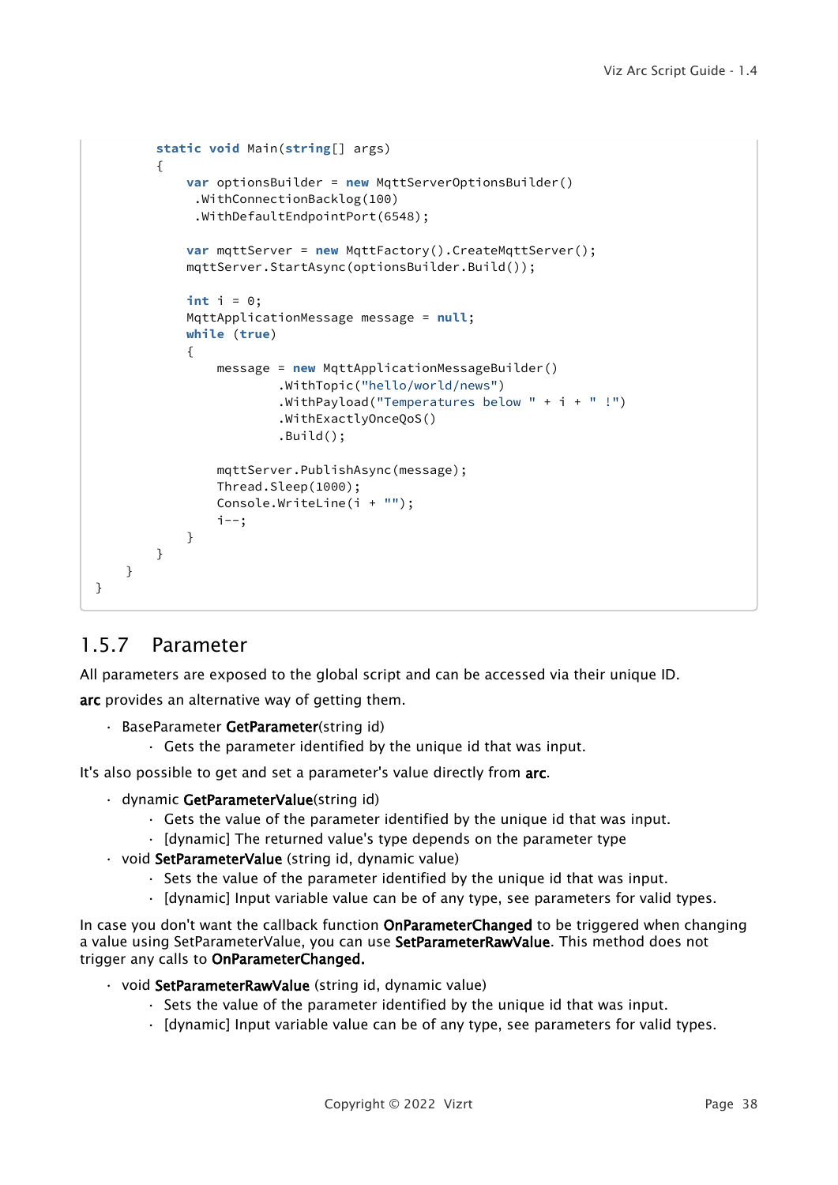```
        static void Main(string[] args)
        {
            var optionsBuilder = new MqttServerOptionsBuilder()
             .WithConnectionBacklog(100)
             .WithDefaultEndpointPort(6548);

            var mqttServer = new MqttFactory().CreateMqttServer();
            mqttServer.StartAsync(optionsBuilder.Build());

            int i = 0;
            MqttApplicationMessage message = null;
            while (true)
            {
                message = new MqttApplicationMessageBuilder()
                        .WithTopic("hello/world/news")
                        .WithPayload("Temperatures below " + i + " !")
                        .WithExactlyOnceQoS()
                        .Build();

                mqttServer.PublishAsync(message);
                Thread.Sleep(1000);
                Console.WriteLine(i + "");
                i--;
            }
        }
    }
}
```

### 1.5.7 Parameter

All parameters are exposed to the global script and can be accessed via their unique ID.

**arc** provides an alternative way of getting them.

- BaseParameter **GetParameter**(string id)
  - Gets the parameter identified by the unique id that was input.

It's also possible to get and set a parameter's value directly from **arc**.

- dynamic **GetParameterValue**(string id)
  - Gets the value of the parameter identified by the unique id that was input.
  - [dynamic] The returned value's type depends on the parameter type
- void **SetParameterValue** (string id, dynamic value)
  - Sets the value of the parameter identified by the unique id that was input.
  - [dynamic] Input variable value can be of any type, see parameters for valid types.

In case you don't want the callback function **OnParameterChanged** to be triggered when changing a value using SetParameterValue, you can use **SetParameterRawValue**. This method does not trigger any calls to **OnParameterChanged.**

- void **SetParameterRawValue** (string id, dynamic value)
  - Sets the value of the parameter identified by the unique id that was input.
  - [dynamic] Input variable value can be of any type, see parameters for valid types.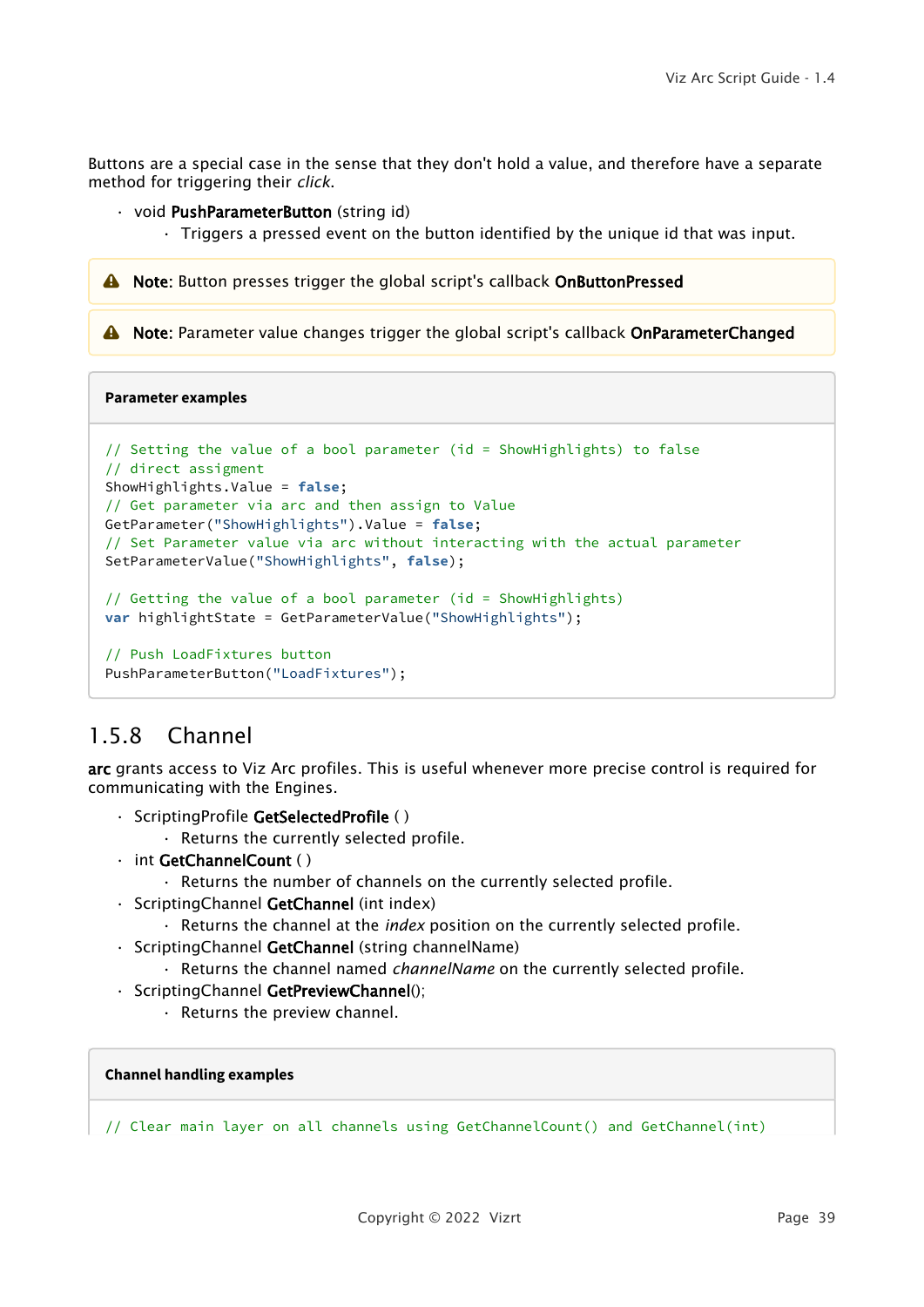Buttons are a special case in the sense that they don't hold a value, and therefore have a separate method for triggering their *click*.

- void **PushParameterButton** (string id)
    - Triggers a pressed event on the button identified by the unique id that was input.

> **Note:** Button presses trigger the global script's callback **OnButtonPressed**

> **Note:** Parameter value changes trigger the global script's callback **OnParameterChanged**

**Parameter examples**

```
// Setting the value of a bool parameter (id = ShowHighlights) to false
// direct assigment
ShowHighlights.Value = false;
// Get parameter via arc and then assign to Value
GetParameter("ShowHighlights").Value = false;
// Set Parameter value via arc without interacting with the actual parameter
SetParameterValue("ShowHighlights", false);

// Getting the value of a bool parameter (id = ShowHighlights)
var highlightState = GetParameterValue("ShowHighlights");

// Push LoadFixtures button
PushParameterButton("LoadFixtures");
```

### 1.5.8 Channel

**arc** grants access to Viz Arc profiles. This is useful whenever more precise control is required for communicating with the Engines.

- ScriptingProfile **GetSelectedProfile** ( )
    - Returns the currently selected profile.
- int **GetChannelCount** ( )
    - Returns the number of channels on the currently selected profile.
- ScriptingChannel **GetChannel** (int index)
    - Returns the channel at the *index* position on the currently selected profile.
- ScriptingChannel **GetChannel** (string channelName)
    - Returns the channel named *channelName* on the currently selected profile.
- ScriptingChannel **GetPreviewChannel**();
    - Returns the preview channel.

**Channel handling examples**

```
// Clear main layer on all channels using GetChannelCount() and GetChannel(int)
```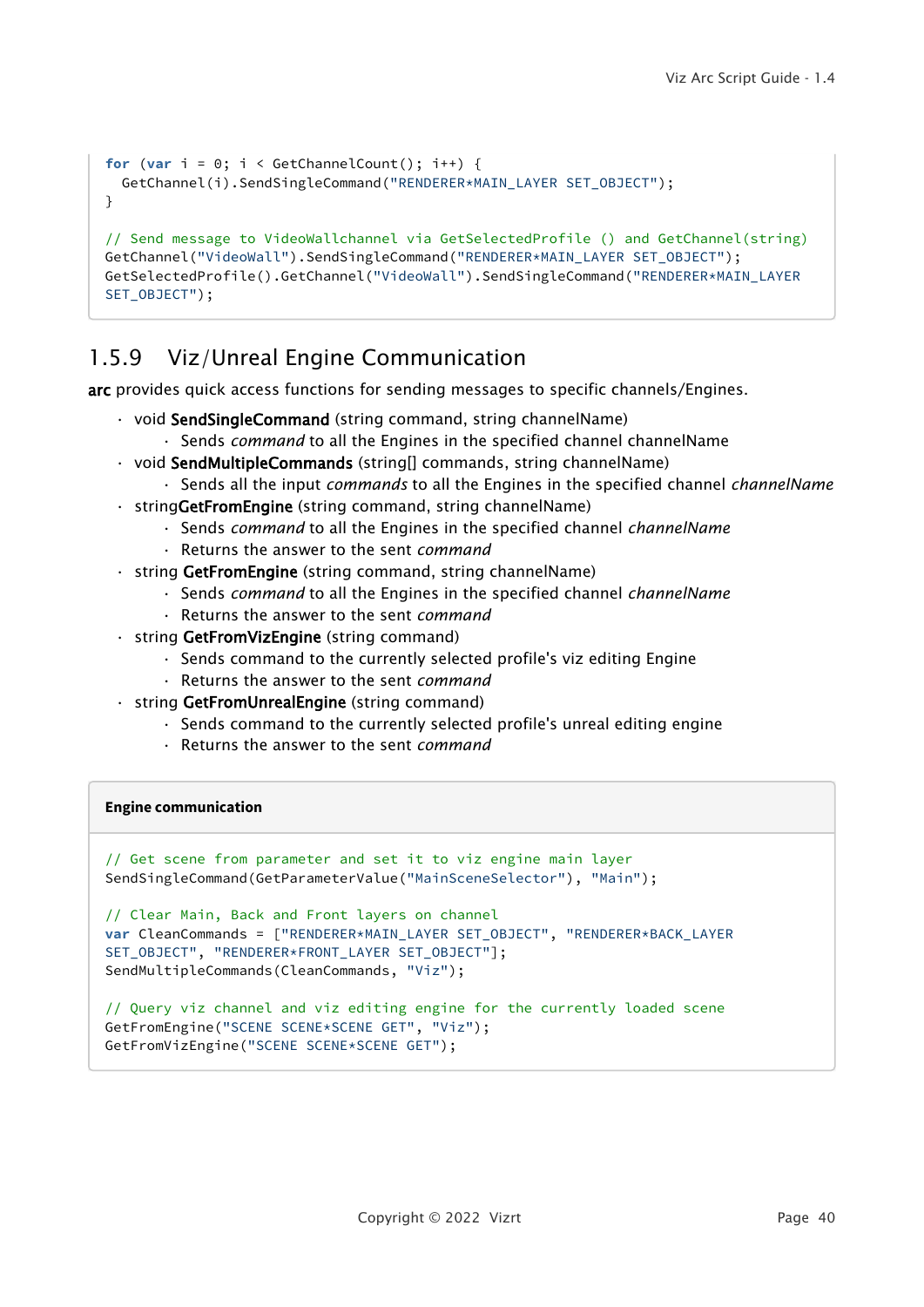```
for (var i = 0; i < GetChannelCount(); i++) {
  GetChannel(i).SendSingleCommand("RENDERER*MAIN_LAYER SET_OBJECT");
}

// Send message to VideoWallchannel via GetSelectedProfile () and GetChannel(string)
GetChannel("VideoWall").SendSingleCommand("RENDERER*MAIN_LAYER SET_OBJECT");
GetSelectedProfile().GetChannel("VideoWall").SendSingleCommand("RENDERER*MAIN_LAYER
SET_OBJECT");
```

### 1.5.9 Viz/Unreal Engine Communication

**arc** provides quick access functions for sending messages to specific channels/Engines.

- void **SendSingleCommand** (string command, string channelName)
  - Sends *command* to all the Engines in the specified channel channelName
- void **SendMultipleCommands** (string[] commands, string channelName)
  - Sends all the input *commands* to all the Engines in the specified channel *channelName*
- string**GetFromEngine** (string command, string channelName)
  - Sends *command* to all the Engines in the specified channel *channelName*
  - Returns the answer to the sent *command*
- string **GetFromEngine** (string command, string channelName)
  - Sends *command* to all the Engines in the specified channel *channelName*
  - Returns the answer to the sent *command*
- string **GetFromVizEngine** (string command)
  - Sends command to the currently selected profile's viz editing Engine
  - Returns the answer to the sent *command*
- string **GetFromUnrealEngine** (string command)
  - Sends command to the currently selected profile's unreal editing engine
  - Returns the answer to the sent *command*

**Engine communication**

```
// Get scene from parameter and set it to viz engine main layer
SendSingleCommand(GetParameterValue("MainSceneSelector"), "Main");

// Clear Main, Back and Front layers on channel
var CleanCommands = ["RENDERER*MAIN_LAYER SET_OBJECT", "RENDERER*BACK_LAYER
SET_OBJECT", "RENDERER*FRONT_LAYER SET_OBJECT"];
SendMultipleCommands(CleanCommands, "Viz");

// Query viz channel and viz editing engine for the currently loaded scene
GetFromEngine("SCENE SCENE*SCENE GET", "Viz");
GetFromVizEngine("SCENE SCENE*SCENE GET");
```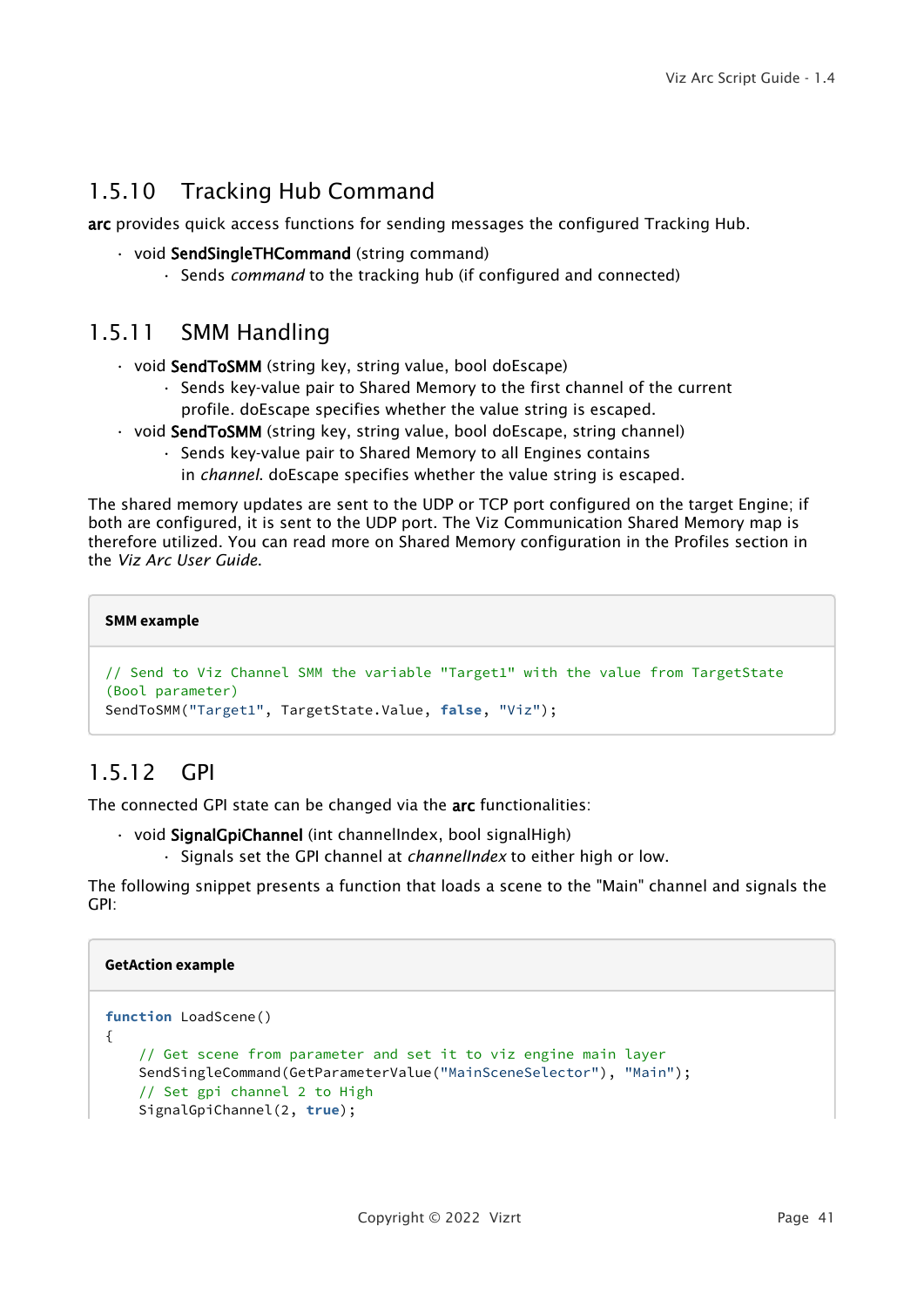### 1.5.10 Tracking Hub Command

**arc** provides quick access functions for sending messages the configured Tracking Hub.

- void **SendSingleTHCommand** (string command)
    - Sends *command* to the tracking hub (if configured and connected)

### 1.5.11 SMM Handling

- void **SendToSMM** (string key, string value, bool doEscape)
    - Sends key-value pair to Shared Memory to the first channel of the current profile. doEscape specifies whether the value string is escaped.
- void **SendToSMM** (string key, string value, bool doEscape, string channel)
    - Sends key-value pair to Shared Memory to all Engines contains in *channel*. doEscape specifies whether the value string is escaped.

The shared memory updates are sent to the UDP or TCP port configured on the target Engine; if both are configured, it is sent to the UDP port. The Viz Communication Shared Memory map is therefore utilized. You can read more on Shared Memory configuration in the Profiles section in the *Viz Arc User Guide*.

**SMM example**

```
// Send to Viz Channel SMM the variable "Target1" with the value from TargetState
(Bool parameter)
SendToSMM("Target1", TargetState.Value, false, "Viz");
```

### 1.5.12 GPI

The connected GPI state can be changed via the **arc** functionalities:

- void **SignalGpiChannel** (int channelIndex, bool signalHigh)
    - Signals set the GPI channel at *channelIndex* to either high or low.

The following snippet presents a function that loads a scene to the "Main" channel and signals the GPI:

**GetAction example**

```
function LoadScene()
{
    // Get scene from parameter and set it to viz engine main layer
    SendSingleCommand(GetParameterValue("MainSceneSelector"), "Main");
    // Set gpi channel 2 to High
    SignalGpiChannel(2, true);
```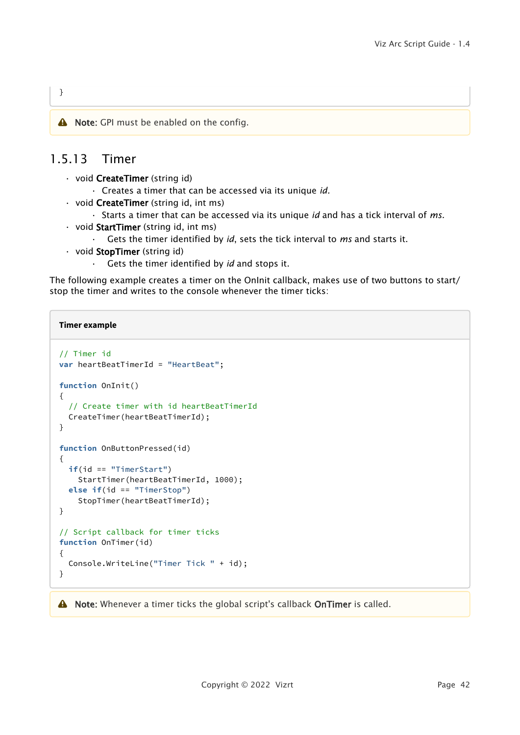```
}
```

> **Note:** GPI must be enabled on the config.

### 1.5.13 Timer

- void **CreateTimer** (string id)
  - Creates a timer that can be accessed via its unique *id*.
- void **CreateTimer** (string id, int ms)
  - Starts a timer that can be accessed via its unique *id* and has a tick interval of *ms*.
- void **StartTimer** (string id, int ms)
  - Gets the timer identified by *id*, sets the tick interval to *ms* and starts it.
- void **StopTimer** (string id)
  - Gets the timer identified by *id* and stops it.

The following example creates a timer on the OnInit callback, makes use of two buttons to start/stop the timer and writes to the console whenever the timer ticks:

**Timer example**

```
// Timer id
var heartBeatTimerId = "HeartBeat";

function OnInit()
{
  // Create timer with id heartBeatTimerId
  CreateTimer(heartBeatTimerId);
}

function OnButtonPressed(id)
{
  if(id == "TimerStart")
    StartTimer(heartBeatTimerId, 1000);
  else if(id == "TimerStop")
    StopTimer(heartBeatTimerId);
}

// Script callback for timer ticks
function OnTimer(id)
{
  Console.WriteLine("Timer Tick " + id);
}
```

> **Note:** Whenever a timer ticks the global script's callback **OnTimer** is called.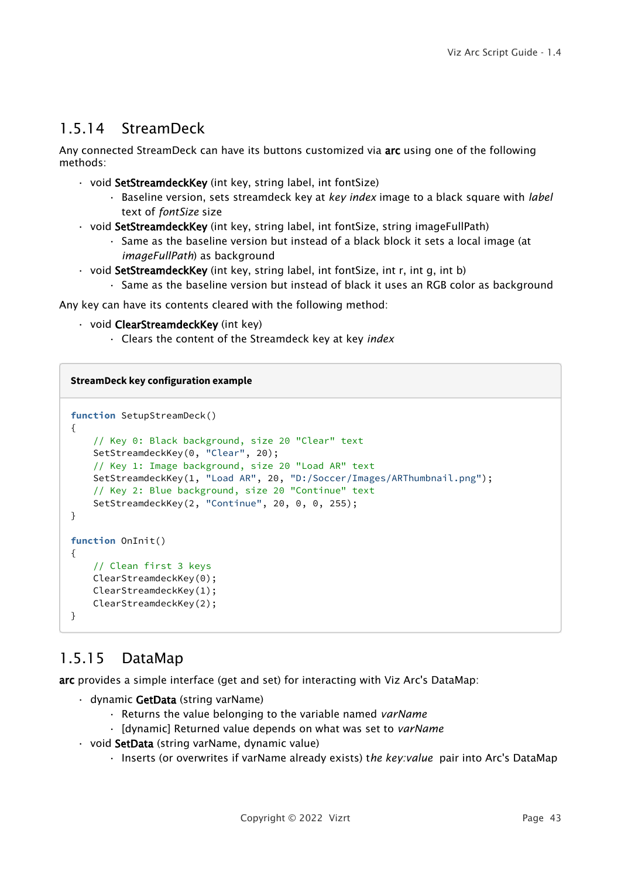### 1.5.14 StreamDeck

Any connected StreamDeck can have its buttons customized via **arc** using one of the following methods:

- void **SetStreamdeckKey** (int key, string label, int fontSize)
  - Baseline version, sets streamdeck key at *key index* image to a black square with *label* text of *fontSize* size
- void **SetStreamdeckKey** (int key, string label, int fontSize, string imageFullPath)
  - Same as the baseline version but instead of a black block it sets a local image (at *imageFullPath*) as background
- void **SetStreamdeckKey** (int key, string label, int fontSize, int r, int g, int b)
  - Same as the baseline version but instead of black it uses an RGB color as background

Any key can have its contents cleared with the following method:

- void **ClearStreamdeckKey** (int key)
  - Clears the content of the Streamdeck key at key *index*

**StreamDeck key configuration example**

```
function SetupStreamDeck()
{
    // Key 0: Black background, size 20 "Clear" text
    SetStreamdeckKey(0, "Clear", 20);
    // Key 1: Image background, size 20 "Load AR" text
    SetStreamdeckKey(1, "Load AR", 20, "D:/Soccer/Images/ARThumbnail.png");
    // Key 2: Blue background, size 20 "Continue" text
    SetStreamdeckKey(2, "Continue", 20, 0, 0, 255);
}

function OnInit()
{
    // Clean first 3 keys
    ClearStreamdeckKey(0);
    ClearStreamdeckKey(1);
    ClearStreamdeckKey(2);
}
```

### 1.5.15 DataMap

**arc** provides a simple interface (get and set) for interacting with Viz Arc's DataMap:

- dynamic **GetData** (string varName)
  - Returns the value belonging to the variable named *varName*
  - [dynamic] Returned value depends on what was set to *varName*
- void **SetData** (string varName, dynamic value)
  - Inserts (or overwrites if varName already exists) t*he key:value* pair into Arc's DataMap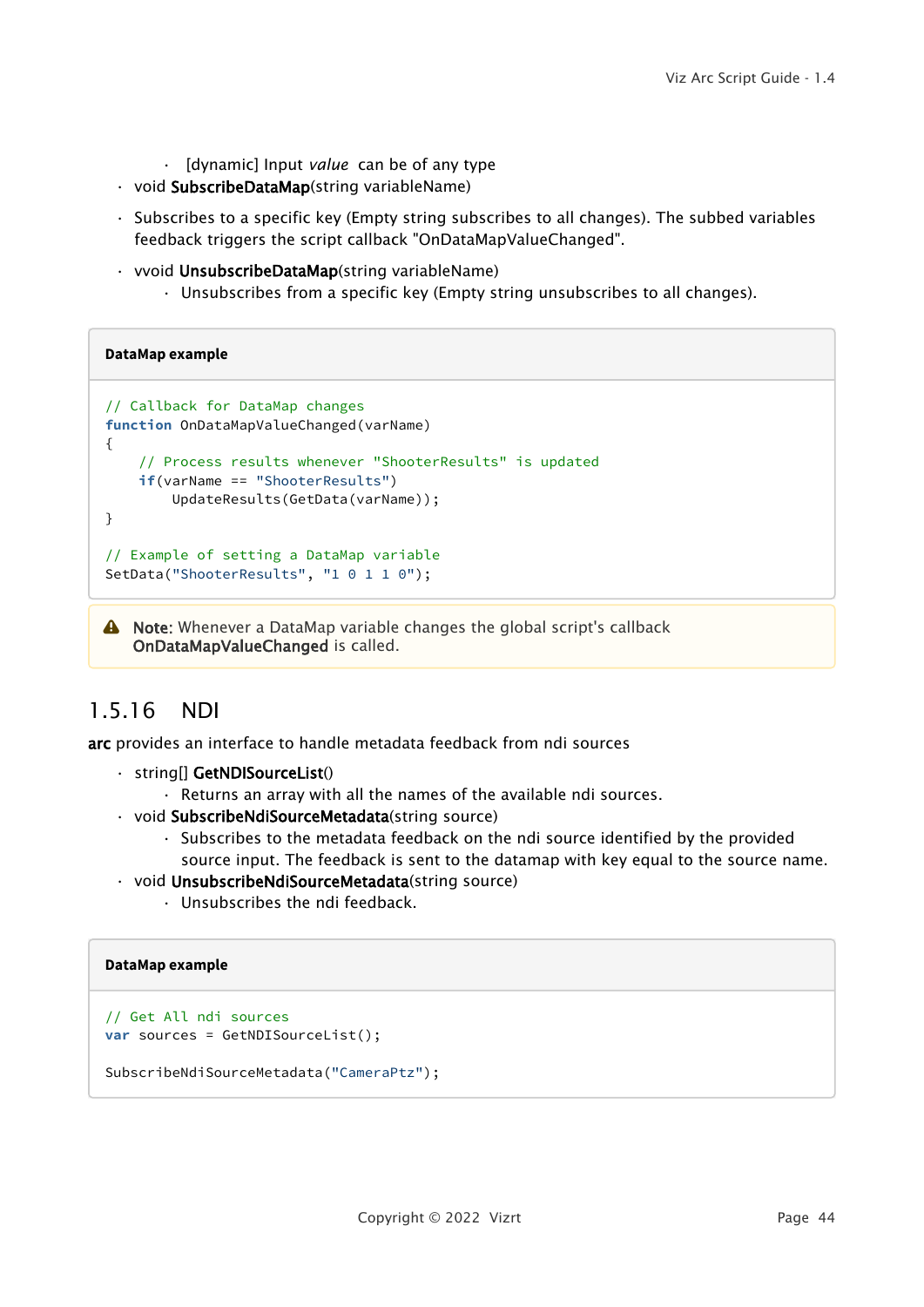- [dynamic] Input *value* can be of any type
- void **SubscribeDataMap**(string variableName)
- Subscribes to a specific key (Empty string subscribes to all changes). The subbed variables feedback triggers the script callback "OnDataMapValueChanged".
- vvoid **UnsubscribeDataMap**(string variableName)
    - Unsubscribes from a specific key (Empty string unsubscribes to all changes).

**DataMap example**

```
// Callback for DataMap changes
function OnDataMapValueChanged(varName)
{
    // Process results whenever "ShooterResults" is updated
    if(varName == "ShooterResults")
        UpdateResults(GetData(varName));
}

// Example of setting a DataMap variable
SetData("ShooterResults", "1 0 1 1 0");
```

> **Note:** Whenever a DataMap variable changes the global script's callback **OnDataMapValueChanged** is called.

### 1.5.16 NDI

**arc** provides an interface to handle metadata feedback from ndi sources

- string[] **GetNDISourceList**()
    - Returns an array with all the names of the available ndi sources.
- void **SubscribeNdiSourceMetadata**(string source)
    - Subscribes to the metadata feedback on the ndi source identified by the provided source input. The feedback is sent to the datamap with key equal to the source name.
- void **UnsubscribeNdiSourceMetadata**(string source)
    - Unsubscribes the ndi feedback.

**DataMap example**

```
// Get All ndi sources
var sources = GetNDISourceList();

SubscribeNdiSourceMetadata("CameraPtz");
```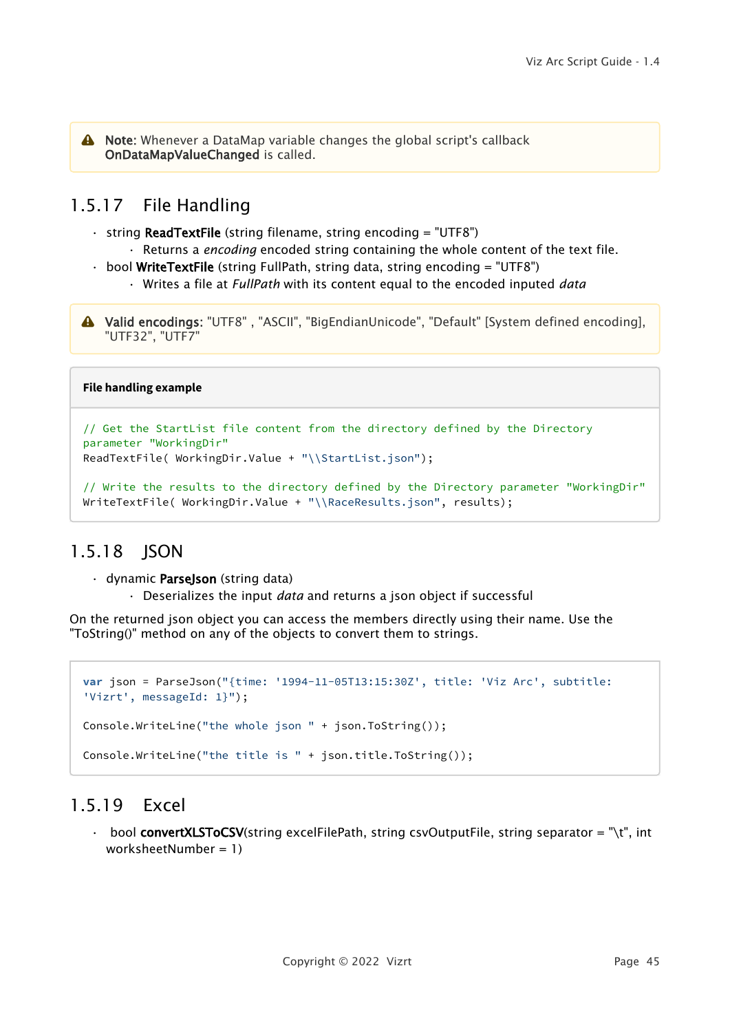> **Note:** Whenever a DataMap variable changes the global script's callback **OnDataMapValueChanged** is called.

### 1.5.17 File Handling

- string **ReadTextFile** (string filename, string encoding = "UTF8")
  - Returns a *encoding* encoded string containing the whole content of the text file.
- bool **WriteTextFile** (string FullPath, string data, string encoding = "UTF8")
  - Writes a file at *FullPath* with its content equal to the encoded inputed *data*

> **Valid encodings:** "UTF8" , "ASCII", "BigEndianUnicode", "Default" [System defined encoding], "UTF32", "UTF7"

**File handling example**

```
// Get the StartList file content from the directory defined by the Directory
parameter "WorkingDir"
ReadTextFile( WorkingDir.Value + "\\StartList.json");

// Write the results to the directory defined by the Directory parameter "WorkingDir"
WriteTextFile( WorkingDir.Value + "\\RaceResults.json", results);
```

### 1.5.18 JSON

- dynamic **ParseJson** (string data)
  - Deserializes the input *data* and returns a json object if successful

On the returned json object you can access the members directly using their name. Use the "ToString()" method on any of the objects to convert them to strings.

```
var json = ParseJson("{time: '1994-11-05T13:15:30Z', title: 'Viz Arc', subtitle:
'Vizrt', messageId: 1}");

Console.WriteLine("the whole json " + json.ToString());

Console.WriteLine("the title is " + json.title.ToString());
```

### 1.5.19 Excel

- bool **convertXLSToCSV**(string excelFilePath, string csvOutputFile, string separator = "\t", int worksheetNumber = 1)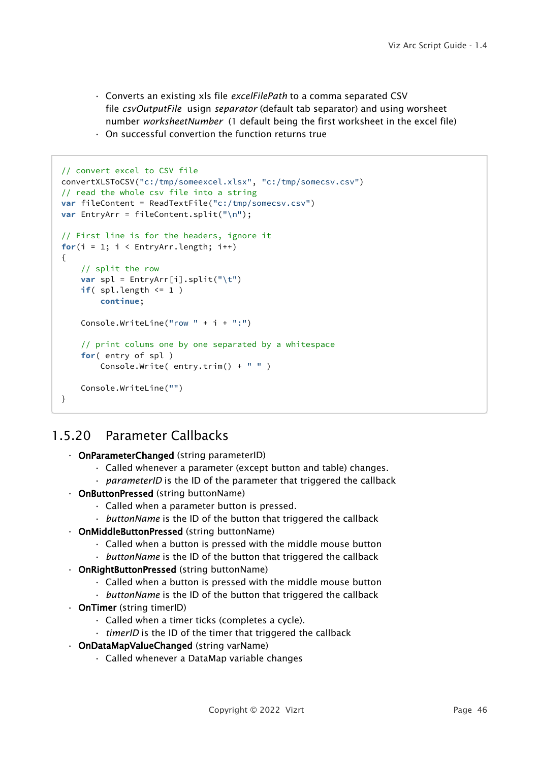- Converts an existing xls file *excelFilePath* to a comma separated CSV file *csvOutputFile* usign *separator* (default tab separator) and using worsheet number *worksheetNumber* (1 default being the first worksheet in the excel file)
- On successful convertion the function returns true

```
// convert excel to CSV file
convertXLSToCSV("c:/tmp/someexcel.xlsx", "c:/tmp/somecsv.csv")
// read the whole csv file into a string
var fileContent = ReadTextFile("c:/tmp/somecsv.csv")
var EntryArr = fileContent.split("\n");

// First line is for the headers, ignore it
for(i = 1; i < EntryArr.length; i++)
{
    // split the row
    var spl = EntryArr[i].split("\t")
    if( spl.length <= 1 )
        continue;

    Console.WriteLine("row " + i + ":")

    // print colums one by one separated by a whitespace
    for( entry of spl )
        Console.Write( entry.trim() + " " )

    Console.WriteLine("")
}
```

### 1.5.20 Parameter Callbacks

- **OnParameterChanged** (string parameterID)
  - Called whenever a parameter (except button and table) changes.
  - *parameterID* is the ID of the parameter that triggered the callback
- **OnButtonPressed** (string buttonName)
  - Called when a parameter button is pressed.
  - *buttonName* is the ID of the button that triggered the callback
- **OnMiddleButtonPressed** (string buttonName)
  - Called when a button is pressed with the middle mouse button
  - *buttonName* is the ID of the button that triggered the callback
- **OnRightButtonPressed** (string buttonName)
  - Called when a button is pressed with the middle mouse button
  - *buttonName* is the ID of the button that triggered the callback
- **OnTimer** (string timerID)
  - Called when a timer ticks (completes a cycle).
  - *timerID* is the ID of the timer that triggered the callback
- **OnDataMapValueChanged** (string varName)
  - Called whenever a DataMap variable changes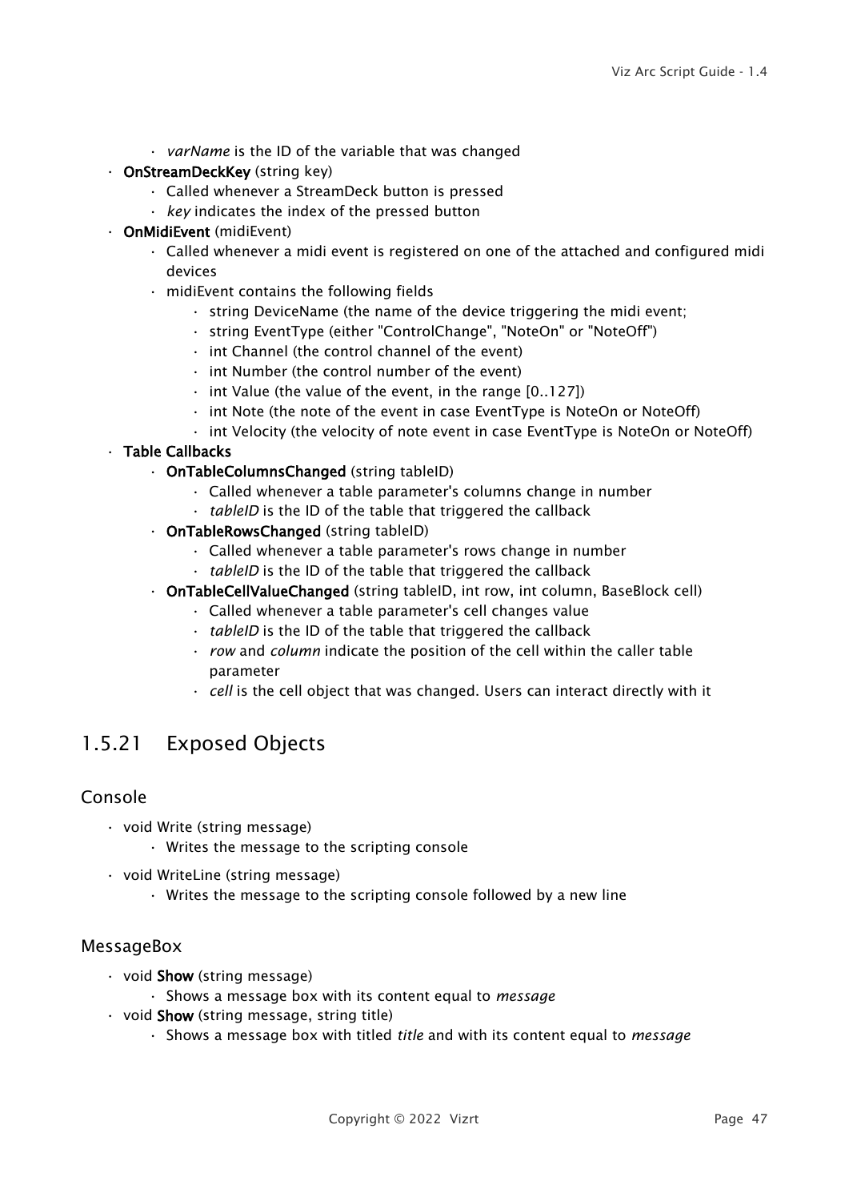- *varName* is the ID of the variable that was changed
- **OnStreamDeckKey** (string key)
  - Called whenever a StreamDeck button is pressed
  - *key* indicates the index of the pressed button
- **OnMidiEvent** (midiEvent)
  - Called whenever a midi event is registered on one of the attached and configured midi devices
  - midiEvent contains the following fields
    - string DeviceName (the name of the device triggering the midi event;
    - string EventType (either "ControlChange", "NoteOn" or "NoteOff")
    - int Channel (the control channel of the event)
    - int Number (the control number of the event)
    - int Value (the value of the event, in the range [0..127])
    - int Note (the note of the event in case EventType is NoteOn or NoteOff)
    - int Velocity (the velocity of note event in case EventType is NoteOn or NoteOff)
- **Table Callbacks**
  - **OnTableColumnsChanged** (string tableID)
    - Called whenever a table parameter's columns change in number
    - *tableID* is the ID of the table that triggered the callback
  - **OnTableRowsChanged** (string tableID)
    - Called whenever a table parameter's rows change in number
    - *tableID* is the ID of the table that triggered the callback
  - **OnTableCellValueChanged** (string tableID, int row, int column, BaseBlock cell)
    - Called whenever a table parameter's cell changes value
    - *tableID* is the ID of the table that triggered the callback
    - *row* and *column* indicate the position of the cell within the caller table parameter
    - *cell* is the cell object that was changed. Users can interact directly with it

## 1.5.21 Exposed Objects

### Console

- void Write (string message)
  - Writes the message to the scripting console
- void WriteLine (string message)
  - Writes the message to the scripting console followed by a new line

### MessageBox

- void **Show** (string message)
  - Shows a message box with its content equal to *message*
- void **Show** (string message, string title)
  - Shows a message box with titled *title* and with its content equal to *message*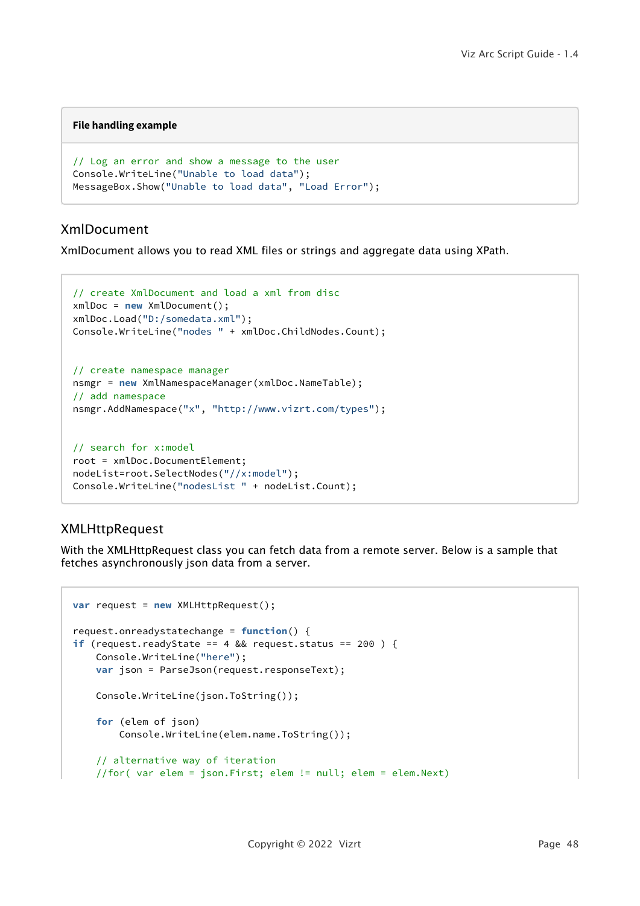**File handling example**

```
// Log an error and show a message to the user
Console.WriteLine("Unable to load data");
MessageBox.Show("Unable to load data", "Load Error");
```

## XmlDocument

XmlDocument allows you to read XML files or strings and aggregate data using XPath.

```
// create XmlDocument and load a xml from disc
xmlDoc = new XmlDocument();
xmlDoc.Load("D:/somedata.xml");
Console.WriteLine("nodes " + xmlDoc.ChildNodes.Count);


// create namespace manager
nsmgr = new XmlNamespaceManager(xmlDoc.NameTable);
// add namespace
nsmgr.AddNamespace("x", "http://www.vizrt.com/types");


// search for x:model
root = xmlDoc.DocumentElement;
nodeList=root.SelectNodes("//x:model");
Console.WriteLine("nodesList " + nodeList.Count);
```

## XMLHttpRequest

With the XMLHttpRequest class you can fetch data from a remote server. Below is a sample that fetches asynchronously json data from a server.

```
var request = new XMLHttpRequest();

request.onreadystatechange = function() {
if (request.readyState == 4 && request.status == 200 ) {
    Console.WriteLine("here");
    var json = ParseJson(request.responseText);

    Console.WriteLine(json.ToString());

    for (elem of json)
        Console.WriteLine(elem.name.ToString());

    // alternative way of iteration
    //for( var elem = json.First; elem != null; elem = elem.Next)
```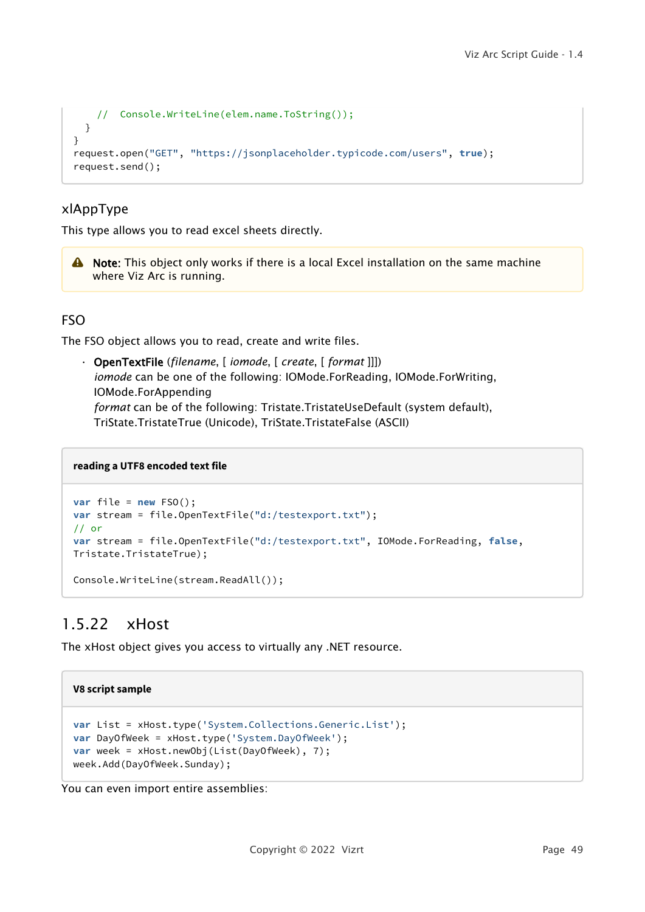```
    //  Console.WriteLine(elem.name.ToString());
  }
}
request.open("GET", "https://jsonplaceholder.typicode.com/users", true);
request.send();
```

### xlAppType

This type allows you to read excel sheets directly.

> **Note:** This object only works if there is a local Excel installation on the same machine where Viz Arc is running.

### FSO

The FSO object allows you to read, create and write files.

- **OpenTextFile** (*filename*, [ *iomode*, [ *create*, [ *format* ]]])
  *iomode* can be one of the following: IOMode.ForReading, IOMode.ForWriting, IOMode.ForAppending
  *format* can be of the following: Tristate.TristateUseDefault (system default), TriState.TristateTrue (Unicode), TriState.TristateFalse (ASCII)

**reading a UTF8 encoded text file**

```
var file = new FSO();
var stream = file.OpenTextFile("d:/testexport.txt");
// or
var stream = file.OpenTextFile("d:/testexport.txt", IOMode.ForReading, false,
Tristate.TristateTrue);

Console.WriteLine(stream.ReadAll());
```

## 1.5.22 xHost

The xHost object gives you access to virtually any .NET resource.

**V8 script sample**

```
var List = xHost.type('System.Collections.Generic.List');
var DayOfWeek = xHost.type('System.DayOfWeek');
var week = xHost.newObj(List(DayOfWeek), 7);
week.Add(DayOfWeek.Sunday);
```

You can even import entire assemblies: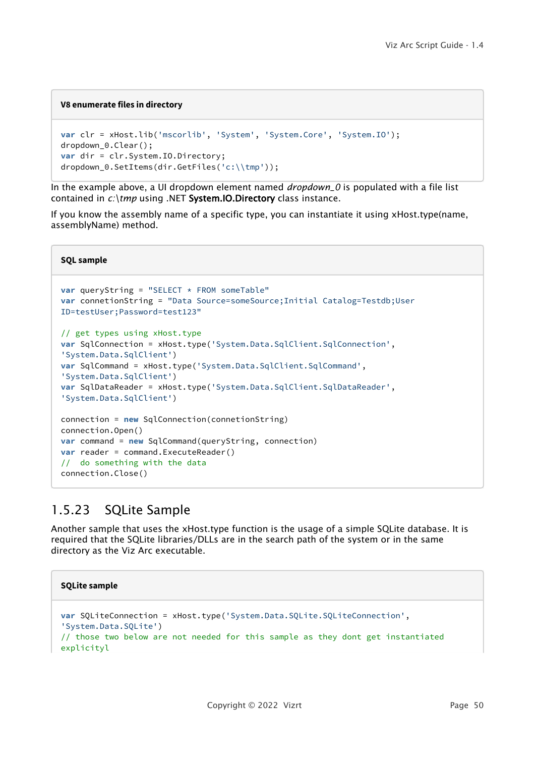**V8 enumerate files in directory**

```
var clr = xHost.lib('mscorlib', 'System', 'System.Core', 'System.IO');
dropdown_0.Clear();
var dir = clr.System.IO.Directory;
dropdown_0.SetItems(dir.GetFiles('c:\\tmp'));
```

In the example above, a UI dropdown element named *dropdown_0* is populated with a file list contained in *c:\tmp* using .NET **System.IO.Directory** class instance.

If you know the assembly name of a specific type, you can instantiate it using xHost.type(name, assemblyName) method.

**SQL sample**

```
var queryString = "SELECT * FROM someTable"
var connetionString = "Data Source=someSource;Initial Catalog=Testdb;User
ID=testUser;Password=test123"

// get types using xHost.type
var SqlConnection = xHost.type('System.Data.SqlClient.SqlConnection',
'System.Data.SqlClient')
var SqlCommand = xHost.type('System.Data.SqlClient.SqlCommand',
'System.Data.SqlClient')
var SqlDataReader = xHost.type('System.Data.SqlClient.SqlDataReader',
'System.Data.SqlClient')

connection = new SqlConnection(connetionString)
connection.Open()
var command = new SqlCommand(queryString, connection)
var reader = command.ExecuteReader()
//  do something with the data
connection.Close()
```

## 1.5.23 SQLite Sample

Another sample that uses the xHost.type function is the usage of a simple SQLite database. It is required that the SQLite libraries/DLLs are in the search path of the system or in the same directory as the Viz Arc executable.

**SQLite sample**

```
var SQLiteConnection = xHost.type('System.Data.SQLite.SQLiteConnection',
'System.Data.SQLite')
// those two below are not needed for this sample as they dont get instantiated
explicityl
```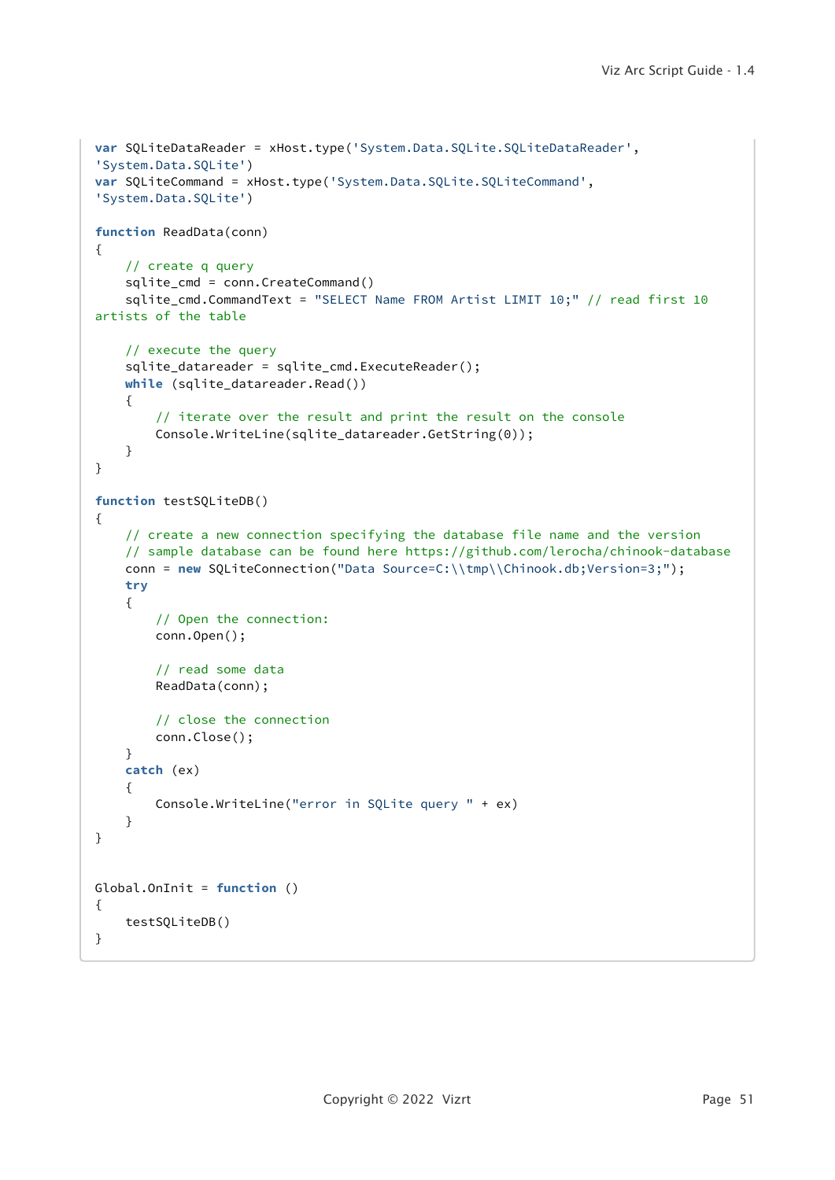```
var SQLiteDataReader = xHost.type('System.Data.SQLite.SQLiteDataReader',
'System.Data.SQLite')
var SQLiteCommand = xHost.type('System.Data.SQLite.SQLiteCommand',
'System.Data.SQLite')

function ReadData(conn)
{
    // create q query
    sqlite_cmd = conn.CreateCommand()
    sqlite_cmd.CommandText = "SELECT Name FROM Artist LIMIT 10;" // read first 10
artists of the table

    // execute the query
    sqlite_datareader = sqlite_cmd.ExecuteReader();
    while (sqlite_datareader.Read())
    {
        // iterate over the result and print the result on the console
        Console.WriteLine(sqlite_datareader.GetString(0));
    }
}

function testSQLiteDB()
{
    // create a new connection specifying the database file name and the version
    // sample database can be found here https://github.com/lerocha/chinook-database
    conn = new SQLiteConnection("Data Source=C:\\tmp\\Chinook.db;Version=3;");
    try
    {
        // Open the connection:
        conn.Open();

        // read some data
        ReadData(conn);

        // close the connection
        conn.Close();
    }
    catch (ex)
    {
        Console.WriteLine("error in SQLite query " + ex)
    }
}


Global.OnInit = function ()
{
    testSQLiteDB()
}
```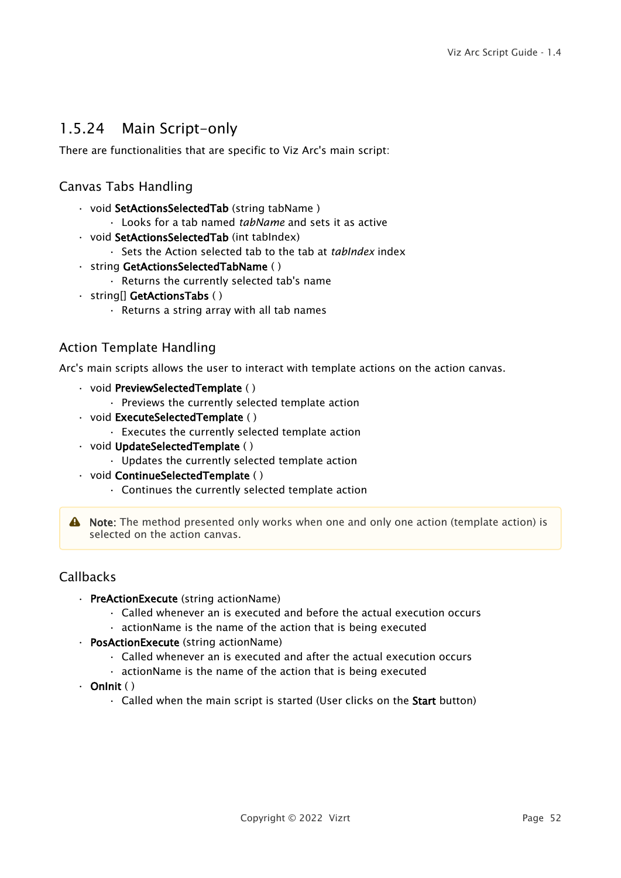## 1.5.24 Main Script-only

There are functionalities that are specific to Viz Arc's main script:

### Canvas Tabs Handling

- void **SetActionsSelectedTab** (string tabName )
  - Looks for a tab named *tabName* and sets it as active
- void **SetActionsSelectedTab** (int tabIndex)
  - Sets the Action selected tab to the tab at *tabIndex* index
- string **GetActionsSelectedTabName** ( )
  - Returns the currently selected tab's name
- string[] **GetActionsTabs** ( )
  - Returns a string array with all tab names

### Action Template Handling

Arc's main scripts allows the user to interact with template actions on the action canvas.

- void **PreviewSelectedTemplate** ( )
  - Previews the currently selected template action
- void **ExecuteSelectedTemplate** ( )
  - Executes the currently selected template action
- void **UpdateSelectedTemplate** ( )
  - Updates the currently selected template action
- void **ContinueSelectedTemplate** ( )
  - Continues the currently selected template action

> **Note:** The method presented only works when one and only one action (template action) is selected on the action canvas.

### Callbacks

- **PreActionExecute** (string actionName)
  - Called whenever an is executed and before the actual execution occurs
  - actionName is the name of the action that is being executed
- **PosActionExecute** (string actionName)
  - Called whenever an is executed and after the actual execution occurs
  - actionName is the name of the action that is being executed
- **OnInit** ( )
  - Called when the main script is started (User clicks on the **Start** button)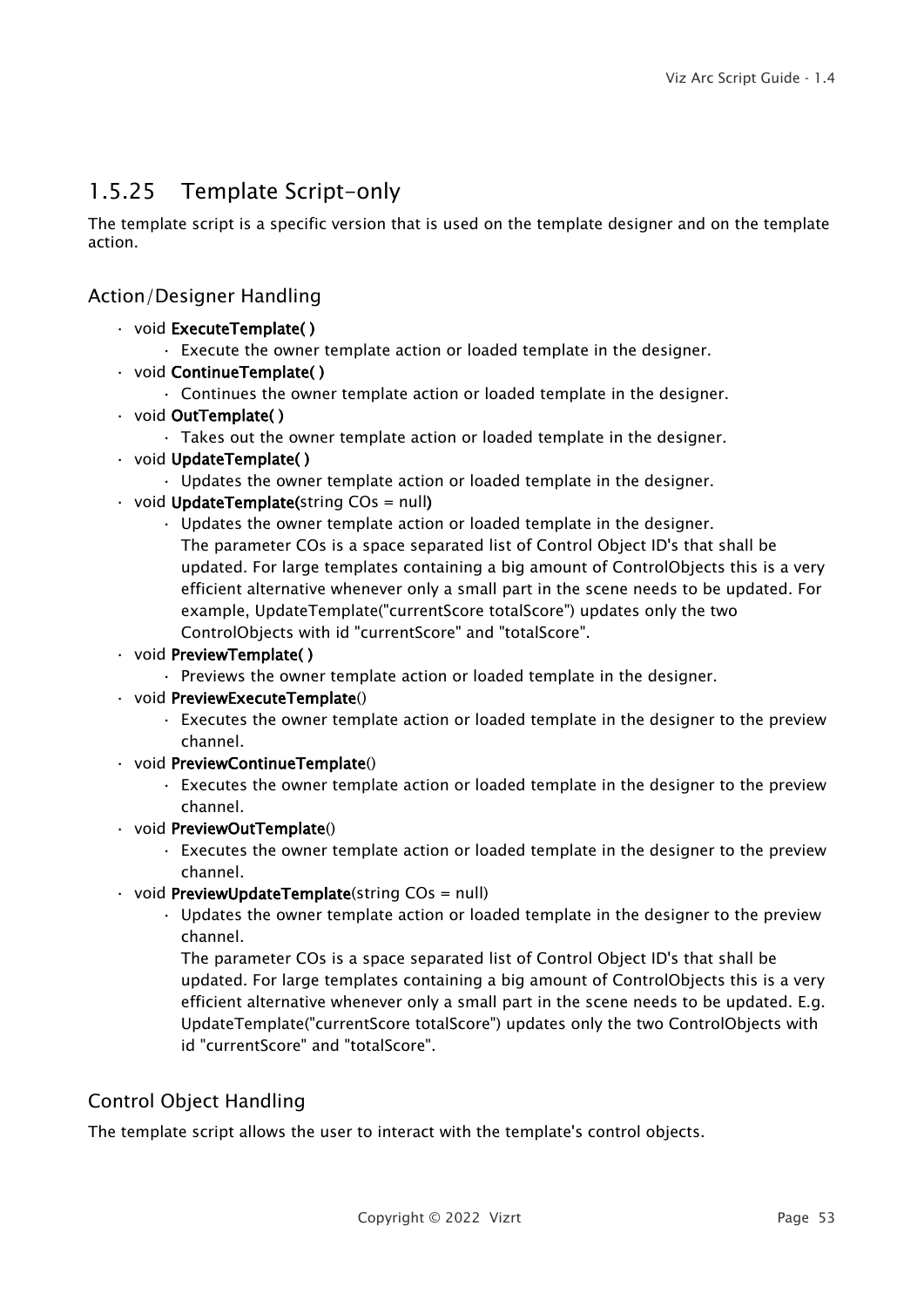## 1.5.25 Template Script-only

The template script is a specific version that is used on the template designer and on the template action.

### Action/Designer Handling

- void **ExecuteTemplate( )**
  - Execute the owner template action or loaded template in the designer.
- void **ContinueTemplate( )**
  - Continues the owner template action or loaded template in the designer.
- void **OutTemplate( )**
  - Takes out the owner template action or loaded template in the designer.
- void **UpdateTemplate( )**
  - Updates the owner template action or loaded template in the designer.
- void **UpdateTemplate(**string COs = null**)**
  - Updates the owner template action or loaded template in the designer.
    The parameter COs is a space separated list of Control Object ID's that shall be updated. For large templates containing a big amount of ControlObjects this is a very efficient alternative whenever only a small part in the scene needs to be updated. For example, UpdateTemplate("currentScore totalScore") updates only the two ControlObjects with id "currentScore" and "totalScore".
- void **PreviewTemplate( )**
  - Previews the owner template action or loaded template in the designer.
- void **PreviewExecuteTemplate**()
  - Executes the owner template action or loaded template in the designer to the preview channel.
- void **PreviewContinueTemplate**()
  - Executes the owner template action or loaded template in the designer to the preview channel.
- void **PreviewOutTemplate**()
  - Executes the owner template action or loaded template in the designer to the preview channel.
- void **PreviewUpdateTemplate**(string COs = null)
  - Updates the owner template action or loaded template in the designer to the preview channel.
    The parameter COs is a space separated list of Control Object ID's that shall be updated. For large templates containing a big amount of ControlObjects this is a very efficient alternative whenever only a small part in the scene needs to be updated. E.g. UpdateTemplate("currentScore totalScore") updates only the two ControlObjects with id "currentScore" and "totalScore".

### Control Object Handling

The template script allows the user to interact with the template's control objects.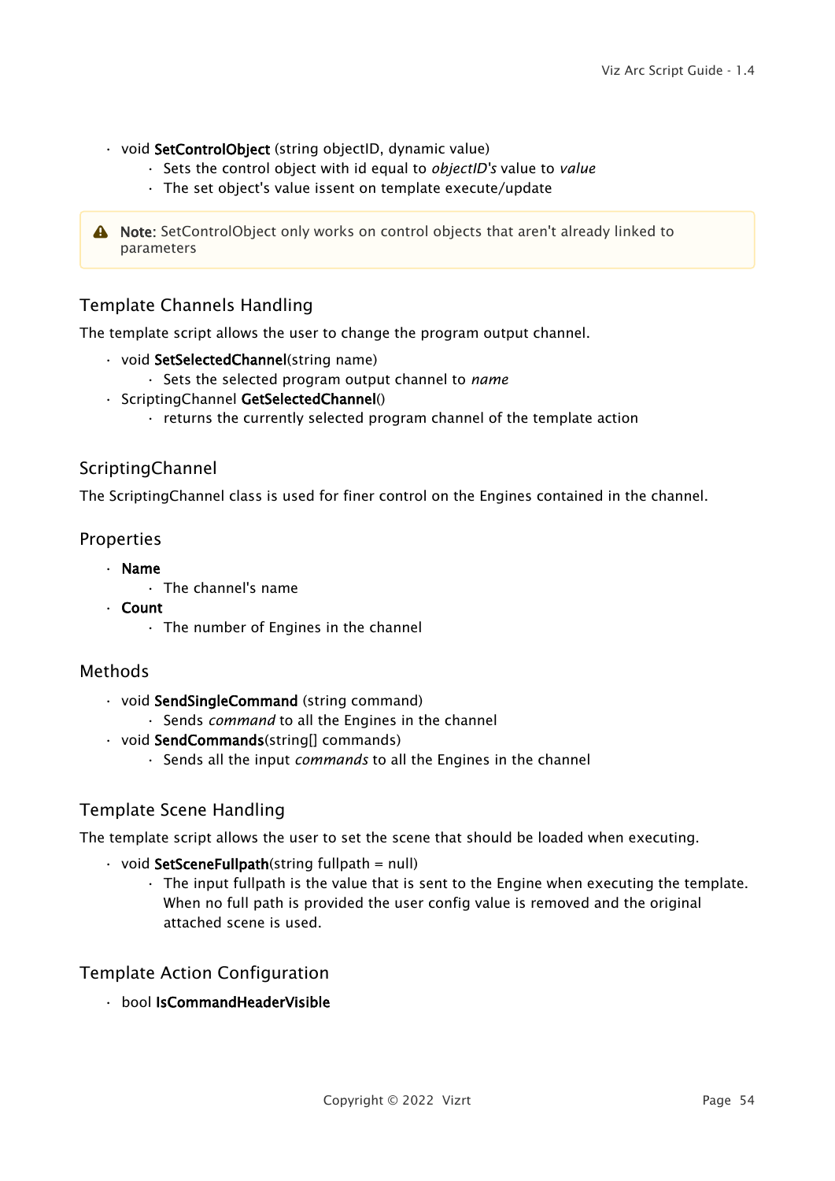- void **SetControlObject** (string objectID, dynamic value)
  - Sets the control object with id equal to *objectID's* value to *value*
  - The set object's value issent on template execute/update

> **Note:** SetControlObject only works on control objects that aren't already linked to parameters

## Template Channels Handling

The template script allows the user to change the program output channel.

- void **SetSelectedChannel**(string name)
  - Sets the selected program output channel to *name*
- ScriptingChannel **GetSelectedChannel**()
  - returns the currently selected program channel of the template action

## ScriptingChannel

The ScriptingChannel class is used for finer control on the Engines contained in the channel.

### Properties

- **Name**
  - The channel's name
- **Count**
  - The number of Engines in the channel

### Methods

- void **SendSingleCommand** (string command)
  - Sends *command* to all the Engines in the channel
- void **SendCommands**(string[] commands)
  - Sends all the input *commands* to all the Engines in the channel

## Template Scene Handling

The template script allows the user to set the scene that should be loaded when executing.

- void **SetSceneFullpath**(string fullpath = null)
  - The input fullpath is the value that is sent to the Engine when executing the template. When no full path is provided the user config value is removed and the original attached scene is used.

## Template Action Configuration

- bool **IsCommandHeaderVisible**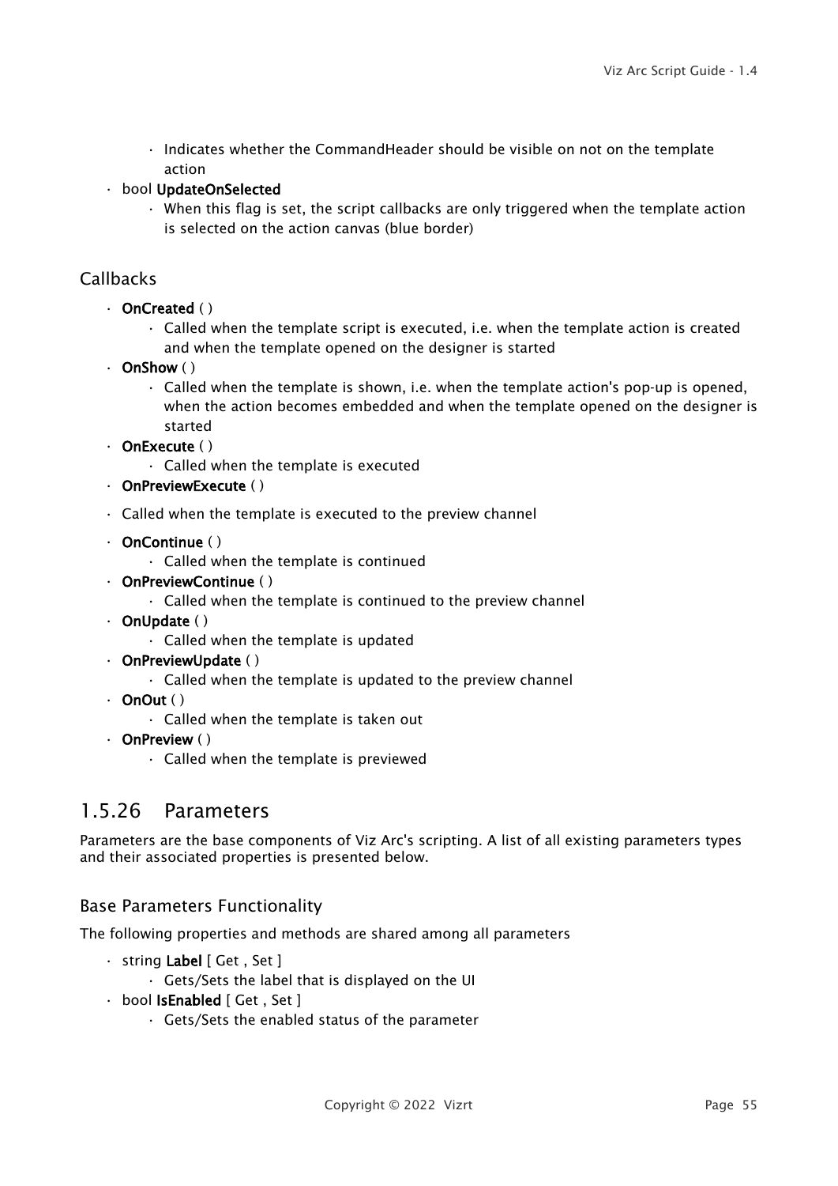- Indicates whether the CommandHeader should be visible on not on the template action
- bool **UpdateOnSelected**
  - When this flag is set, the script callbacks are only triggered when the template action is selected on the action canvas (blue border)

### Callbacks

- **OnCreated** ( )
  - Called when the template script is executed, i.e. when the template action is created and when the template opened on the designer is started
- **OnShow** ( )
  - Called when the template is shown, i.e. when the template action's pop-up is opened, when the action becomes embedded and when the template opened on the designer is started
- **OnExecute** ( )
  - Called when the template is executed
- **OnPreviewExecute** ( )
- Called when the template is executed to the preview channel
- **OnContinue** ( )
  - Called when the template is continued
- **OnPreviewContinue** ( )
  - Called when the template is continued to the preview channel
- **OnUpdate** ( )
  - Called when the template is updated
- **OnPreviewUpdate** ( )
  - Called when the template is updated to the preview channel
- **OnOut** ( )
  - Called when the template is taken out
- **OnPreview** ( )
  - Called when the template is previewed

## 1.5.26 Parameters

Parameters are the base components of Viz Arc's scripting. A list of all existing parameters types and their associated properties is presented below.

### Base Parameters Functionality

The following properties and methods are shared among all parameters

- string **Label** [ Get , Set ]
  - Gets/Sets the label that is displayed on the UI
- bool **IsEnabled** [ Get , Set ]
  - Gets/Sets the enabled status of the parameter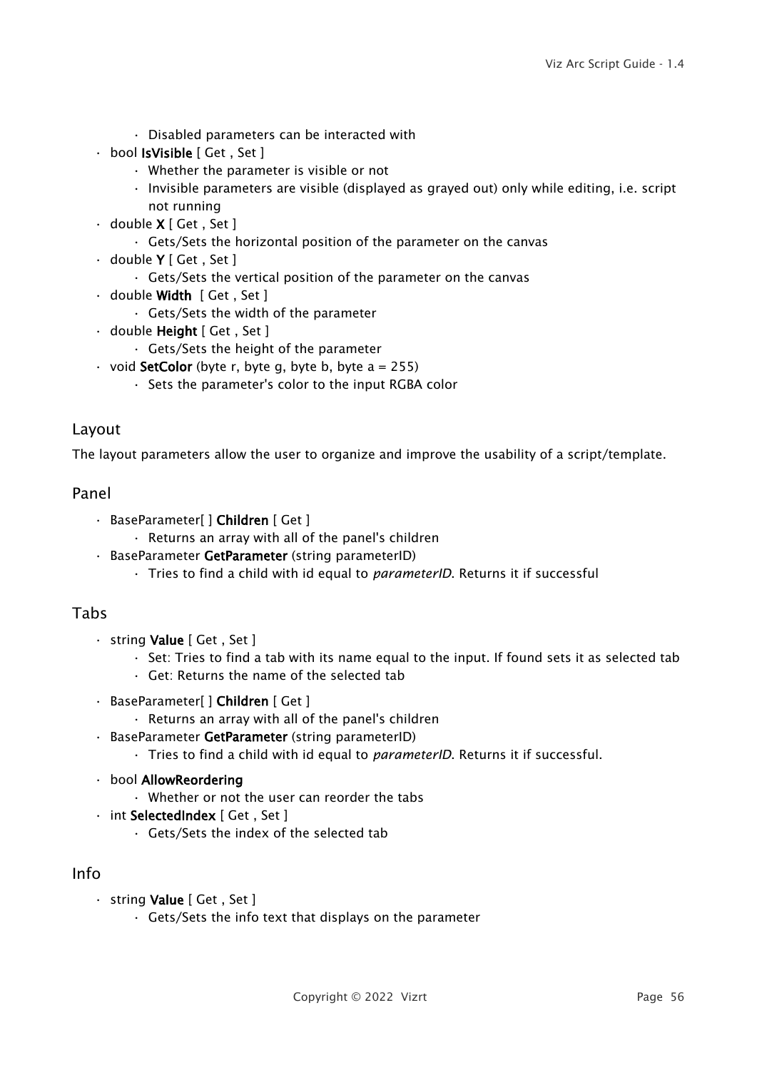- Disabled parameters can be interacted with
- bool **IsVisible** [ Get , Set ]
    - Whether the parameter is visible or not
    - Invisible parameters are visible (displayed as grayed out) only while editing, i.e. script not running
- double **X** [ Get , Set ]
    - Gets/Sets the horizontal position of the parameter on the canvas
- double **Y** [ Get , Set ]
    - Gets/Sets the vertical position of the parameter on the canvas
- double **Width** [ Get , Set ]
    - Gets/Sets the width of the parameter
- double **Height** [ Get , Set ]
    - Gets/Sets the height of the parameter
- void **SetColor** (byte r, byte g, byte b, byte a = 255)
    - Sets the parameter's color to the input RGBA color

## Layout

The layout parameters allow the user to organize and improve the usability of a script/template.

### Panel

- BaseParameter[ ] **Children** [ Get ]
    - Returns an array with all of the panel's children
- BaseParameter **GetParameter** (string parameterID)
    - Tries to find a child with id equal to *parameterID*. Returns it if successful

### Tabs

- string **Value** [ Get , Set ]
    - Set: Tries to find a tab with its name equal to the input. If found sets it as selected tab
    - Get: Returns the name of the selected tab
- BaseParameter[ ] **Children** [ Get ]
    - Returns an array with all of the panel's children
- BaseParameter **GetParameter** (string parameterID)
    - Tries to find a child with id equal to *parameterID*. Returns it if successful.
- bool **AllowReordering**
    - Whether or not the user can reorder the tabs
- int **SelectedIndex** [ Get , Set ]
    - Gets/Sets the index of the selected tab

### Info

- string **Value** [ Get , Set ]
    - Gets/Sets the info text that displays on the parameter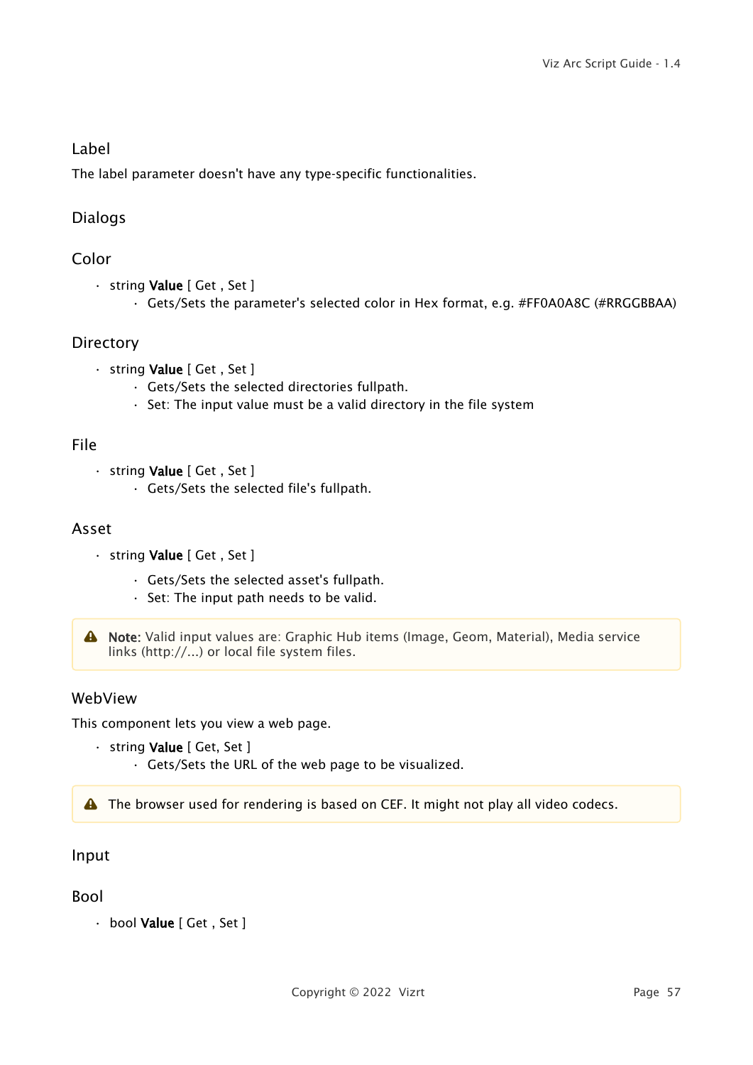### Label

The label parameter doesn't have any type-specific functionalities.

## Dialogs

### Color

- string **Value** [ Get , Set ]
  - Gets/Sets the parameter's selected color in Hex format, e.g. #FF0A0A8C (#RRGGBBAA)

### Directory

- string **Value** [ Get , Set ]
  - Gets/Sets the selected directories fullpath.
  - Set: The input value must be a valid directory in the file system

### File

- string **Value** [ Get , Set ]
  - Gets/Sets the selected file's fullpath.

### Asset

- string **Value** [ Get , Set ]
  - Gets/Sets the selected asset's fullpath.
  - Set: The input path needs to be valid.

> **Note:** Valid input values are: Graphic Hub items (Image, Geom, Material), Media service links (http://...) or local file system files.

### WebView

This component lets you view a web page.

- string **Value** [ Get, Set ]
  - Gets/Sets the URL of the web page to be visualized.

> The browser used for rendering is based on CEF. It might not play all video codecs.

## Input

### Bool

- bool **Value** [ Get , Set ]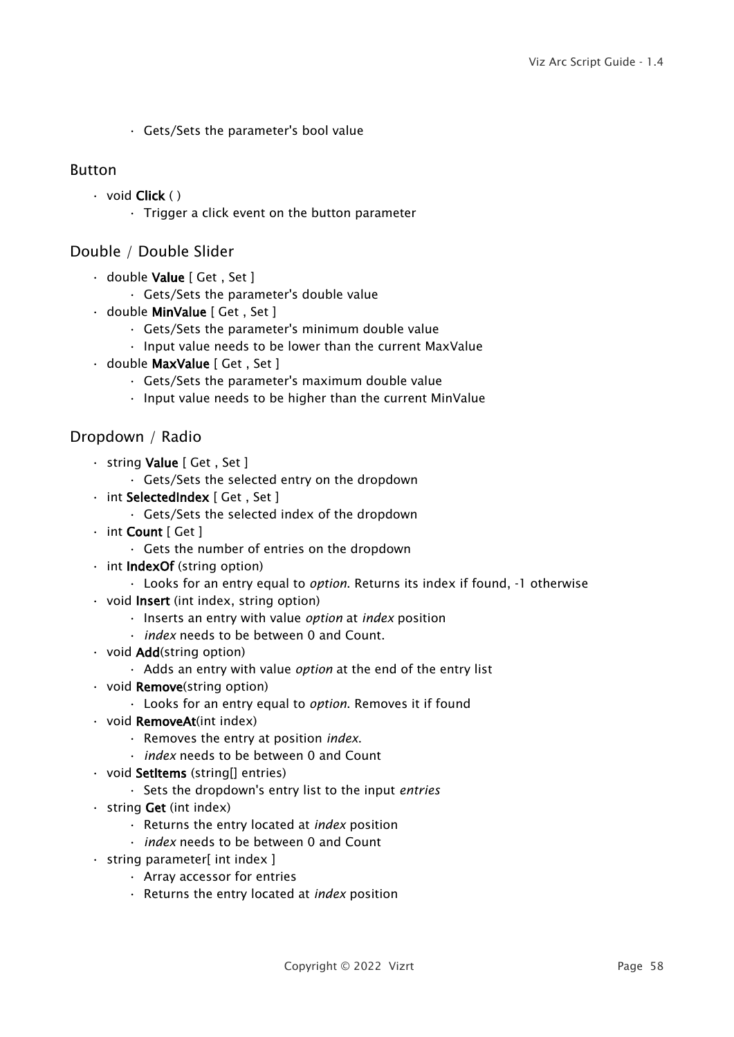- Gets/Sets the parameter's bool value

### Button

- void **Click** ( )
  - Trigger a click event on the button parameter

### Double / Double Slider

- double **Value** [ Get , Set ]
  - Gets/Sets the parameter's double value
- double **MinValue** [ Get , Set ]
  - Gets/Sets the parameter's minimum double value
  - Input value needs to be lower than the current MaxValue
- double **MaxValue** [ Get , Set ]
  - Gets/Sets the parameter's maximum double value
  - Input value needs to be higher than the current MinValue

### Dropdown / Radio

- string **Value** [ Get , Set ]
  - Gets/Sets the selected entry on the dropdown
- int **SelectedIndex** [ Get , Set ]
  - Gets/Sets the selected index of the dropdown
- int **Count** [ Get ]
  - Gets the number of entries on the dropdown
- int **IndexOf** (string option)
  - Looks for an entry equal to *option*. Returns its index if found, -1 otherwise
- void **Insert** (int index, string option)
  - Inserts an entry with value *option* at *index* position
  - *index* needs to be between 0 and Count.
- void **Add**(string option)
  - Adds an entry with value *option* at the end of the entry list
- void **Remove**(string option)
  - Looks for an entry equal to *option*. Removes it if found
- void **RemoveAt**(int index)
  - Removes the entry at position *index*.
  - *index* needs to be between 0 and Count
- void **SetItems** (string[] entries)
  - Sets the dropdown's entry list to the input *entries*
- string **Get** (int index)
  - Returns the entry located at *index* position
  - *index* needs to be between 0 and Count
- string parameter[ int index ]
  - Array accessor for entries
  - Returns the entry located at *index* position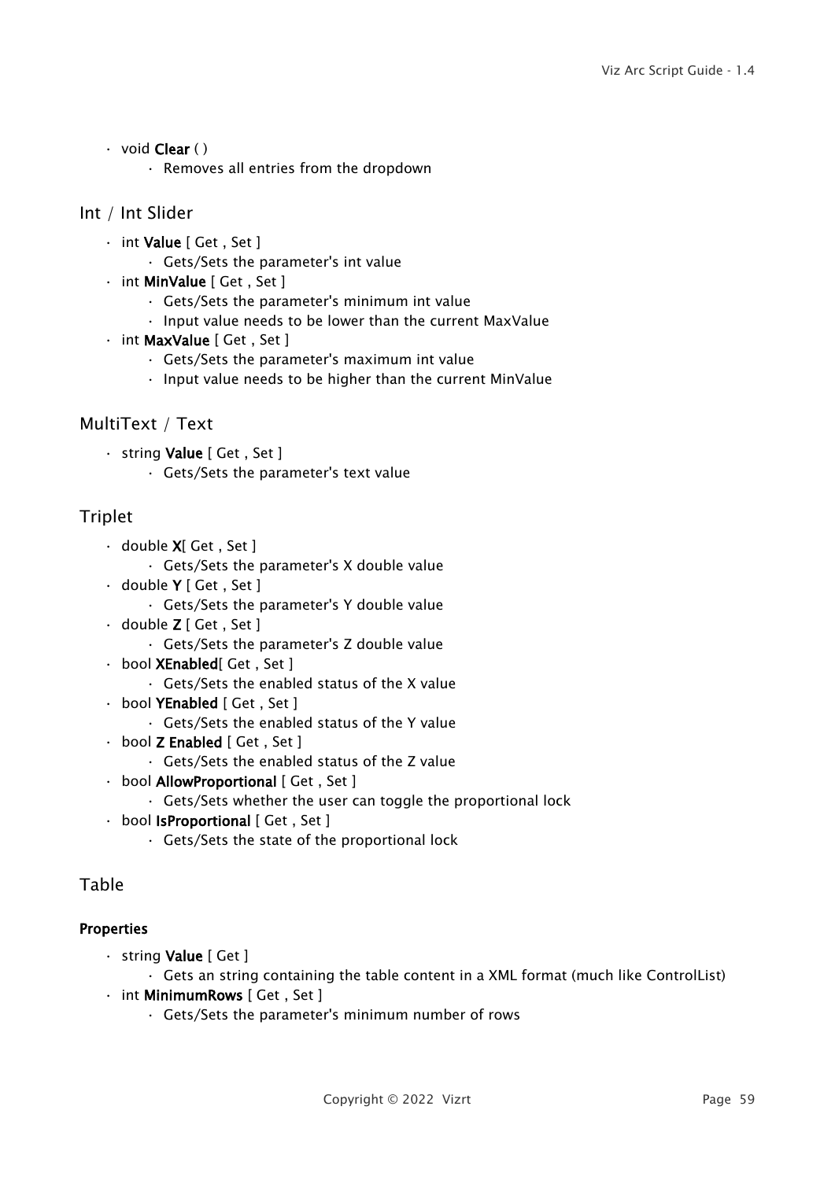- void **Clear** ( )
    - Removes all entries from the dropdown

## Int / Int Slider

- int **Value** [ Get , Set ]
    - Gets/Sets the parameter's int value
- int **MinValue** [ Get , Set ]
    - Gets/Sets the parameter's minimum int value
    - Input value needs to be lower than the current MaxValue
- int **MaxValue** [ Get , Set ]
    - Gets/Sets the parameter's maximum int value
    - Input value needs to be higher than the current MinValue

## MultiText / Text

- string **Value** [ Get , Set ]
    - Gets/Sets the parameter's text value

## Triplet

- double **X**[ Get , Set ]
    - Gets/Sets the parameter's X double value
- double **Y** [ Get , Set ]
    - Gets/Sets the parameter's Y double value
- double **Z** [ Get , Set ]
    - Gets/Sets the parameter's Z double value
- bool **XEnabled**[ Get , Set ]
    - Gets/Sets the enabled status of the X value
- bool **YEnabled** [ Get , Set ]
    - Gets/Sets the enabled status of the Y value
- bool **Z Enabled** [ Get , Set ]
    - Gets/Sets the enabled status of the Z value
- bool **AllowProportional** [ Get , Set ]
    - Gets/Sets whether the user can toggle the proportional lock
- bool **IsProportional** [ Get , Set ]
    - Gets/Sets the state of the proportional lock

## Table

#### Properties

- string **Value** [ Get ]
    - Gets an string containing the table content in a XML format (much like ControlList)
- int **MinimumRows** [ Get , Set ]
    - Gets/Sets the parameter's minimum number of rows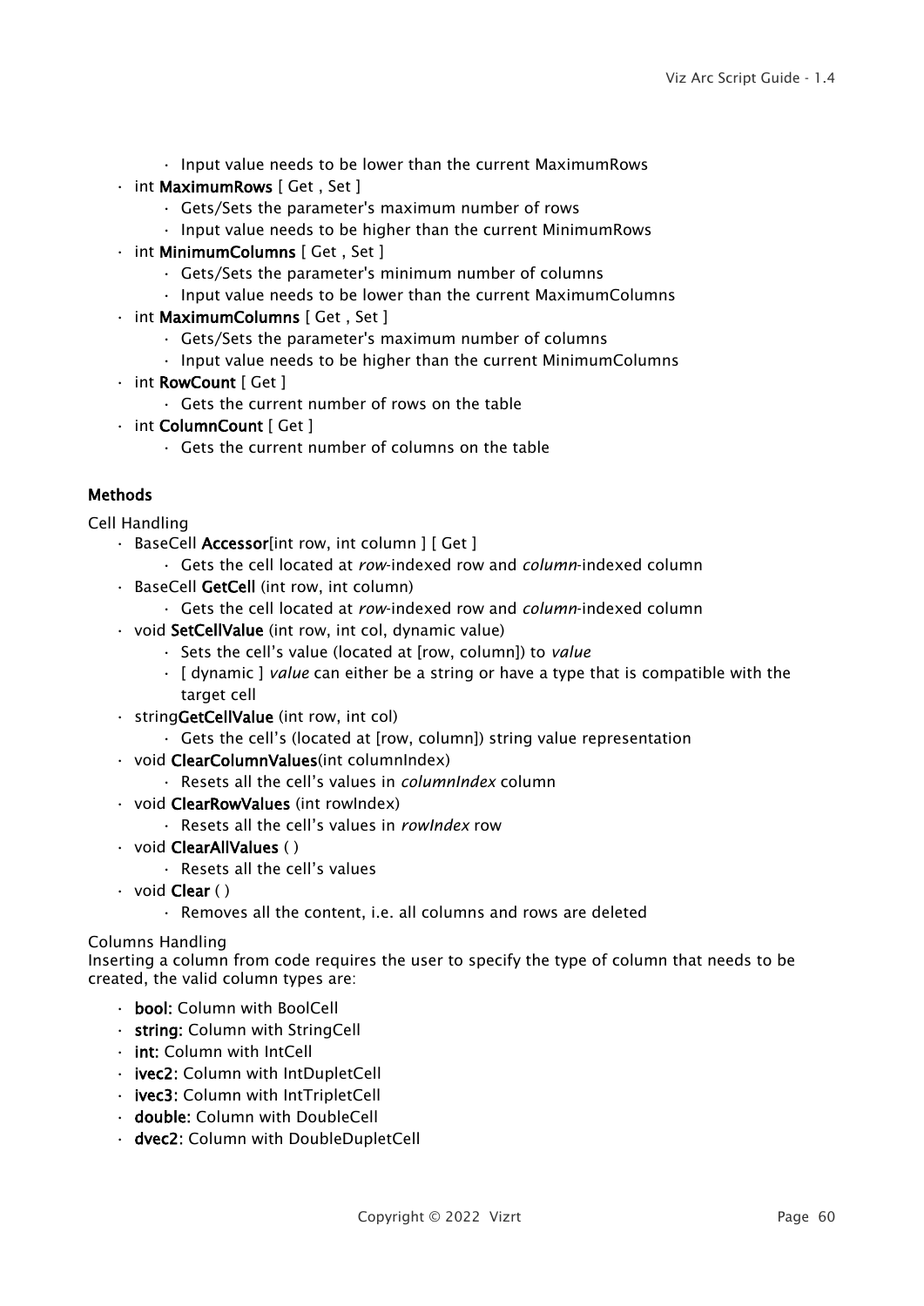- Input value needs to be lower than the current MaximumRows
- int **MaximumRows** [ Get , Set ]
    - Gets/Sets the parameter's maximum number of rows
    - Input value needs to be higher than the current MinimumRows
- int **MinimumColumns** [ Get , Set ]
    - Gets/Sets the parameter's minimum number of columns
    - Input value needs to be lower than the current MaximumColumns
- int **MaximumColumns** [ Get , Set ]
    - Gets/Sets the parameter's maximum number of columns
    - Input value needs to be higher than the current MinimumColumns
- int **RowCount** [ Get ]
    - Gets the current number of rows on the table
- int **ColumnCount** [ Get ]
    - Gets the current number of columns on the table

**Methods**

Cell Handling

- BaseCell **Accessor**[int row, int column ] [ Get ]
    - Gets the cell located at *row*-indexed row and *column*-indexed column
- BaseCell **GetCell** (int row, int column)
    - Gets the cell located at *row*-indexed row and *column*-indexed column
- void **SetCellValue** (int row, int col, dynamic value)
    - Sets the cell's value (located at [row, column]) to *value*
    - [ dynamic ] *value* can either be a string or have a type that is compatible with the target cell
- string**GetCellValue** (int row, int col)
    - Gets the cell's (located at [row, column]) string value representation
- void **ClearColumnValues**(int columnIndex)
    - Resets all the cell's values in *columnIndex* column
- void **ClearRowValues** (int rowIndex)
    - Resets all the cell's values in *rowIndex* row
- void **ClearAllValues** ( )
    - Resets all the cell's values
- void **Clear** ( )
    - Removes all the content, i.e. all columns and rows are deleted

Columns Handling
Inserting a column from code requires the user to specify the type of column that needs to be created, the valid column types are:

- **bool:** Column with BoolCell
- **string:** Column with StringCell
- **int:** Column with IntCell
- **ivec2:** Column with IntDupletCell
- **ivec3:** Column with IntTripletCell
- **double:** Column with DoubleCell
- **dvec2:** Column with DoubleDupletCell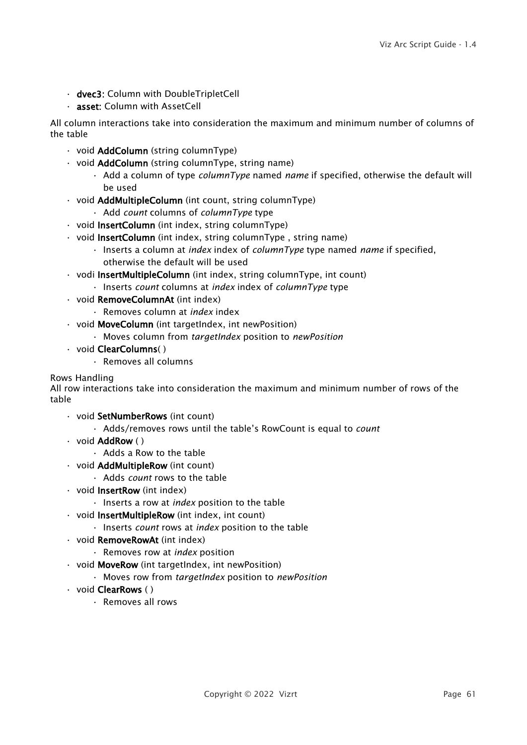- **dvec3:** Column with DoubleTripletCell
- **asset:** Column with AssetCell

All column interactions take into consideration the maximum and minimum number of columns of the table

- void **AddColumn** (string columnType)
- void **AddColumn** (string columnType, string name)
    - Add a column of type *columnType* named *name* if specified, otherwise the default will be used
- void **AddMultipleColumn** (int count, string columnType)
    - Add *count* columns of *columnType* type
- void **InsertColumn** (int index, string columnType)
- void **InsertColumn** (int index, string columnType , string name)
    - Inserts a column at *index* index of *columnType* type named *name* if specified, otherwise the default will be used
- vodi **InsertMultipleColumn** (int index, string columnType, int count)
    - Inserts *count* columns at *index* index of *columnType* type
- void **RemoveColumnAt** (int index)
    - Removes column at *index* index
- void **MoveColumn** (int targetIndex, int newPosition)
    - Moves column from *targetIndex* position to *newPosition*
- void **ClearColumns**( )
    - Removes all columns

Rows Handling

All row interactions take into consideration the maximum and minimum number of rows of the table

- void **SetNumberRows** (int count)
    - Adds/removes rows until the table's RowCount is equal to *count*
- void **AddRow** ( )
    - Adds a Row to the table
- void **AddMultipleRow** (int count)
    - Adds *count* rows to the table
- void **InsertRow** (int index)
    - Inserts a row at *index* position to the table
- void **InsertMultipleRow** (int index, int count)
    - Inserts *count* rows at *index* position to the table
- void **RemoveRowAt** (int index)
    - Removes row at *index* position
- void **MoveRow** (int targetIndex, int newPosition)
    - Moves row from *targetIndex* position to *newPosition*
- void **ClearRows** ( )
    - Removes all rows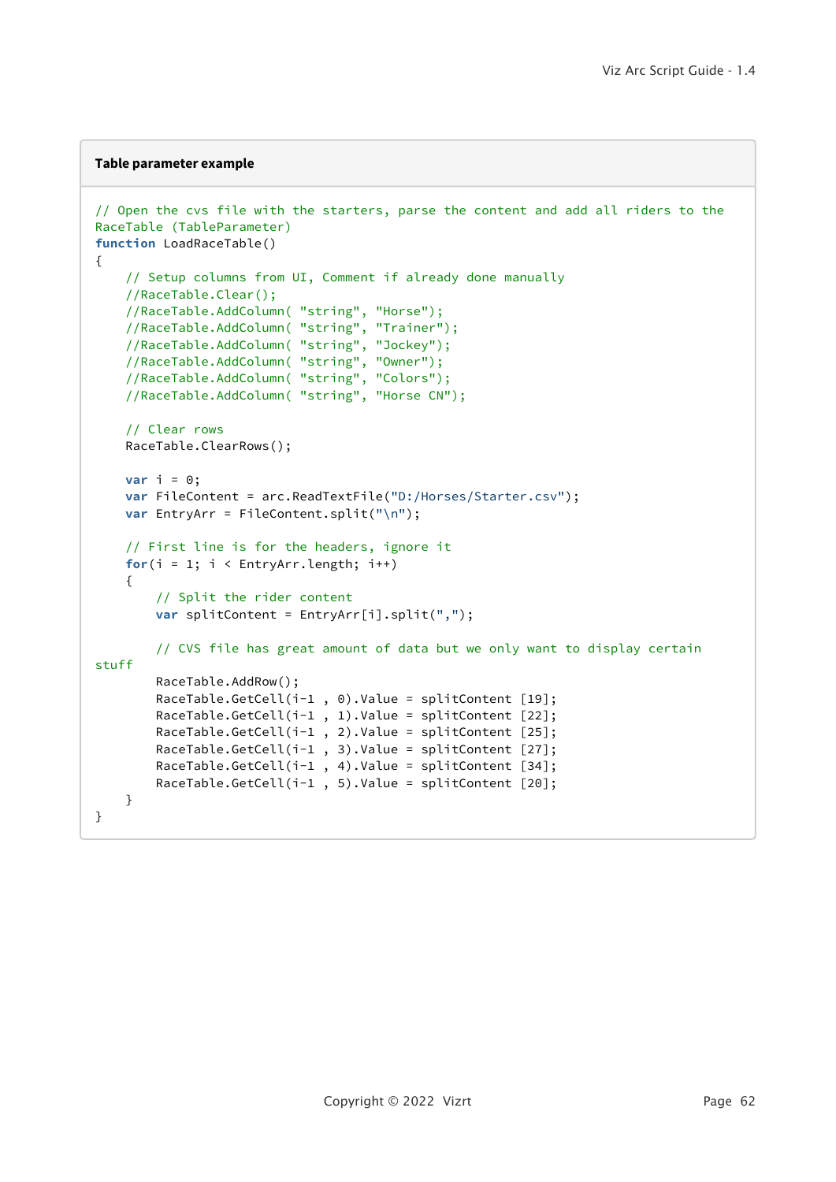**Table parameter example**

```
// Open the cvs file with the starters, parse the content and add all riders to the
RaceTable (TableParameter)
function LoadRaceTable()
{
    // Setup columns from UI, Comment if already done manually
    //RaceTable.Clear();
    //RaceTable.AddColumn( "string", "Horse");
    //RaceTable.AddColumn( "string", "Trainer");
    //RaceTable.AddColumn( "string", "Jockey");
    //RaceTable.AddColumn( "string", "Owner");
    //RaceTable.AddColumn( "string", "Colors");
    //RaceTable.AddColumn( "string", "Horse CN");

    // Clear rows
    RaceTable.ClearRows();

    var i = 0;
    var FileContent = arc.ReadTextFile("D:/Horses/Starter.csv");
    var EntryArr = FileContent.split("\n");

    // First line is for the headers, ignore it
    for(i = 1; i < EntryArr.length; i++)
    {
        // Split the rider content
        var splitContent = EntryArr[i].split(",");

        // CVS file has great amount of data but we only want to display certain
stuff
        RaceTable.AddRow();
        RaceTable.GetCell(i-1 , 0).Value = splitContent [19];
        RaceTable.GetCell(i-1 , 1).Value = splitContent [22];
        RaceTable.GetCell(i-1 , 2).Value = splitContent [25];
        RaceTable.GetCell(i-1 , 3).Value = splitContent [27];
        RaceTable.GetCell(i-1 , 4).Value = splitContent [34];
        RaceTable.GetCell(i-1 , 5).Value = splitContent [20];
    }
}
```